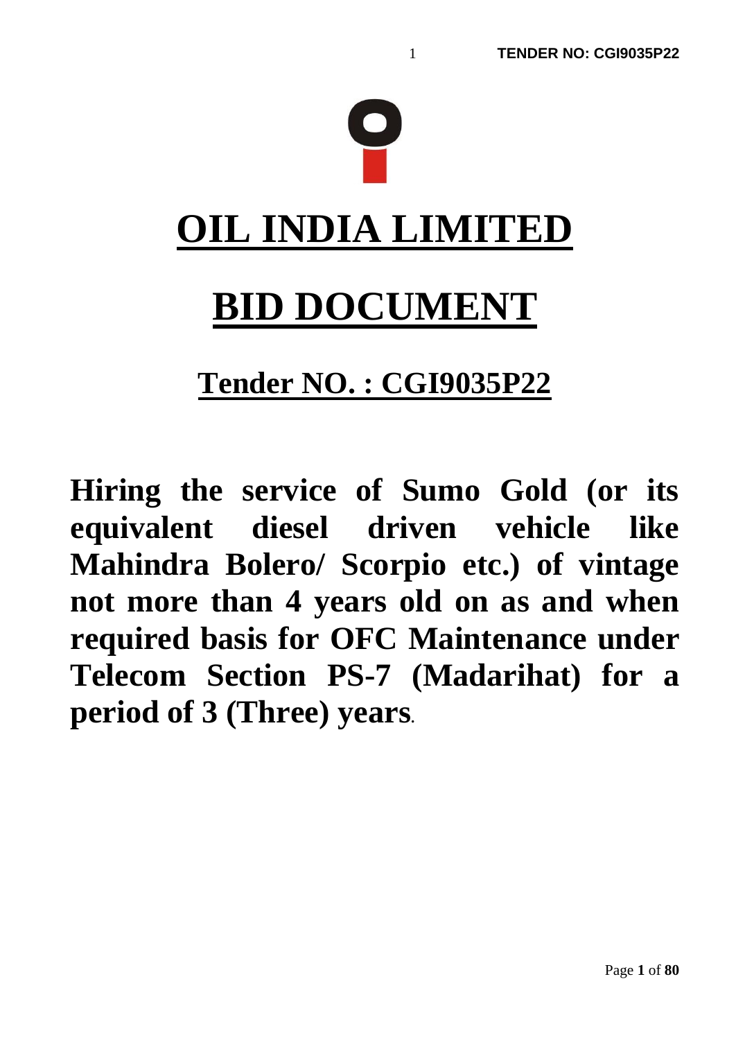# OIL INDIA LIMITED

# BID DOCUMENT

## Tender NO. : CGI9035P22

**Hiring the service of Sumo Gold (or its equivalent diesel driven vehicle like Mahindra Bolero/ Scorpio etc.) of vintage not more than 4 years old on as and when required basis for OFC Maintenance under Telecom Section PS-7 (Madarihat) for a period of 3 (Three) years**.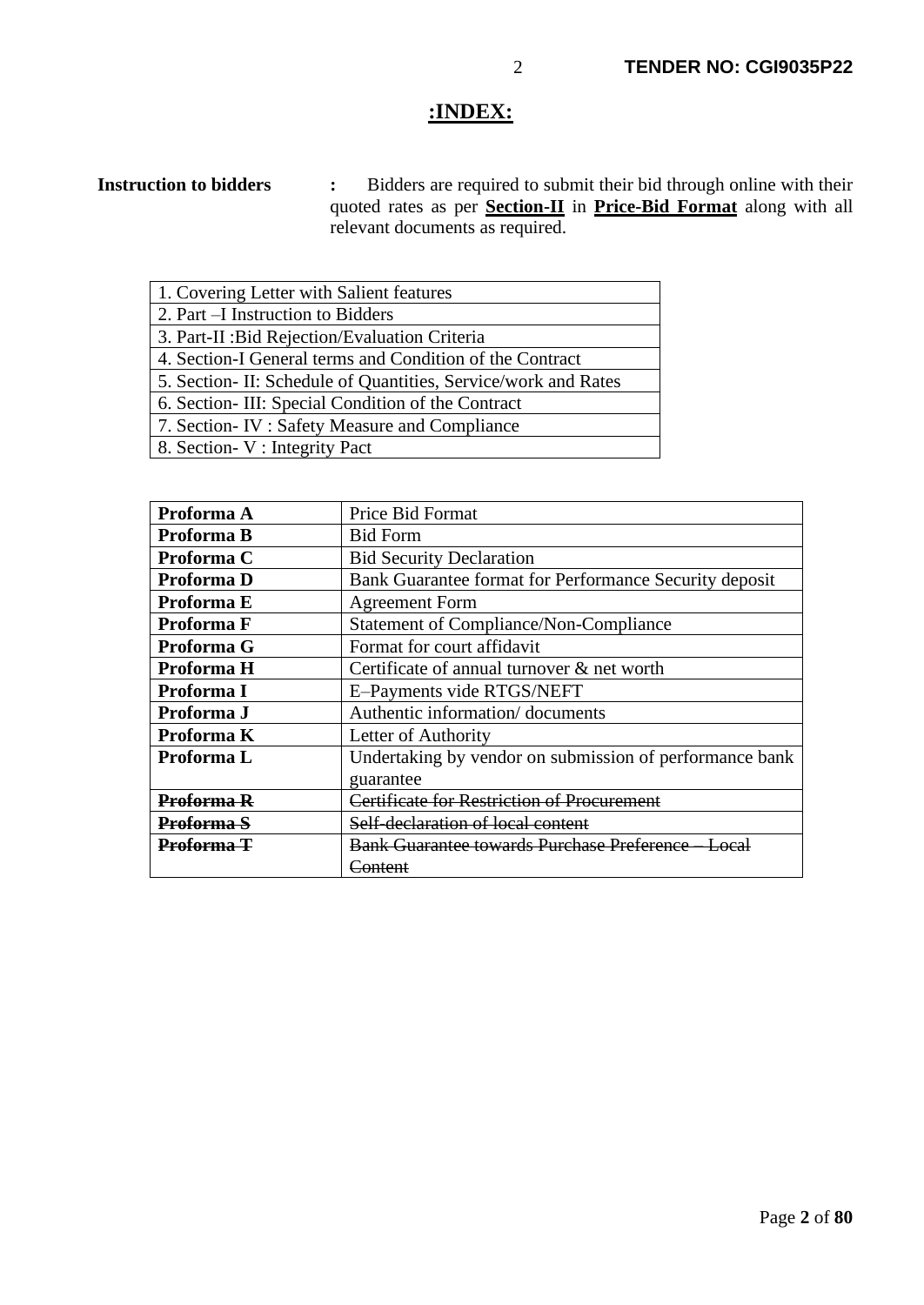## :INDEX:

**Instruction to bidders** : Bidders are required to submit their bid through online with their quoted rates as per **Section-II** in **Price-Bid Format** along with all relevant documents as required.

| 1. Covering Letter with Salient features |
|---|
| 2. Part –I Instruction to Bidders |
| 3. Part-II :Bid Rejection/Evaluation Criteria |
| 4. Section-I General terms and Condition of the Contract |
| 5. Section- II: Schedule of Quantities, Service/work and Rates |
| 6. Section- III: Special Condition of the Contract |
| 7. Section- IV : Safety Measure and Compliance |
| 8. Section- V : Integrity Pact |

| | |
|---|---|
| **Proforma A** | Price Bid Format |
| **Proforma B** | Bid Form |
| **Proforma C** | Bid Security Declaration |
| **Proforma D** | Bank Guarantee format for Performance Security deposit |
| **Proforma E** | Agreement Form |
| **Proforma F** | Statement of Compliance/Non-Compliance |
| **Proforma G** | Format for court affidavit |
| **Proforma H** | Certificate of annual turnover & net worth |
| **Proforma I** | E–Payments vide RTGS/NEFT |
| **Proforma J** | Authentic information/ documents |
| **Proforma K** | Letter of Authority |
| **Proforma L** | Undertaking by vendor on submission of performance bank guarantee |
| ~~**Proforma R**~~ | ~~Certificate for Restriction of Procurement~~ |
| ~~**Proforma S**~~ | ~~Self-declaration of local content~~ |
| ~~**Proforma T**~~ | ~~Bank Guarantee towards Purchase Preference – Local Content~~ |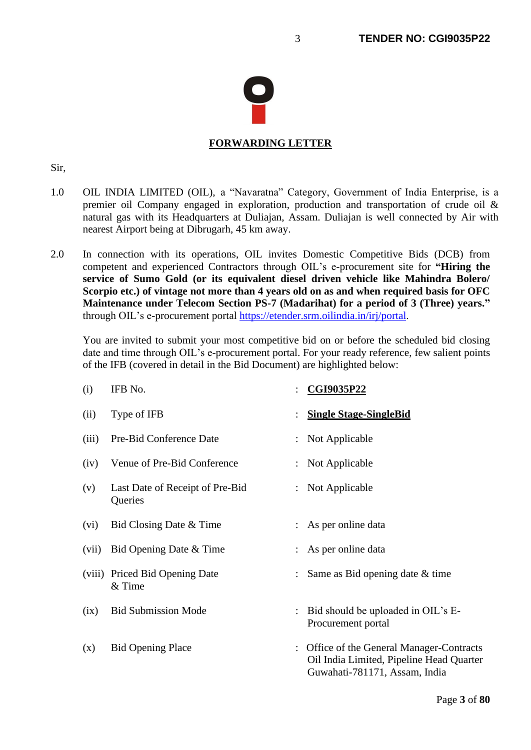## FORWARDING LETTER

Sir,

1.0 OIL INDIA LIMITED (OIL), a "Navaratna" Category, Government of India Enterprise, is a premier oil Company engaged in exploration, production and transportation of crude oil & natural gas with its Headquarters at Duliajan, Assam. Duliajan is well connected by Air with nearest Airport being at Dibrugarh, 45 km away.

2.0 In connection with its operations, OIL invites Domestic Competitive Bids (DCB) from competent and experienced Contractors through OIL's e-procurement site for **"Hiring the service of Sumo Gold (or its equivalent diesel driven vehicle like Mahindra Bolero/ Scorpio etc.) of vintage not more than 4 years old on as and when required basis for OFC Maintenance under Telecom Section PS-7 (Madarihat) for a period of 3 (Three) years."** through OIL's e-procurement portal https://etender.srm.oilindia.in/irj/portal.

You are invited to submit your most competitive bid on or before the scheduled bid closing date and time through OIL's e-procurement portal. For your ready reference, few salient points of the IFB (covered in detail in the Bid Document) are highlighted below:

| | | | |
|---|---|---|---|
| (i) | IFB No. | : | **CGI9035P22** |
| (ii) | Type of IFB | : | **Single Stage-SingleBid** |
| (iii) | Pre-Bid Conference Date | : | Not Applicable |
| (iv) | Venue of Pre-Bid Conference | : | Not Applicable |
| (v) | Last Date of Receipt of Pre-Bid Queries | : | Not Applicable |
| (vi) | Bid Closing Date & Time | : | As per online data |
| (vii) | Bid Opening Date & Time | : | As per online data |
| (viii) | Priced Bid Opening Date & Time | : | Same as Bid opening date & time |
| (ix) | Bid Submission Mode | : | Bid should be uploaded in OIL's E-Procurement portal |
| (x) | Bid Opening Place | : | Office of the General Manager-Contracts Oil India Limited, Pipeline Head Quarter Guwahati-781171, Assam, India |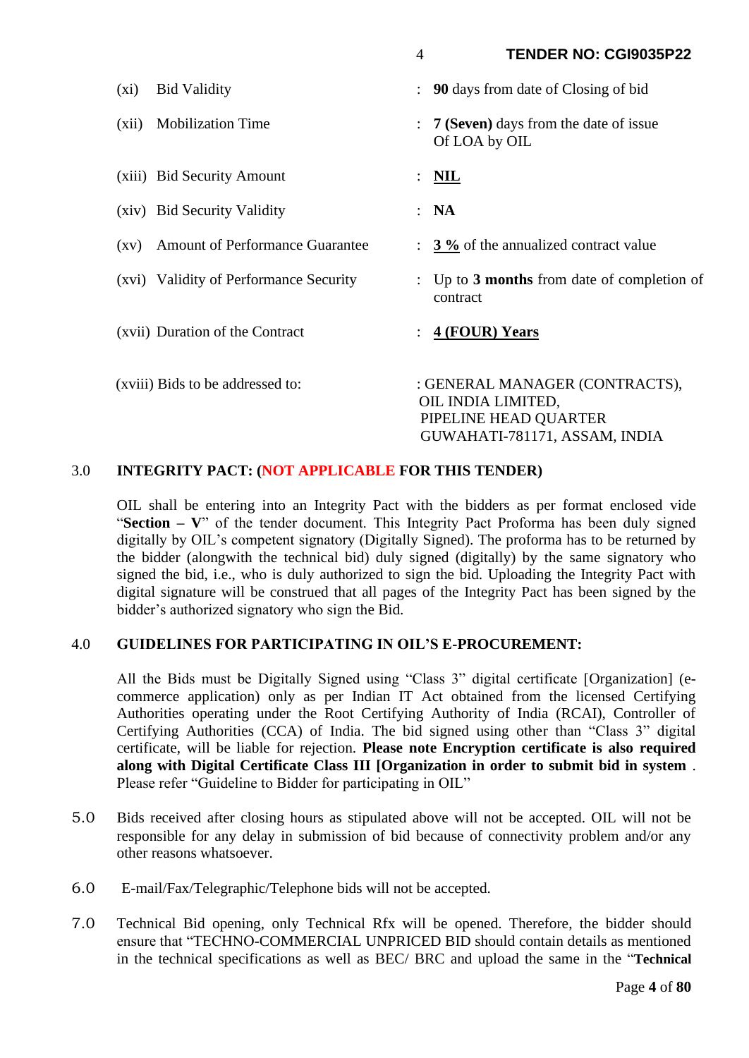| | | |
|---|---|---|
| (xi) | Bid Validity | : **90** days from date of Closing of bid |
| (xii) | Mobilization Time | : **7 (Seven)** days from the date of issue Of LOA by OIL |
| (xiii) | Bid Security Amount | : **NIL** |
| (xiv) | Bid Security Validity | : **NA** |
| (xv) | Amount of Performance Guarantee | : **3 %** of the annualized contract value |
| (xvi) | Validity of Performance Security | : Up to **3 months** from date of completion of contract |
| (xvii) | Duration of the Contract | : **4 (FOUR) Years** |
| (xviii) | Bids to be addressed to: | : GENERAL MANAGER (CONTRACTS), OIL INDIA LIMITED, PIPELINE HEAD QUARTER GUWAHATI-781171, ASSAM, INDIA |

**3.0 INTEGRITY PACT: (NOT APPLICABLE FOR THIS TENDER)**

OIL shall be entering into an Integrity Pact with the bidders as per format enclosed vide "**Section – V**" of the tender document. This Integrity Pact Proforma has been duly signed digitally by OIL's competent signatory (Digitally Signed). The proforma has to be returned by the bidder (alongwith the technical bid) duly signed (digitally) by the same signatory who signed the bid, i.e., who is duly authorized to sign the bid. Uploading the Integrity Pact with digital signature will be construed that all pages of the Integrity Pact has been signed by the bidder's authorized signatory who sign the Bid.

**4.0 GUIDELINES FOR PARTICIPATING IN OIL'S E-PROCUREMENT:**

All the Bids must be Digitally Signed using "Class 3" digital certificate [Organization] (e-commerce application) only as per Indian IT Act obtained from the licensed Certifying Authorities operating under the Root Certifying Authority of India (RCAI), Controller of Certifying Authorities (CCA) of India. The bid signed using other than "Class 3" digital certificate, will be liable for rejection. **Please note Encryption certificate is also required along with Digital Certificate Class III [Organization in order to submit bid in system** . Please refer "Guideline to Bidder for participating in OIL"

5.0 Bids received after closing hours as stipulated above will not be accepted. OIL will not be responsible for any delay in submission of bid because of connectivity problem and/or any other reasons whatsoever.

6.0 E-mail/Fax/Telegraphic/Telephone bids will not be accepted.

7.0 Technical Bid opening, only Technical Rfx will be opened. Therefore, the bidder should ensure that "TECHNO-COMMERCIAL UNPRICED BID should contain details as mentioned in the technical specifications as well as BEC/ BRC and upload the same in the "**Technical**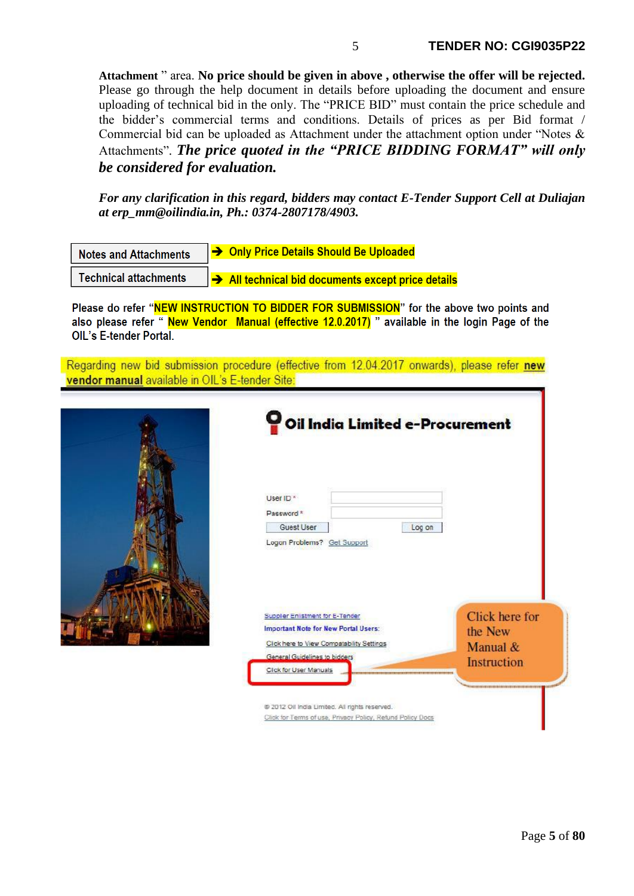**Attachment** " area. **No price should be given in above , otherwise the offer will be rejected.** Please go through the help document in details before uploading the document and ensure uploading of technical bid in the only. The "PRICE BID" must contain the price schedule and the bidder's commercial terms and conditions. Details of prices as per Bid format / Commercial bid can be uploaded as Attachment under the attachment option under "Notes & Attachments". ***The price quoted in the "PRICE BIDDING FORMAT" will only be considered for evaluation.***

***For any clarification in this regard, bidders may contact E-Tender Support Cell at Duliajan at erp_mm@oilindia.in, Ph.: 0374-2807178/4903.***

| Notes and Attachments | ➔ Only Price Details Should Be Uploaded |
| --- | --- |
| Technical attachments | ➔ All technical bid documents except price details |

Please do refer "NEW INSTRUCTION TO BIDDER FOR SUBMISSION" for the above two points and also please refer " New Vendor Manual (effective 12.0.2017) " available in the login Page of the OIL's E-tender Portal.

Regarding new bid submission procedure (effective from 12.04.2017 onwards), please refer **new vendor manual** available in OIL's E-tender Site: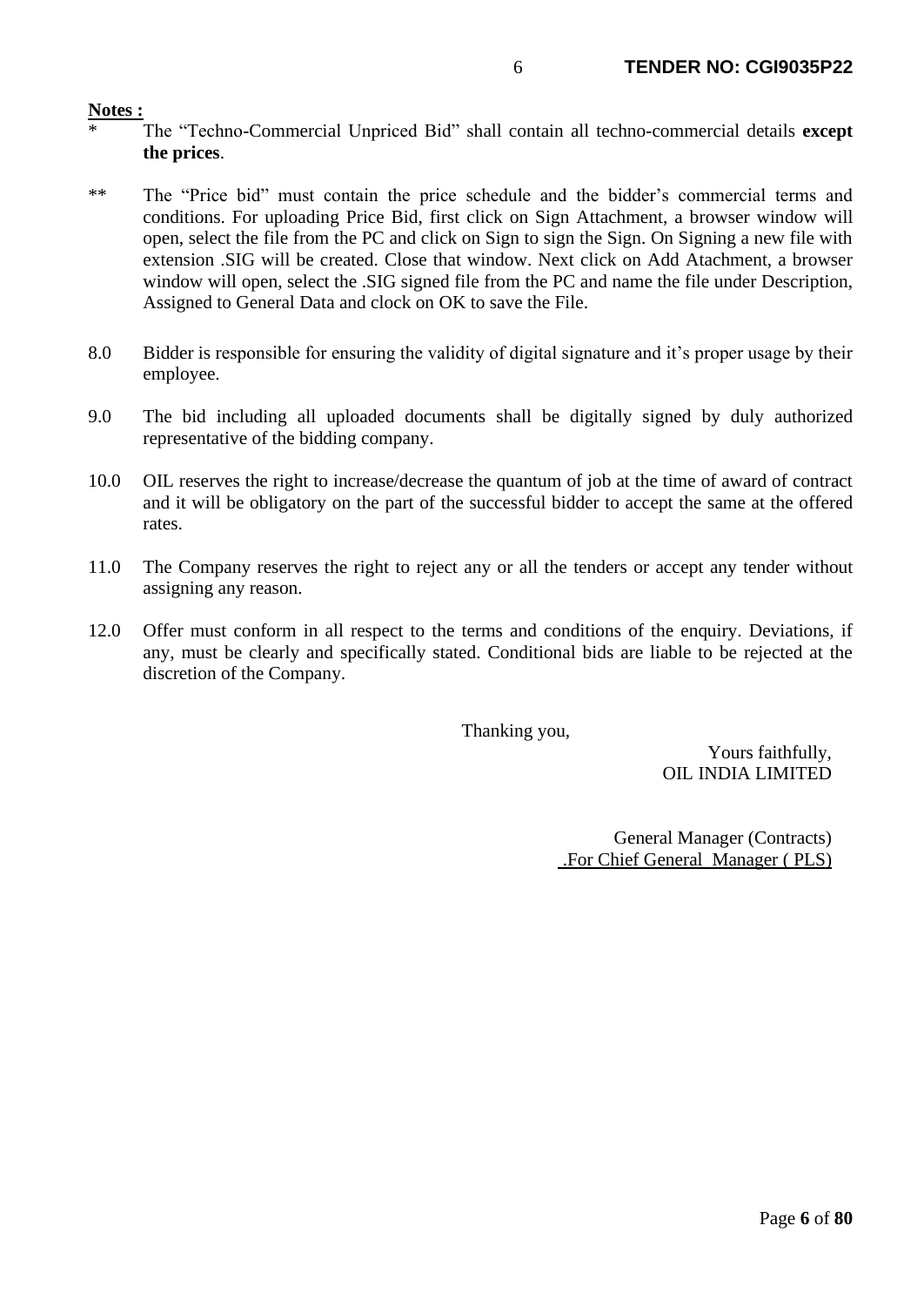**Notes :**

\* The "Techno-Commercial Unpriced Bid" shall contain all techno-commercial details **except the prices**.

** The "Price bid" must contain the price schedule and the bidder's commercial terms and conditions. For uploading Price Bid, first click on Sign Attachment, a browser window will open, select the file from the PC and click on Sign to sign the Sign. On Signing a new file with extension .SIG will be created. Close that window. Next click on Add Atachment, a browser window will open, select the .SIG signed file from the PC and name the file under Description, Assigned to General Data and clock on OK to save the File.

8.0 Bidder is responsible for ensuring the validity of digital signature and it's proper usage by their employee.

9.0 The bid including all uploaded documents shall be digitally signed by duly authorized representative of the bidding company.

10.0 OIL reserves the right to increase/decrease the quantum of job at the time of award of contract and it will be obligatory on the part of the successful bidder to accept the same at the offered rates.

11.0 The Company reserves the right to reject any or all the tenders or accept any tender without assigning any reason.

12.0 Offer must conform in all respect to the terms and conditions of the enquiry. Deviations, if any, must be clearly and specifically stated. Conditional bids are liable to be rejected at the discretion of the Company.

Thanking you,

Yours faithfully,
OIL INDIA LIMITED

General Manager (Contracts)
.For Chief General Manager ( PLS)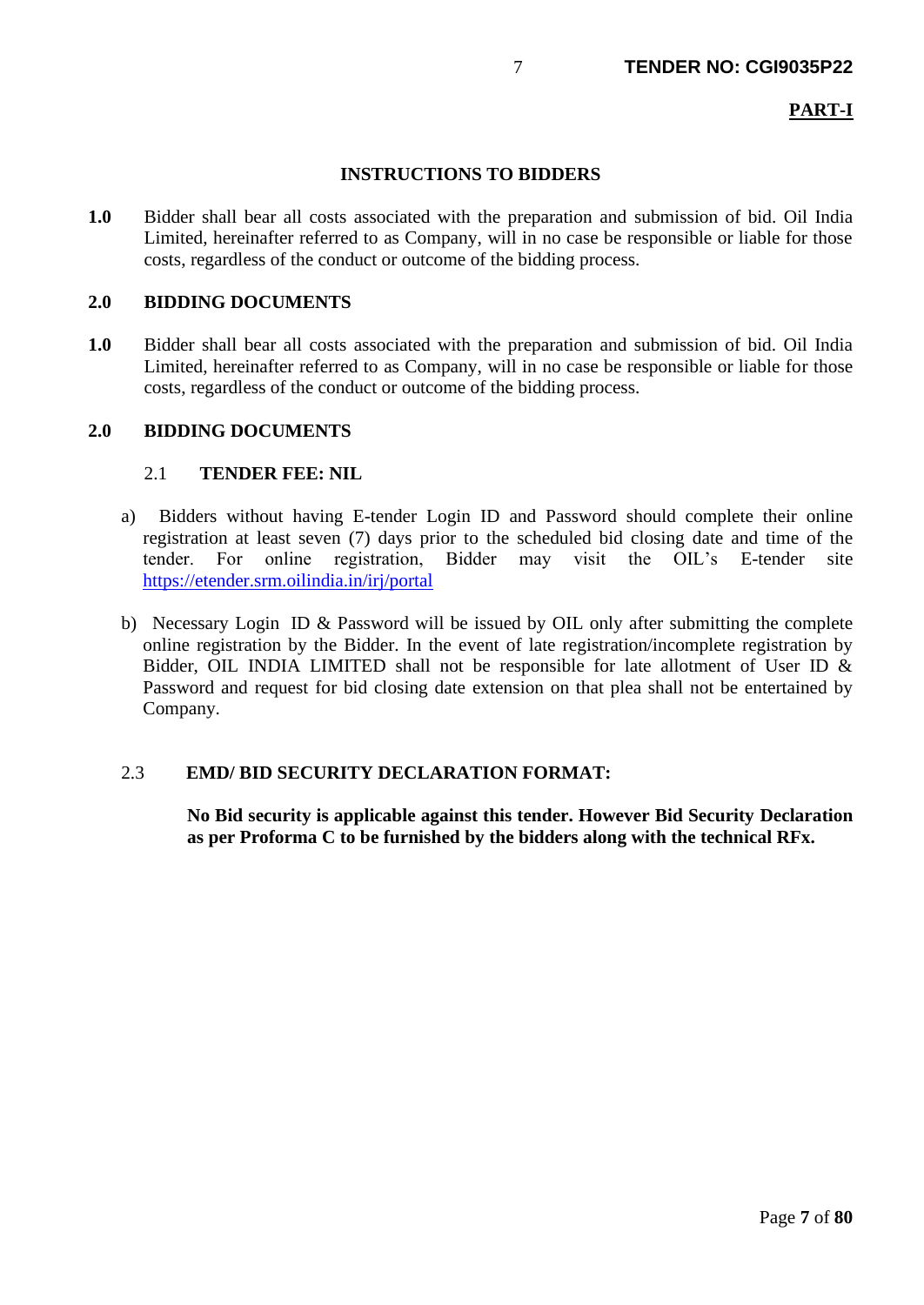**PART-I**

## INSTRUCTIONS TO BIDDERS

**1.0** Bidder shall bear all costs associated with the preparation and submission of bid. Oil India Limited, hereinafter referred to as Company, will in no case be responsible or liable for those costs, regardless of the conduct or outcome of the bidding process.

**2.0 BIDDING DOCUMENTS**

**1.0** Bidder shall bear all costs associated with the preparation and submission of bid. Oil India Limited, hereinafter referred to as Company, will in no case be responsible or liable for those costs, regardless of the conduct or outcome of the bidding process.

**2.0 BIDDING DOCUMENTS**

2.1 **TENDER FEE: NIL**

a) Bidders without having E-tender Login ID and Password should complete their online registration at least seven (7) days prior to the scheduled bid closing date and time of the tender. For online registration, Bidder may visit the OIL's E-tender site https://etender.srm.oilindia.in/irj/portal

b) Necessary Login ID & Password will be issued by OIL only after submitting the complete online registration by the Bidder. In the event of late registration/incomplete registration by Bidder, OIL INDIA LIMITED shall not be responsible for late allotment of User ID & Password and request for bid closing date extension on that plea shall not be entertained by Company.

2.3 **EMD/ BID SECURITY DECLARATION FORMAT:**

**No Bid security is applicable against this tender. However Bid Security Declaration as per Proforma C to be furnished by the bidders along with the technical RFx.**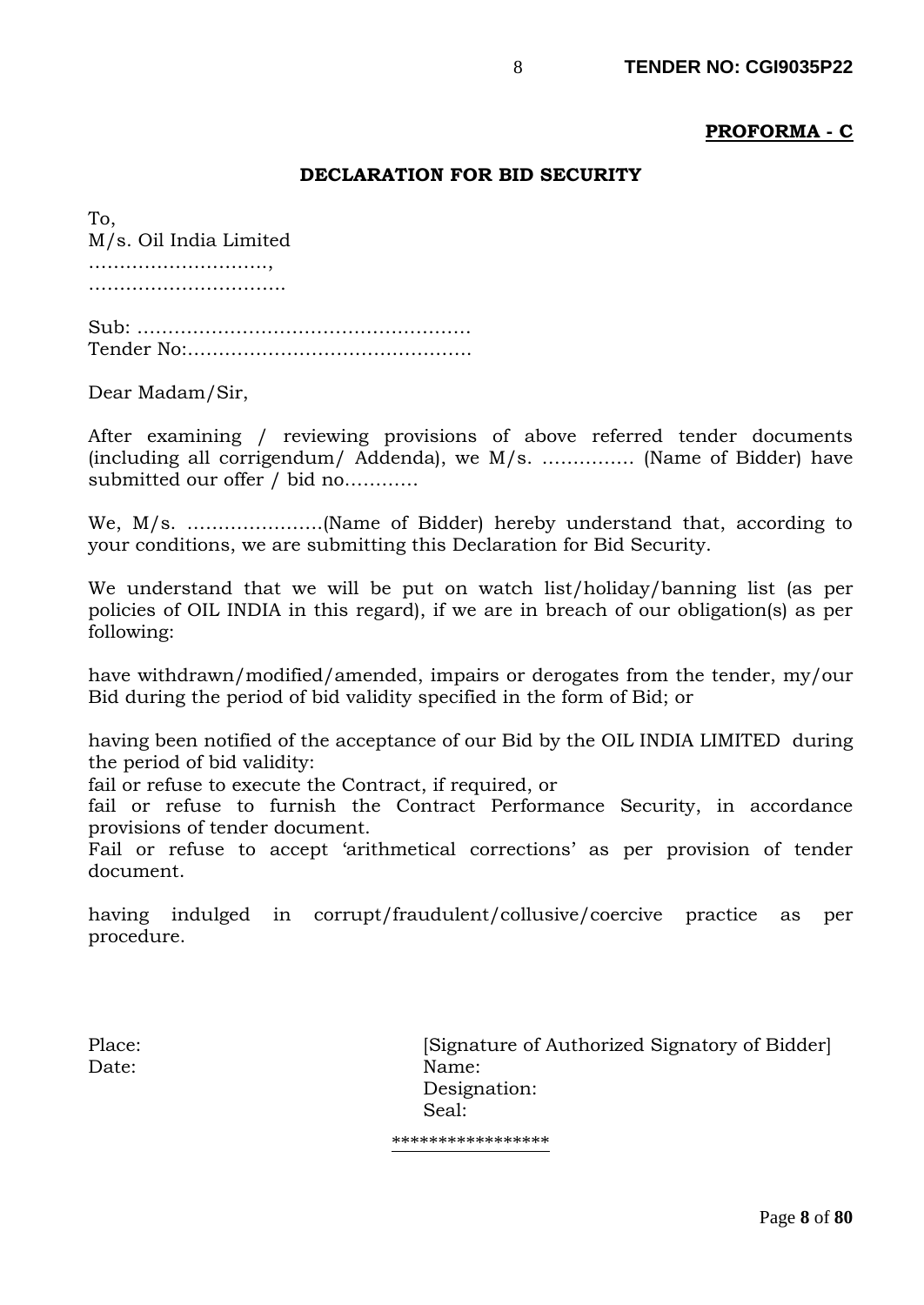**PROFORMA - C**

**DECLARATION FOR BID SECURITY**

To,
M/s. Oil India Limited
………………………..,
…………………………..

Sub: ………………………………………………
Tender No:………………………………………

Dear Madam/Sir,

After examining / reviewing provisions of above referred tender documents (including all corrigendum/ Addenda), we M/s. …………… (Name of Bidder) have submitted our offer / bid no…………

We, M/s. ………………….(Name of Bidder) hereby understand that, according to your conditions, we are submitting this Declaration for Bid Security.

We understand that we will be put on watch list/holiday/banning list (as per policies of OIL INDIA in this regard), if we are in breach of our obligation(s) as per following:

have withdrawn/modified/amended, impairs or derogates from the tender, my/our Bid during the period of bid validity specified in the form of Bid; or

having been notified of the acceptance of our Bid by the OIL INDIA LIMITED during the period of bid validity:
fail or refuse to execute the Contract, if required, or
fail or refuse to furnish the Contract Performance Security, in accordance provisions of tender document.
Fail or refuse to accept 'arithmetical corrections' as per provision of tender document.

having indulged in corrupt/fraudulent/collusive/coercive practice as per procedure.

Place:
Date:

[Signature of Authorized Signatory of Bidder]
Name:
Designation:
Seal:

*****************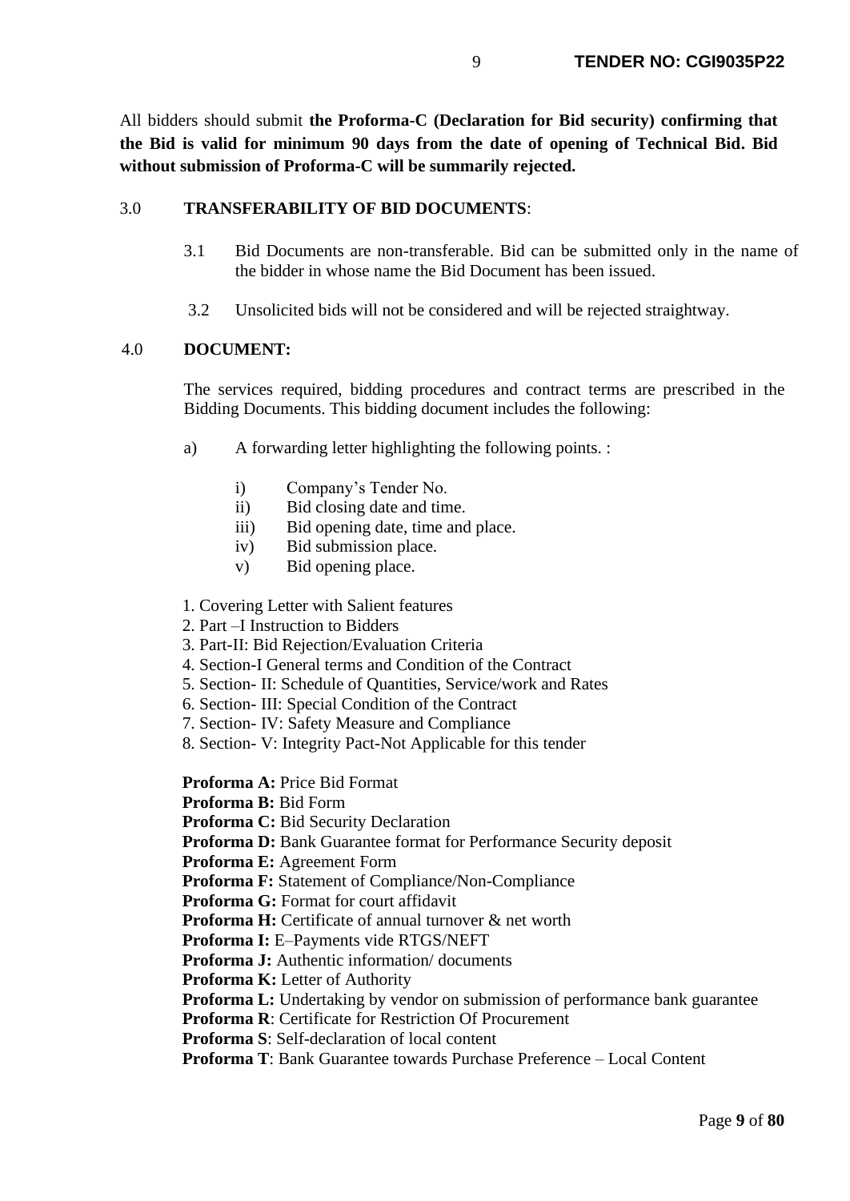All bidders should submit **the Proforma-C (Declaration for Bid security) confirming that the Bid is valid for minimum 90 days from the date of opening of Technical Bid. Bid without submission of Proforma-C will be summarily rejected.**

## 3.0 TRANSFERABILITY OF BID DOCUMENTS:

3.1 Bid Documents are non-transferable. Bid can be submitted only in the name of the bidder in whose name the Bid Document has been issued.

3.2 Unsolicited bids will not be considered and will be rejected straightway.

## 4.0 DOCUMENT:

The services required, bidding procedures and contract terms are prescribed in the Bidding Documents. This bidding document includes the following:

a) A forwarding letter highlighting the following points. :

- i) Company's Tender No.
- ii) Bid closing date and time.
- iii) Bid opening date, time and place.
- iv) Bid submission place.
- v) Bid opening place.

1. Covering Letter with Salient features
2. Part –I Instruction to Bidders
3. Part-II: Bid Rejection/Evaluation Criteria
4. Section-I General terms and Condition of the Contract
5. Section- II: Schedule of Quantities, Service/work and Rates
6. Section- III: Special Condition of the Contract
7. Section- IV: Safety Measure and Compliance
8. Section- V: Integrity Pact-Not Applicable for this tender

**Proforma A:** Price Bid Format
**Proforma B:** Bid Form
**Proforma C:** Bid Security Declaration
**Proforma D:** Bank Guarantee format for Performance Security deposit
**Proforma E:** Agreement Form
**Proforma F:** Statement of Compliance/Non-Compliance
**Proforma G:** Format for court affidavit
**Proforma H:** Certificate of annual turnover & net worth
**Proforma I:** E–Payments vide RTGS/NEFT
**Proforma J:** Authentic information/ documents
**Proforma K:** Letter of Authority
**Proforma L:** Undertaking by vendor on submission of performance bank guarantee
**Proforma R**: Certificate for Restriction Of Procurement
**Proforma S**: Self-declaration of local content
**Proforma T**: Bank Guarantee towards Purchase Preference – Local Content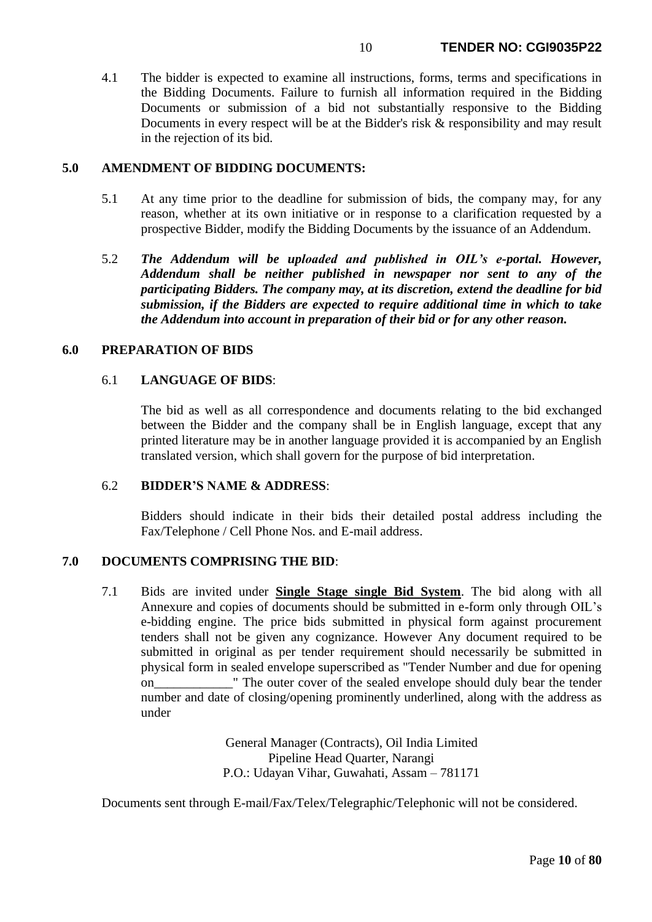4.1 The bidder is expected to examine all instructions, forms, terms and specifications in the Bidding Documents. Failure to furnish all information required in the Bidding Documents or submission of a bid not substantially responsive to the Bidding Documents in every respect will be at the Bidder's risk & responsibility and may result in the rejection of its bid.

## 5.0 AMENDMENT OF BIDDING DOCUMENTS:

5.1 At any time prior to the deadline for submission of bids, the company may, for any reason, whether at its own initiative or in response to a clarification requested by a prospective Bidder, modify the Bidding Documents by the issuance of an Addendum.

5.2 ***The Addendum will be uploaded and published in OIL's e-portal. However, Addendum shall be neither published in newspaper nor sent to any of the participating Bidders. The company may, at its discretion, extend the deadline for bid submission, if the Bidders are expected to require additional time in which to take the Addendum into account in preparation of their bid or for any other reason.***

## 6.0 PREPARATION OF BIDS

### 6.1 LANGUAGE OF BIDS:

The bid as well as all correspondence and documents relating to the bid exchanged between the Bidder and the company shall be in English language, except that any printed literature may be in another language provided it is accompanied by an English translated version, which shall govern for the purpose of bid interpretation.

### 6.2 BIDDER'S NAME & ADDRESS:

Bidders should indicate in their bids their detailed postal address including the Fax/Telephone / Cell Phone Nos. and E-mail address.

## 7.0 DOCUMENTS COMPRISING THE BID:

7.1 Bids are invited under **Single Stage single Bid System**. The bid along with all Annexure and copies of documents should be submitted in e-form only through OIL's e-bidding engine. The price bids submitted in physical form against procurement tenders shall not be given any cognizance. However Any document required to be submitted in original as per tender requirement should necessarily be submitted in physical form in sealed envelope superscribed as "Tender Number and due for opening on____________" The outer cover of the sealed envelope should duly bear the tender number and date of closing/opening prominently underlined, along with the address as under

General Manager (Contracts), Oil India Limited
Pipeline Head Quarter, Narangi
P.O.: Udayan Vihar, Guwahati, Assam – 781171

Documents sent through E-mail/Fax/Telex/Telegraphic/Telephonic will not be considered.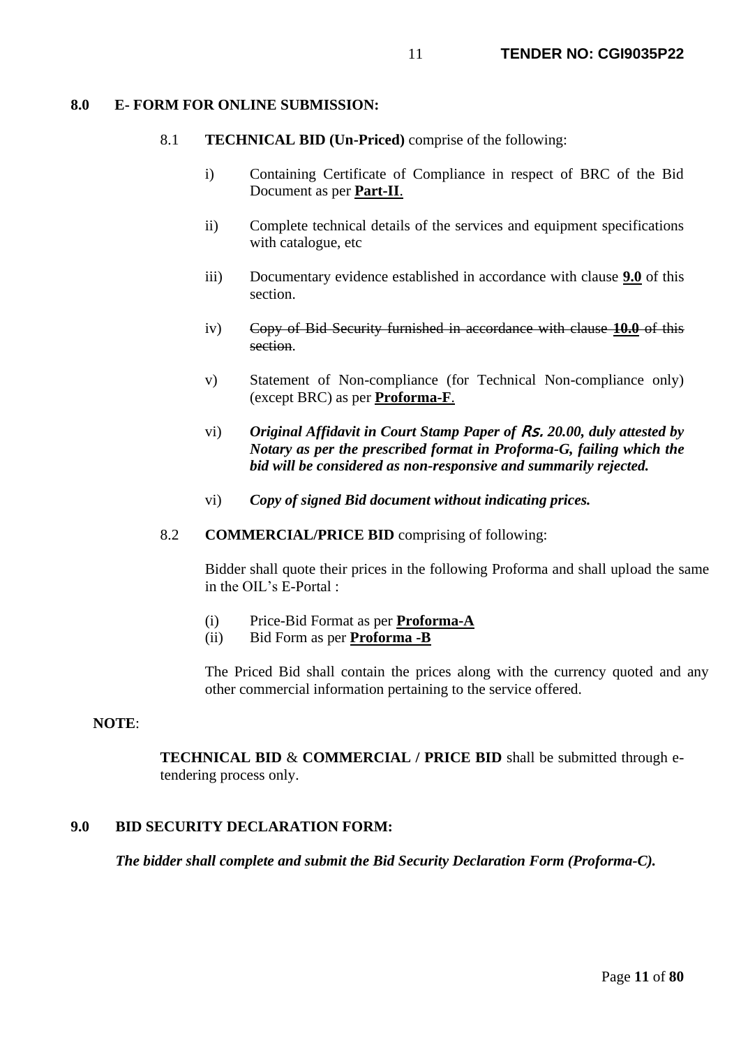## 8.0 E- FORM FOR ONLINE SUBMISSION:

8.1 **TECHNICAL BID (Un-Priced)** comprise of the following:

i) Containing Certificate of Compliance in respect of BRC of the Bid Document as per **Part-II**.

ii) Complete technical details of the services and equipment specifications with catalogue, etc

iii) Documentary evidence established in accordance with clause **9.0** of this section.

iv) ~~Copy of Bid Security furnished in accordance with clause **10.0** of this section.~~

v) Statement of Non-compliance (for Technical Non-compliance only) (except BRC) as per **Proforma-F**.

vi) ***Original Affidavit in Court Stamp Paper of Rs. 20.00, duly attested by Notary as per the prescribed format in Proforma-G, failing which the bid will be considered as non-responsive and summarily rejected.***

vi) ***Copy of signed Bid document without indicating prices.***

8.2 **COMMERCIAL/PRICE BID** comprising of following:

Bidder shall quote their prices in the following Proforma and shall upload the same in the OIL's E-Portal :

(i) Price-Bid Format as per **Proforma-A**
(ii) Bid Form as per **Proforma -B**

The Priced Bid shall contain the prices along with the currency quoted and any other commercial information pertaining to the service offered.

**NOTE**:

**TECHNICAL BID** & **COMMERCIAL / PRICE BID** shall be submitted through e-tendering process only.

## 9.0 BID SECURITY DECLARATION FORM:

***The bidder shall complete and submit the Bid Security Declaration Form (Proforma-C).***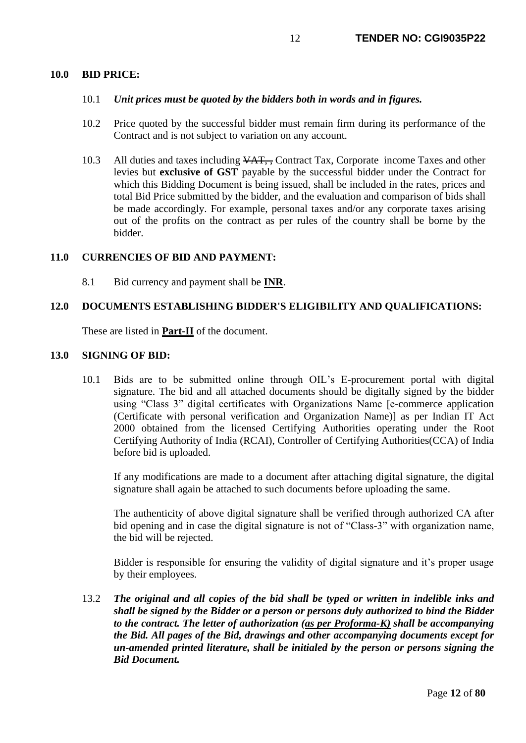## 10.0 BID PRICE:

10.1 ***Unit prices must be quoted by the bidders both in words and in figures.***

10.2 Price quoted by the successful bidder must remain firm during its performance of the Contract and is not subject to variation on any account.

10.3 All duties and taxes including ~~VAT, ,~~ Contract Tax, Corporate income Taxes and other levies but **exclusive of GST** payable by the successful bidder under the Contract for which this Bidding Document is being issued, shall be included in the rates, prices and total Bid Price submitted by the bidder, and the evaluation and comparison of bids shall be made accordingly. For example, personal taxes and/or any corporate taxes arising out of the profits on the contract as per rules of the country shall be borne by the bidder.

## 11.0 CURRENCIES OF BID AND PAYMENT:

8.1 Bid currency and payment shall be **INR**.

## 12.0 DOCUMENTS ESTABLISHING BIDDER'S ELIGIBILITY AND QUALIFICATIONS:

These are listed in **Part-II** of the document.

## 13.0 SIGNING OF BID:

10.1 Bids are to be submitted online through OIL's E-procurement portal with digital signature. The bid and all attached documents should be digitally signed by the bidder using "Class 3" digital certificates with Organizations Name [e-commerce application (Certificate with personal verification and Organization Name)] as per Indian IT Act 2000 obtained from the licensed Certifying Authorities operating under the Root Certifying Authority of India (RCAI), Controller of Certifying Authorities(CCA) of India before bid is uploaded.

If any modifications are made to a document after attaching digital signature, the digital signature shall again be attached to such documents before uploading the same.

The authenticity of above digital signature shall be verified through authorized CA after bid opening and in case the digital signature is not of "Class-3" with organization name, the bid will be rejected.

Bidder is responsible for ensuring the validity of digital signature and it's proper usage by their employees.

13.2 ***The original and all copies of the bid shall be typed or written in indelible inks and shall be signed by the Bidder or a person or persons duly authorized to bind the Bidder to the contract. The letter of authorization (as per Proforma-K) shall be accompanying the Bid. All pages of the Bid, drawings and other accompanying documents except for un-amended printed literature, shall be initialed by the person or persons signing the Bid Document.***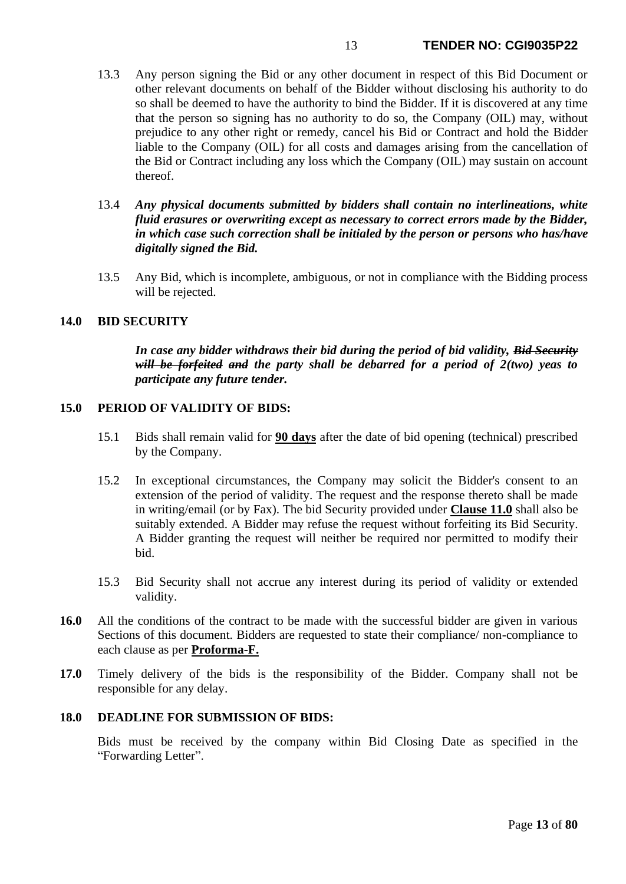13.3 Any person signing the Bid or any other document in respect of this Bid Document or other relevant documents on behalf of the Bidder without disclosing his authority to do so shall be deemed to have the authority to bind the Bidder. If it is discovered at any time that the person so signing has no authority to do so, the Company (OIL) may, without prejudice to any other right or remedy, cancel his Bid or Contract and hold the Bidder liable to the Company (OIL) for all costs and damages arising from the cancellation of the Bid or Contract including any loss which the Company (OIL) may sustain on account thereof.

13.4 ***Any physical documents submitted by bidders shall contain no interlineations, white fluid erasures or overwriting except as necessary to correct errors made by the Bidder, in which case such correction shall be initialed by the person or persons who has/have digitally signed the Bid.***

13.5 Any Bid, which is incomplete, ambiguous, or not in compliance with the Bidding process will be rejected.

**14.0 BID SECURITY**

***In case any bidder withdraws their bid during the period of bid validity, ~~Bid Security will be forfeited and~~ the party shall be debarred for a period of 2(two) yeas to participate any future tender.***

**15.0 PERIOD OF VALIDITY OF BIDS:**

15.1 Bids shall remain valid for **<u>90 days</u>** after the date of bid opening (technical) prescribed by the Company.

15.2 In exceptional circumstances, the Company may solicit the Bidder's consent to an extension of the period of validity. The request and the response thereto shall be made in writing/email (or by Fax). The bid Security provided under **<u>Clause 11.0</u>** shall also be suitably extended. A Bidder may refuse the request without forfeiting its Bid Security. A Bidder granting the request will neither be required nor permitted to modify their bid.

15.3 Bid Security shall not accrue any interest during its period of validity or extended validity.

**16.0** All the conditions of the contract to be made with the successful bidder are given in various Sections of this document. Bidders are requested to state their compliance/ non-compliance to each clause as per **<u>Proforma-F.</u>**

**17.0** Timely delivery of the bids is the responsibility of the Bidder. Company shall not be responsible for any delay.

**18.0 DEADLINE FOR SUBMISSION OF BIDS:**

Bids must be received by the company within Bid Closing Date as specified in the "Forwarding Letter".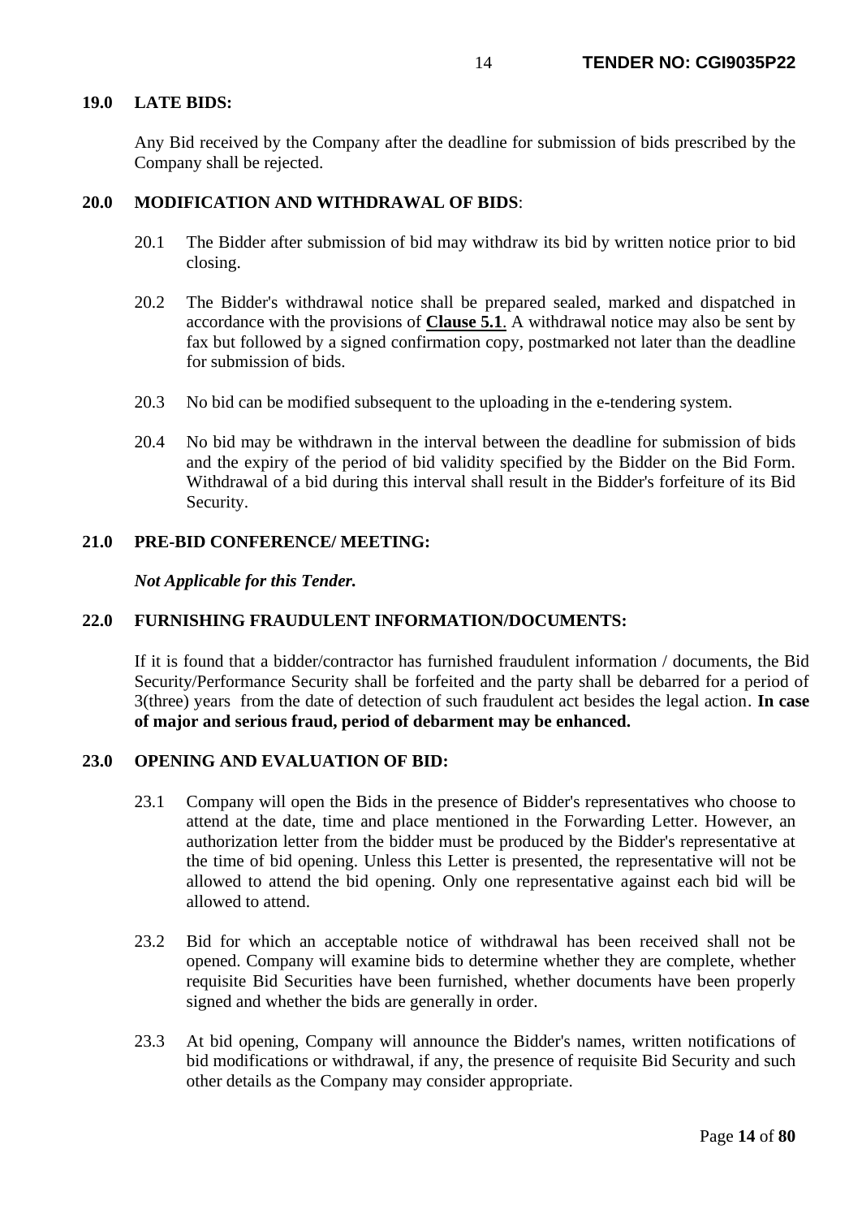## 19.0 LATE BIDS:

Any Bid received by the Company after the deadline for submission of bids prescribed by the Company shall be rejected.

## 20.0 MODIFICATION AND WITHDRAWAL OF BIDS:

20.1 The Bidder after submission of bid may withdraw its bid by written notice prior to bid closing.

20.2 The Bidder's withdrawal notice shall be prepared sealed, marked and dispatched in accordance with the provisions of **Clause 5.1**. A withdrawal notice may also be sent by fax but followed by a signed confirmation copy, postmarked not later than the deadline for submission of bids.

20.3 No bid can be modified subsequent to the uploading in the e-tendering system.

20.4 No bid may be withdrawn in the interval between the deadline for submission of bids and the expiry of the period of bid validity specified by the Bidder on the Bid Form. Withdrawal of a bid during this interval shall result in the Bidder's forfeiture of its Bid Security.

## 21.0 PRE-BID CONFERENCE/ MEETING:

***Not Applicable for this Tender.***

## 22.0 FURNISHING FRAUDULENT INFORMATION/DOCUMENTS:

If it is found that a bidder/contractor has furnished fraudulent information / documents, the Bid Security/Performance Security shall be forfeited and the party shall be debarred for a period of 3(three) years from the date of detection of such fraudulent act besides the legal action. **In case of major and serious fraud, period of debarment may be enhanced.**

## 23.0 OPENING AND EVALUATION OF BID:

23.1 Company will open the Bids in the presence of Bidder's representatives who choose to attend at the date, time and place mentioned in the Forwarding Letter. However, an authorization letter from the bidder must be produced by the Bidder's representative at the time of bid opening. Unless this Letter is presented, the representative will not be allowed to attend the bid opening. Only one representative against each bid will be allowed to attend.

23.2 Bid for which an acceptable notice of withdrawal has been received shall not be opened. Company will examine bids to determine whether they are complete, whether requisite Bid Securities have been furnished, whether documents have been properly signed and whether the bids are generally in order.

23.3 At bid opening, Company will announce the Bidder's names, written notifications of bid modifications or withdrawal, if any, the presence of requisite Bid Security and such other details as the Company may consider appropriate.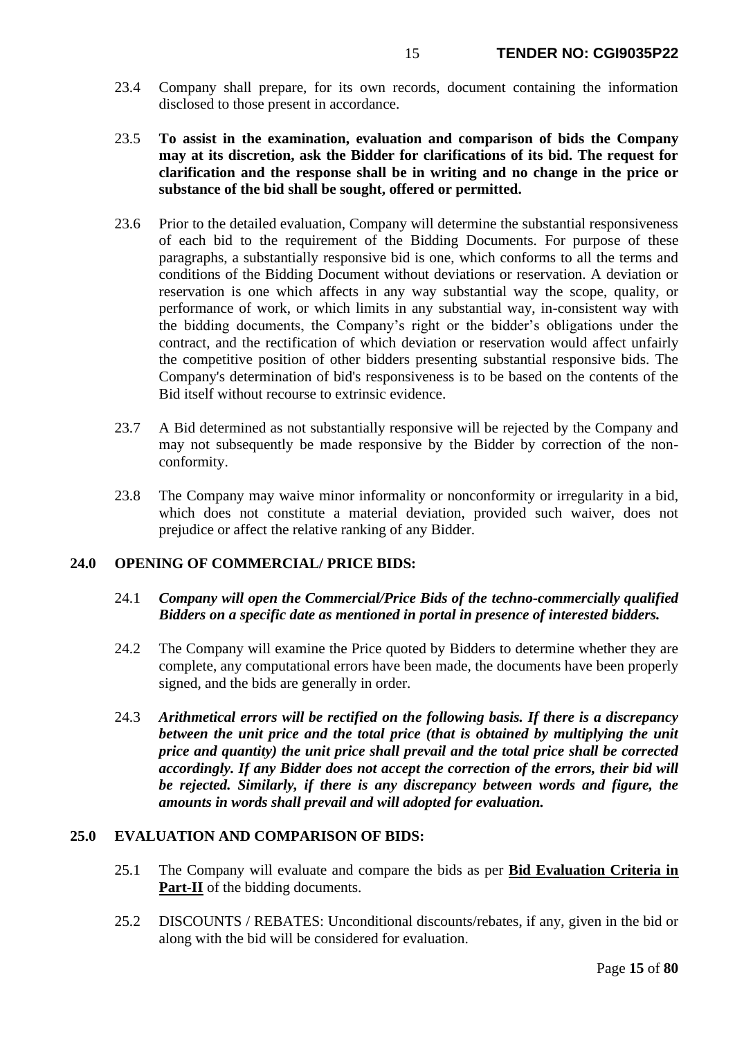23.4 Company shall prepare, for its own records, document containing the information disclosed to those present in accordance.

23.5 **To assist in the examination, evaluation and comparison of bids the Company may at its discretion, ask the Bidder for clarifications of its bid. The request for clarification and the response shall be in writing and no change in the price or substance of the bid shall be sought, offered or permitted.**

23.6 Prior to the detailed evaluation, Company will determine the substantial responsiveness of each bid to the requirement of the Bidding Documents. For purpose of these paragraphs, a substantially responsive bid is one, which conforms to all the terms and conditions of the Bidding Document without deviations or reservation. A deviation or reservation is one which affects in any way substantial way the scope, quality, or performance of work, or which limits in any substantial way, in-consistent way with the bidding documents, the Company's right or the bidder's obligations under the contract, and the rectification of which deviation or reservation would affect unfairly the competitive position of other bidders presenting substantial responsive bids. The Company's determination of bid's responsiveness is to be based on the contents of the Bid itself without recourse to extrinsic evidence.

23.7 A Bid determined as not substantially responsive will be rejected by the Company and may not subsequently be made responsive by the Bidder by correction of the non-conformity.

23.8 The Company may waive minor informality or nonconformity or irregularity in a bid, which does not constitute a material deviation, provided such waiver, does not prejudice or affect the relative ranking of any Bidder.

## 24.0 OPENING OF COMMERCIAL/ PRICE BIDS:

24.1 ***Company will open the Commercial/Price Bids of the techno-commercially qualified Bidders on a specific date as mentioned in portal in presence of interested bidders.***

24.2 The Company will examine the Price quoted by Bidders to determine whether they are complete, any computational errors have been made, the documents have been properly signed, and the bids are generally in order.

24.3 ***Arithmetical errors will be rectified on the following basis. If there is a discrepancy between the unit price and the total price (that is obtained by multiplying the unit price and quantity) the unit price shall prevail and the total price shall be corrected accordingly. If any Bidder does not accept the correction of the errors, their bid will be rejected. Similarly, if there is any discrepancy between words and figure, the amounts in words shall prevail and will adopted for evaluation.***

## 25.0 EVALUATION AND COMPARISON OF BIDS:

25.1 The Company will evaluate and compare the bids as per **Bid Evaluation Criteria in Part-II** of the bidding documents.

25.2 DISCOUNTS / REBATES: Unconditional discounts/rebates, if any, given in the bid or along with the bid will be considered for evaluation.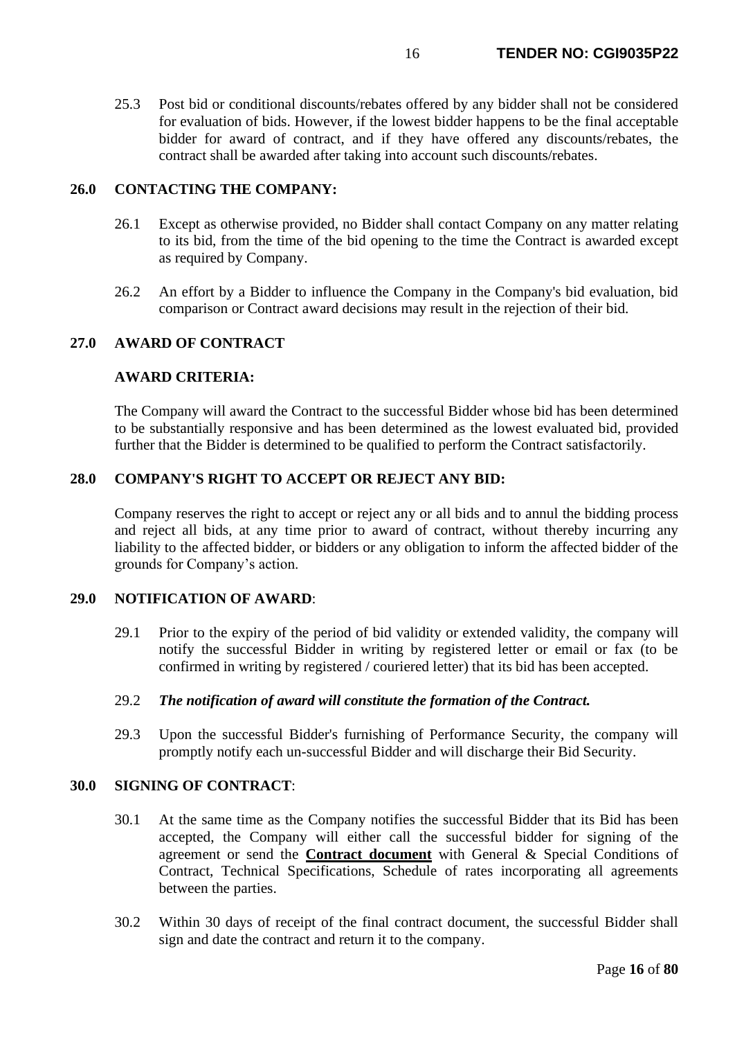25.3 Post bid or conditional discounts/rebates offered by any bidder shall not be considered for evaluation of bids. However, if the lowest bidder happens to be the final acceptable bidder for award of contract, and if they have offered any discounts/rebates, the contract shall be awarded after taking into account such discounts/rebates.

## 26.0 CONTACTING THE COMPANY:

26.1 Except as otherwise provided, no Bidder shall contact Company on any matter relating to its bid, from the time of the bid opening to the time the Contract is awarded except as required by Company.

26.2 An effort by a Bidder to influence the Company in the Company's bid evaluation, bid comparison or Contract award decisions may result in the rejection of their bid.

## 27.0 AWARD OF CONTRACT

**AWARD CRITERIA:**

The Company will award the Contract to the successful Bidder whose bid has been determined to be substantially responsive and has been determined as the lowest evaluated bid, provided further that the Bidder is determined to be qualified to perform the Contract satisfactorily.

## 28.0 COMPANY'S RIGHT TO ACCEPT OR REJECT ANY BID:

Company reserves the right to accept or reject any or all bids and to annul the bidding process and reject all bids, at any time prior to award of contract, without thereby incurring any liability to the affected bidder, or bidders or any obligation to inform the affected bidder of the grounds for Company's action.

## 29.0 NOTIFICATION OF AWARD:

29.1 Prior to the expiry of the period of bid validity or extended validity, the company will notify the successful Bidder in writing by registered letter or email or fax (to be confirmed in writing by registered / couriered letter) that its bid has been accepted.

29.2 ***The notification of award will constitute the formation of the Contract.***

29.3 Upon the successful Bidder's furnishing of Performance Security, the company will promptly notify each un-successful Bidder and will discharge their Bid Security.

## 30.0 SIGNING OF CONTRACT:

30.1 At the same time as the Company notifies the successful Bidder that its Bid has been accepted, the Company will either call the successful bidder for signing of the agreement or send the **Contract document** with General & Special Conditions of Contract, Technical Specifications, Schedule of rates incorporating all agreements between the parties.

30.2 Within 30 days of receipt of the final contract document, the successful Bidder shall sign and date the contract and return it to the company.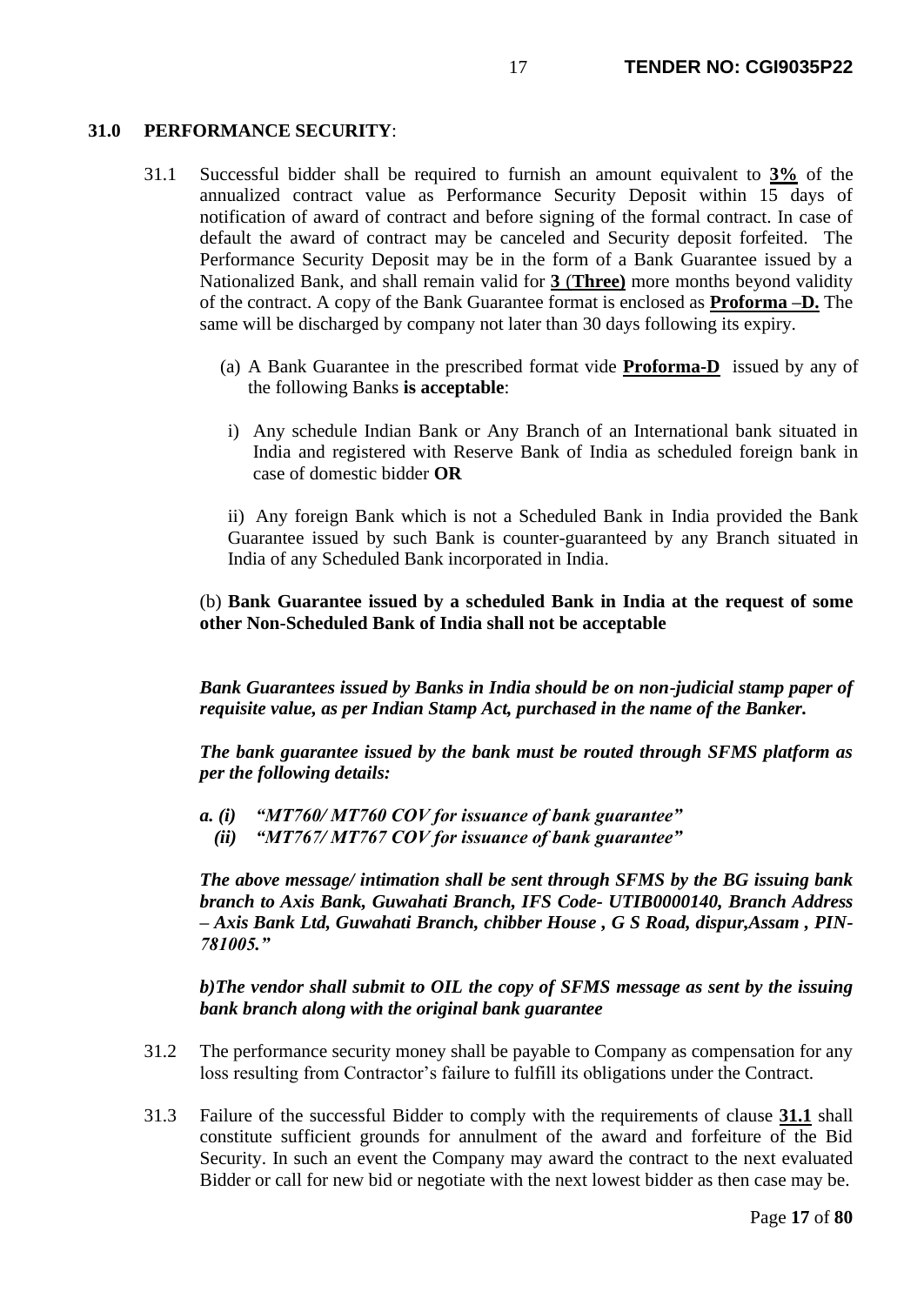### 31.0 PERFORMANCE SECURITY:

31.1 Successful bidder shall be required to furnish an amount equivalent to **3%** of the annualized contract value as Performance Security Deposit within 15 days of notification of award of contract and before signing of the formal contract. In case of default the award of contract may be canceled and Security deposit forfeited. The Performance Security Deposit may be in the form of a Bank Guarantee issued by a Nationalized Bank, and shall remain valid for **3** (**Three)** more months beyond validity of the contract. A copy of the Bank Guarantee format is enclosed as **Proforma –D.** The same will be discharged by company not later than 30 days following its expiry.

(a) A Bank Guarantee in the prescribed format vide **Proforma-D** issued by any of the following Banks **is acceptable**:

i) Any schedule Indian Bank or Any Branch of an International bank situated in India and registered with Reserve Bank of India as scheduled foreign bank in case of domestic bidder **OR**

ii) Any foreign Bank which is not a Scheduled Bank in India provided the Bank Guarantee issued by such Bank is counter-guaranteed by any Branch situated in India of any Scheduled Bank incorporated in India.

(b) **Bank Guarantee issued by a scheduled Bank in India at the request of some other Non-Scheduled Bank of India shall not be acceptable**

***Bank Guarantees issued by Banks in India should be on non-judicial stamp paper of requisite value, as per Indian Stamp Act, purchased in the name of the Banker.***

***The bank guarantee issued by the bank must be routed through SFMS platform as per the following details:***

***a. (i) "MT760/ MT760 COV for issuance of bank guarantee"***
***(ii) "MT767/ MT767 COV for issuance of bank guarantee"***

***The above message/ intimation shall be sent through SFMS by the BG issuing bank branch to Axis Bank, Guwahati Branch, IFS Code- UTIB0000140, Branch Address – Axis Bank Ltd, Guwahati Branch, chibber House , G S Road, dispur,Assam , PIN-781005."***

***b)The vendor shall submit to OIL the copy of SFMS message as sent by the issuing bank branch along with the original bank guarantee***

31.2 The performance security money shall be payable to Company as compensation for any loss resulting from Contractor's failure to fulfill its obligations under the Contract.

31.3 Failure of the successful Bidder to comply with the requirements of clause **31.1** shall constitute sufficient grounds for annulment of the award and forfeiture of the Bid Security. In such an event the Company may award the contract to the next evaluated Bidder or call for new bid or negotiate with the next lowest bidder as then case may be.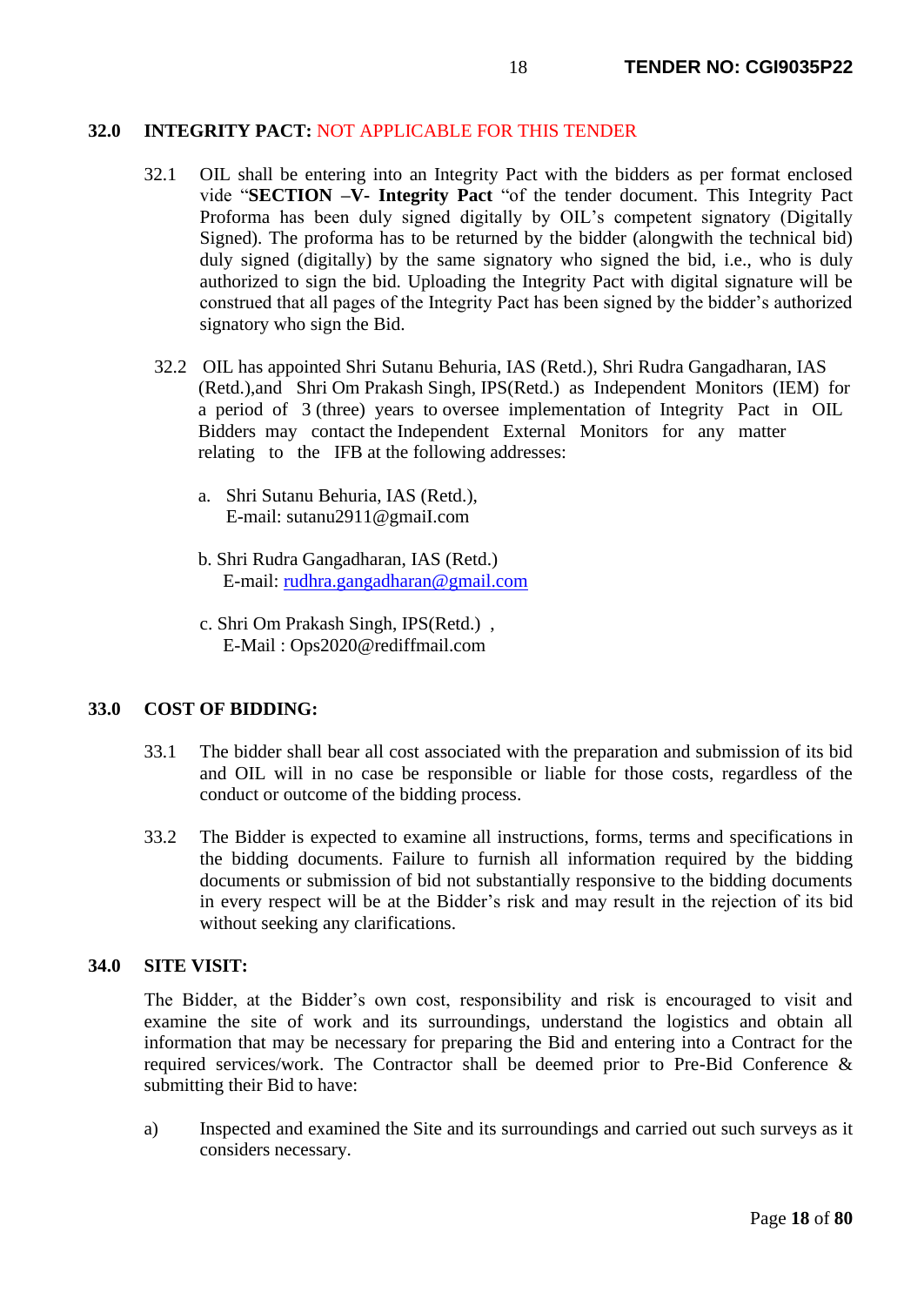## 32.0 INTEGRITY PACT: NOT APPLICABLE FOR THIS TENDER

32.1 OIL shall be entering into an Integrity Pact with the bidders as per format enclosed vide "**SECTION –V- Integrity Pact** "of the tender document. This Integrity Pact Proforma has been duly signed digitally by OIL's competent signatory (Digitally Signed). The proforma has to be returned by the bidder (alongwith the technical bid) duly signed (digitally) by the same signatory who signed the bid, i.e., who is duly authorized to sign the bid. Uploading the Integrity Pact with digital signature will be construed that all pages of the Integrity Pact has been signed by the bidder's authorized signatory who sign the Bid.

32.2 OIL has appointed Shri Sutanu Behuria, IAS (Retd.), Shri Rudra Gangadharan, IAS (Retd.),and Shri Om Prakash Singh, IPS(Retd.) as Independent Monitors (IEM) for a period of 3 (three) years to oversee implementation of Integrity Pact in OIL Bidders may contact the Independent External Monitors for any matter relating to the IFB at the following addresses:

a. Shri Sutanu Behuria, IAS (Retd.),
   E-mail: sutanu2911@gmaiI.com

b. Shri Rudra Gangadharan, IAS (Retd.)
   E-mail: rudhra.gangadharan@gmail.com

c. Shri Om Prakash Singh, IPS(Retd.) ,
   E-Mail : Ops2020@rediffmail.com

## 33.0 COST OF BIDDING:

33.1 The bidder shall bear all cost associated with the preparation and submission of its bid and OIL will in no case be responsible or liable for those costs, regardless of the conduct or outcome of the bidding process.

33.2 The Bidder is expected to examine all instructions, forms, terms and specifications in the bidding documents. Failure to furnish all information required by the bidding documents or submission of bid not substantially responsive to the bidding documents in every respect will be at the Bidder's risk and may result in the rejection of its bid without seeking any clarifications.

## 34.0 SITE VISIT:

The Bidder, at the Bidder's own cost, responsibility and risk is encouraged to visit and examine the site of work and its surroundings, understand the logistics and obtain all information that may be necessary for preparing the Bid and entering into a Contract for the required services/work. The Contractor shall be deemed prior to Pre-Bid Conference & submitting their Bid to have:

a) Inspected and examined the Site and its surroundings and carried out such surveys as it considers necessary.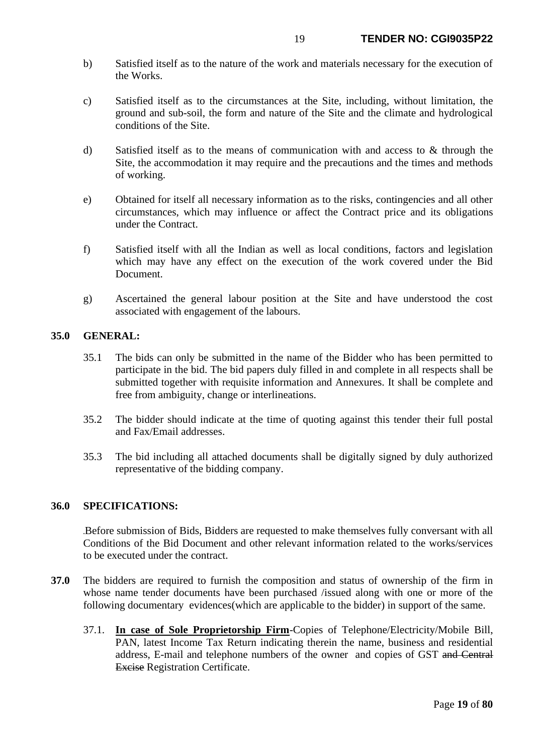b) Satisfied itself as to the nature of the work and materials necessary for the execution of the Works.

c) Satisfied itself as to the circumstances at the Site, including, without limitation, the ground and sub-soil, the form and nature of the Site and the climate and hydrological conditions of the Site.

d) Satisfied itself as to the means of communication with and access to & through the Site, the accommodation it may require and the precautions and the times and methods of working.

e) Obtained for itself all necessary information as to the risks, contingencies and all other circumstances, which may influence or affect the Contract price and its obligations under the Contract.

f) Satisfied itself with all the Indian as well as local conditions, factors and legislation which may have any effect on the execution of the work covered under the Bid Document.

g) Ascertained the general labour position at the Site and have understood the cost associated with engagement of the labours.

**35.0 GENERAL:**

35.1 The bids can only be submitted in the name of the Bidder who has been permitted to participate in the bid. The bid papers duly filled in and complete in all respects shall be submitted together with requisite information and Annexures. It shall be complete and free from ambiguity, change or interlineations.

35.2 The bidder should indicate at the time of quoting against this tender their full postal and Fax/Email addresses.

35.3 The bid including all attached documents shall be digitally signed by duly authorized representative of the bidding company.

**36.0 SPECIFICATIONS:**

.Before submission of Bids, Bidders are requested to make themselves fully conversant with all Conditions of the Bid Document and other relevant information related to the works/services to be executed under the contract.

**37.0** The bidders are required to furnish the composition and status of ownership of the firm in whose name tender documents have been purchased /issued along with one or more of the following documentary evidences(which are applicable to the bidder) in support of the same.

37.1. **<u>In case of Sole Proprietorship Firm</u>**-Copies of Telephone/Electricity/Mobile Bill, PAN, latest Income Tax Return indicating therein the name, business and residential address, E-mail and telephone numbers of the owner and copies of GST ~~and Central Excise~~ Registration Certificate.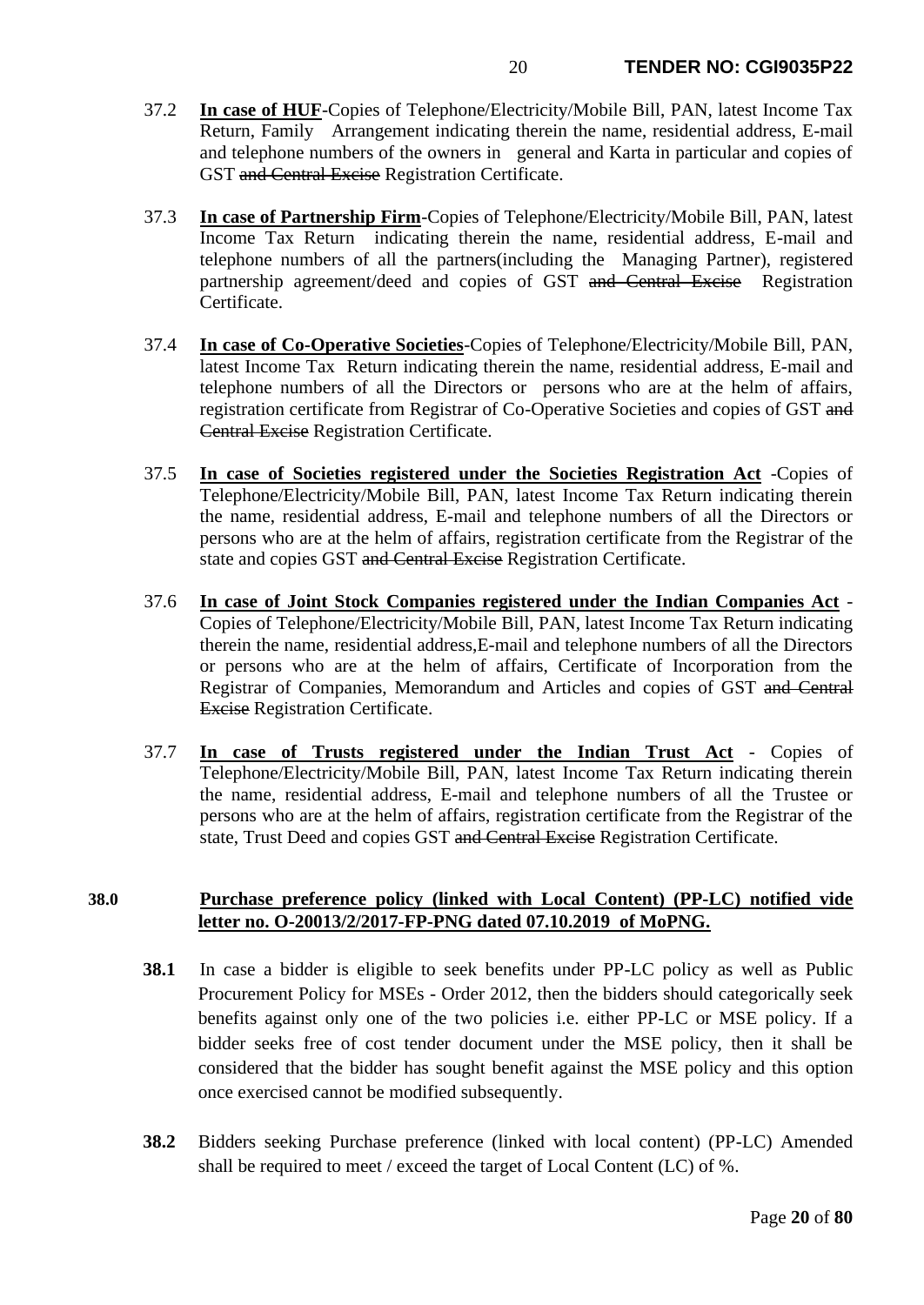37.2 **In case of HUF**-Copies of Telephone/Electricity/Mobile Bill, PAN, latest Income Tax Return, Family Arrangement indicating therein the name, residential address, E-mail and telephone numbers of the owners in general and Karta in particular and copies of GST ~~and Central Excise~~ Registration Certificate.

37.3 **In case of Partnership Firm**-Copies of Telephone/Electricity/Mobile Bill, PAN, latest Income Tax Return indicating therein the name, residential address, E-mail and telephone numbers of all the partners(including the Managing Partner), registered partnership agreement/deed and copies of GST ~~and Central Excise~~ Registration Certificate.

37.4 **In case of Co-Operative Societies**-Copies of Telephone/Electricity/Mobile Bill, PAN, latest Income Tax Return indicating therein the name, residential address, E-mail and telephone numbers of all the Directors or persons who are at the helm of affairs, registration certificate from Registrar of Co-Operative Societies and copies of GST ~~and Central Excise~~ Registration Certificate.

37.5 **In case of Societies registered under the Societies Registration Act** -Copies of Telephone/Electricity/Mobile Bill, PAN, latest Income Tax Return indicating therein the name, residential address, E-mail and telephone numbers of all the Directors or persons who are at the helm of affairs, registration certificate from the Registrar of the state and copies GST ~~and Central Excise~~ Registration Certificate.

37.6 **In case of Joint Stock Companies registered under the Indian Companies Act** - Copies of Telephone/Electricity/Mobile Bill, PAN, latest Income Tax Return indicating therein the name, residential address,E-mail and telephone numbers of all the Directors or persons who are at the helm of affairs, Certificate of Incorporation from the Registrar of Companies, Memorandum and Articles and copies of GST ~~and Central Excise~~ Registration Certificate.

37.7 **In case of Trusts registered under the Indian Trust Act** - Copies of Telephone/Electricity/Mobile Bill, PAN, latest Income Tax Return indicating therein the name, residential address, E-mail and telephone numbers of all the Trustee or persons who are at the helm of affairs, registration certificate from the Registrar of the state, Trust Deed and copies GST ~~and Central Excise~~ Registration Certificate.

**38.0 Purchase preference policy (linked with Local Content) (PP-LC) notified vide letter no. O-20013/2/2017-FP-PNG dated 07.10.2019 of MoPNG.**

**38.1** In case a bidder is eligible to seek benefits under PP-LC policy as well as Public Procurement Policy for MSEs - Order 2012, then the bidders should categorically seek benefits against only one of the two policies i.e. either PP-LC or MSE policy. If a bidder seeks free of cost tender document under the MSE policy, then it shall be considered that the bidder has sought benefit against the MSE policy and this option once exercised cannot be modified subsequently.

**38.2** Bidders seeking Purchase preference (linked with local content) (PP-LC) Amended shall be required to meet / exceed the target of Local Content (LC) of %.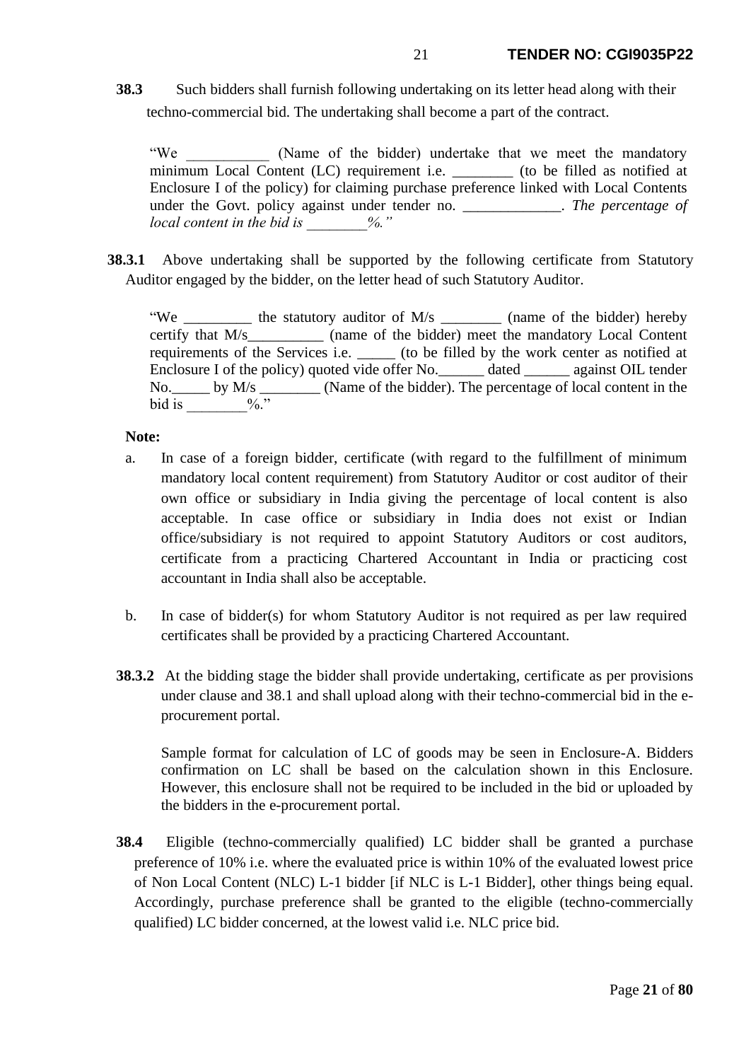**38.3** Such bidders shall furnish following undertaking on its letter head along with their techno-commercial bid. The undertaking shall become a part of the contract.

> "We ___________ (Name of the bidder) undertake that we meet the mandatory minimum Local Content (LC) requirement i.e. ________ (to be filled as notified at Enclosure I of the policy) for claiming purchase preference linked with Local Contents under the Govt. policy against under tender no. _____________. *The percentage of local content in the bid is ________%."*

**38.3.1** Above undertaking shall be supported by the following certificate from Statutory Auditor engaged by the bidder, on the letter head of such Statutory Auditor.

> "We _________ the statutory auditor of M/s ________ (name of the bidder) hereby certify that M/s__________ (name of the bidder) meet the mandatory Local Content requirements of the Services i.e. _____ (to be filled by the work center as notified at Enclosure I of the policy) quoted vide offer No.______ dated ______ against OIL tender No._____ by M/s ________ (Name of the bidder). The percentage of local content in the bid is ________%."

**Note:**

a. In case of a foreign bidder, certificate (with regard to the fulfillment of minimum mandatory local content requirement) from Statutory Auditor or cost auditor of their own office or subsidiary in India giving the percentage of local content is also acceptable. In case office or subsidiary in India does not exist or Indian office/subsidiary is not required to appoint Statutory Auditors or cost auditors, certificate from a practicing Chartered Accountant in India or practicing cost accountant in India shall also be acceptable.

b. In case of bidder(s) for whom Statutory Auditor is not required as per law required certificates shall be provided by a practicing Chartered Accountant.

**38.3.2** At the bidding stage the bidder shall provide undertaking, certificate as per provisions under clause and 38.1 and shall upload along with their techno-commercial bid in the e-procurement portal.

Sample format for calculation of LC of goods may be seen in Enclosure-A. Bidders confirmation on LC shall be based on the calculation shown in this Enclosure. However, this enclosure shall not be required to be included in the bid or uploaded by the bidders in the e-procurement portal.

**38.4** Eligible (techno-commercially qualified) LC bidder shall be granted a purchase preference of 10% i.e. where the evaluated price is within 10% of the evaluated lowest price of Non Local Content (NLC) L-1 bidder [if NLC is L-1 Bidder], other things being equal. Accordingly, purchase preference shall be granted to the eligible (techno-commercially qualified) LC bidder concerned, at the lowest valid i.e. NLC price bid.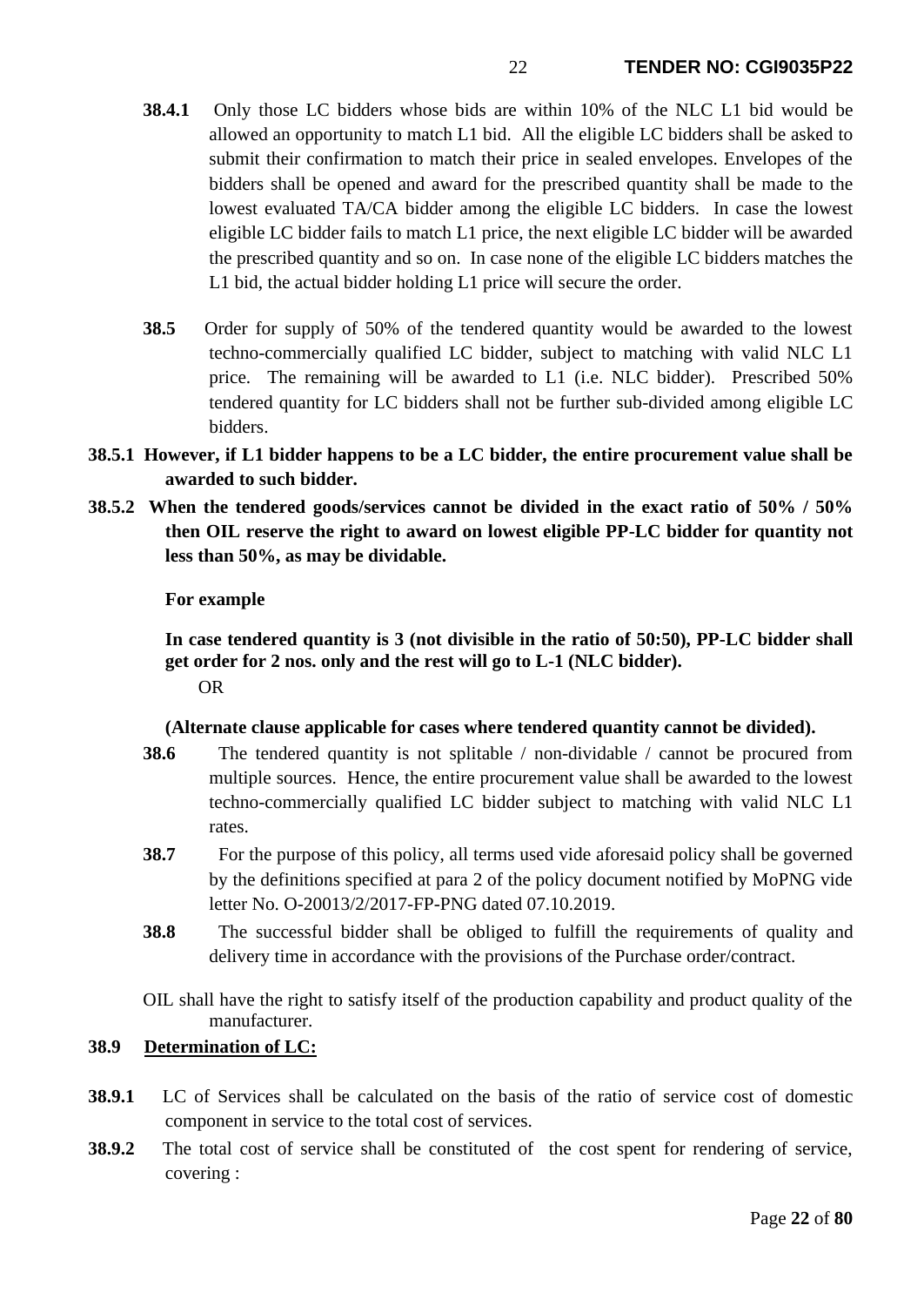**38.4.1** Only those LC bidders whose bids are within 10% of the NLC L1 bid would be allowed an opportunity to match L1 bid. All the eligible LC bidders shall be asked to submit their confirmation to match their price in sealed envelopes. Envelopes of the bidders shall be opened and award for the prescribed quantity shall be made to the lowest evaluated TA/CA bidder among the eligible LC bidders. In case the lowest eligible LC bidder fails to match L1 price, the next eligible LC bidder will be awarded the prescribed quantity and so on. In case none of the eligible LC bidders matches the L1 bid, the actual bidder holding L1 price will secure the order.

**38.5** Order for supply of 50% of the tendered quantity would be awarded to the lowest techno-commercially qualified LC bidder, subject to matching with valid NLC L1 price. The remaining will be awarded to L1 (i.e. NLC bidder). Prescribed 50% tendered quantity for LC bidders shall not be further sub-divided among eligible LC bidders.

**38.5.1 However, if L1 bidder happens to be a LC bidder, the entire procurement value shall be awarded to such bidder.**

**38.5.2 When the tendered goods/services cannot be divided in the exact ratio of 50% / 50% then OIL reserve the right to award on lowest eligible PP-LC bidder for quantity not less than 50%, as may be dividable.**

**For example**

**In case tendered quantity is 3 (not divisible in the ratio of 50:50), PP-LC bidder shall get order for 2 nos. only and the rest will go to L-1 (NLC bidder).**

OR

**(Alternate clause applicable for cases where tendered quantity cannot be divided).**

**38.6** The tendered quantity is not splitable / non-dividable / cannot be procured from multiple sources. Hence, the entire procurement value shall be awarded to the lowest techno-commercially qualified LC bidder subject to matching with valid NLC L1 rates.

**38.7** For the purpose of this policy, all terms used vide aforesaid policy shall be governed by the definitions specified at para 2 of the policy document notified by MoPNG vide letter No. O-20013/2/2017-FP-PNG dated 07.10.2019.

**38.8** The successful bidder shall be obliged to fulfill the requirements of quality and delivery time in accordance with the provisions of the Purchase order/contract.

OIL shall have the right to satisfy itself of the production capability and product quality of the manufacturer.

**38.9 Determination of LC:**

**38.9.1** LC of Services shall be calculated on the basis of the ratio of service cost of domestic component in service to the total cost of services.

**38.9.2** The total cost of service shall be constituted of the cost spent for rendering of service, covering :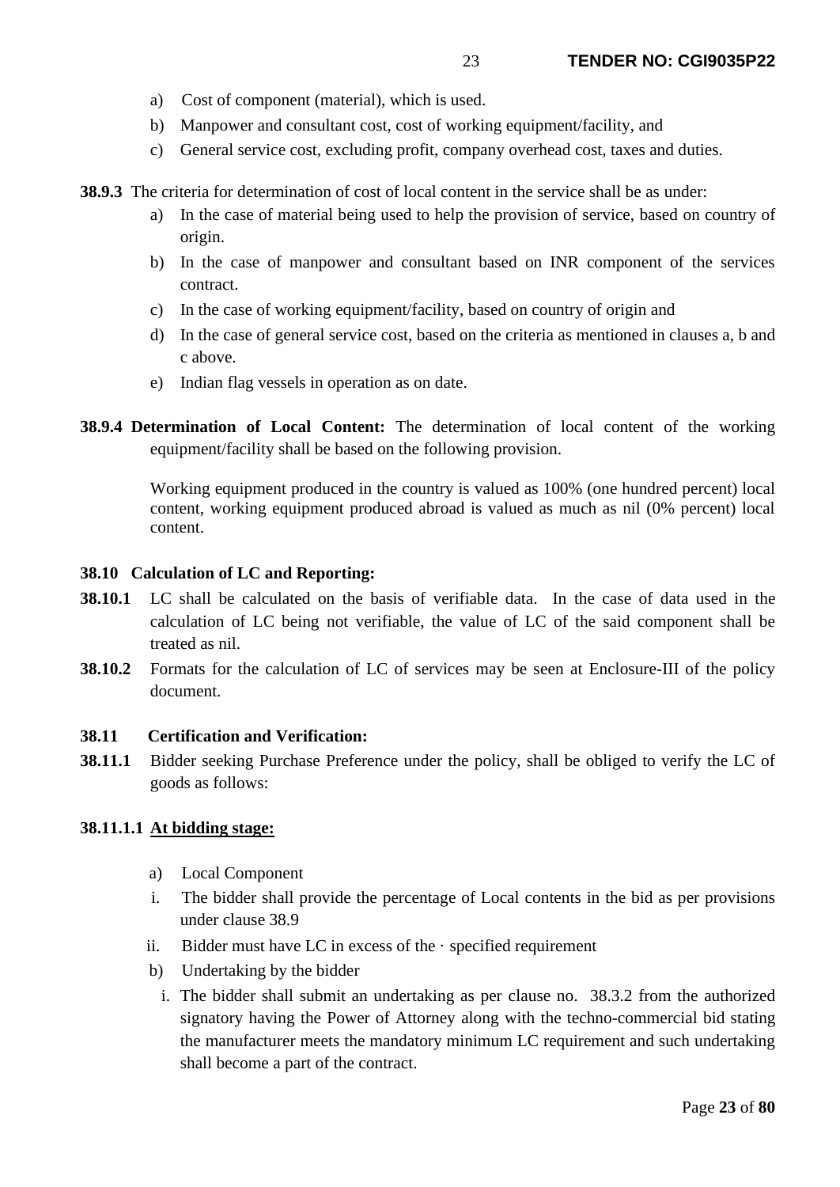a) Cost of component (material), which is used.

b) Manpower and consultant cost, cost of working equipment/facility, and

c) General service cost, excluding profit, company overhead cost, taxes and duties.

**38.9.3** The criteria for determination of cost of local content in the service shall be as under:

a) In the case of material being used to help the provision of service, based on country of origin.

b) In the case of manpower and consultant based on INR component of the services contract.

c) In the case of working equipment/facility, based on country of origin and

d) In the case of general service cost, based on the criteria as mentioned in clauses a, b and c above.

e) Indian flag vessels in operation as on date.

**38.9.4 Determination of Local Content:** The determination of local content of the working equipment/facility shall be based on the following provision.

Working equipment produced in the country is valued as 100% (one hundred percent) local content, working equipment produced abroad is valued as much as nil (0% percent) local content.

**38.10 Calculation of LC and Reporting:**

**38.10.1** LC shall be calculated on the basis of verifiable data. In the case of data used in the calculation of LC being not verifiable, the value of LC of the said component shall be treated as nil.

**38.10.2** Formats for the calculation of LC of services may be seen at Enclosure-III of the policy document.

**38.11 Certification and Verification:**

**38.11.1** Bidder seeking Purchase Preference under the policy, shall be obliged to verify the LC of goods as follows:

**38.11.1.1 <u>At bidding stage:</u>**

a) Local Component

i. The bidder shall provide the percentage of Local contents in the bid as per provisions under clause 38.9

ii. Bidder must have LC in excess of the · specified requirement

b) Undertaking by the bidder

i. The bidder shall submit an undertaking as per clause no. 38.3.2 from the authorized signatory having the Power of Attorney along with the techno-commercial bid stating the manufacturer meets the mandatory minimum LC requirement and such undertaking shall become a part of the contract.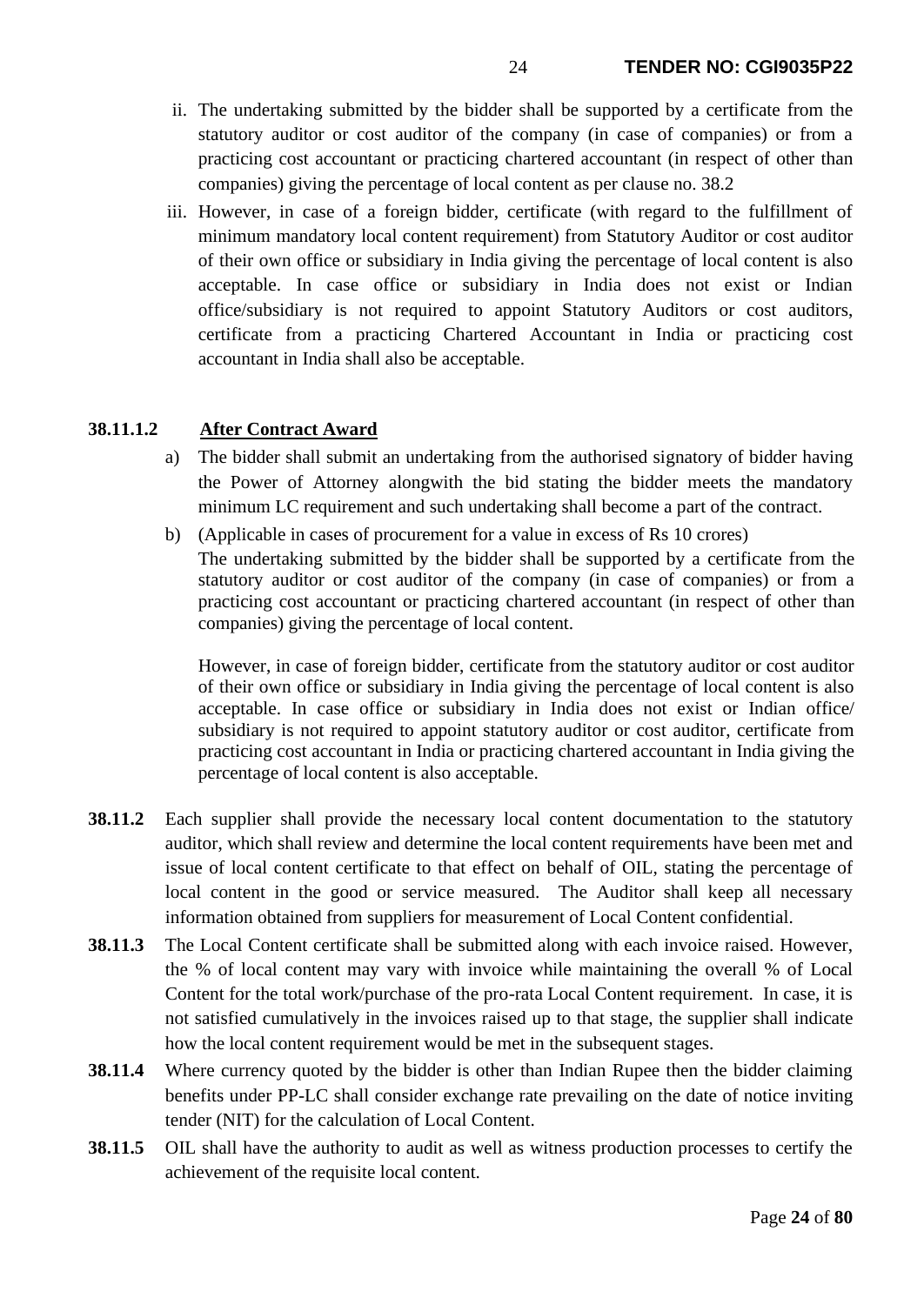ii. The undertaking submitted by the bidder shall be supported by a certificate from the statutory auditor or cost auditor of the company (in case of companies) or from a practicing cost accountant or practicing chartered accountant (in respect of other than companies) giving the percentage of local content as per clause no. 38.2

iii. However, in case of a foreign bidder, certificate (with regard to the fulfillment of minimum mandatory local content requirement) from Statutory Auditor or cost auditor of their own office or subsidiary in India giving the percentage of local content is also acceptable. In case office or subsidiary in India does not exist or Indian office/subsidiary is not required to appoint Statutory Auditors or cost auditors, certificate from a practicing Chartered Accountant in India or practicing cost accountant in India shall also be acceptable.

**38.11.1.2 <u>After Contract Award</u>**

a) The bidder shall submit an undertaking from the authorised signatory of bidder having the Power of Attorney alongwith the bid stating the bidder meets the mandatory minimum LC requirement and such undertaking shall become a part of the contract.

b) (Applicable in cases of procurement for a value in excess of Rs 10 crores)
The undertaking submitted by the bidder shall be supported by a certificate from the statutory auditor or cost auditor of the company (in case of companies) or from a practicing cost accountant or practicing chartered accountant (in respect of other than companies) giving the percentage of local content.

However, in case of foreign bidder, certificate from the statutory auditor or cost auditor of their own office or subsidiary in India giving the percentage of local content is also acceptable. In case office or subsidiary in India does not exist or Indian office/ subsidiary is not required to appoint statutory auditor or cost auditor, certificate from practicing cost accountant in India or practicing chartered accountant in India giving the percentage of local content is also acceptable.

**38.11.2** Each supplier shall provide the necessary local content documentation to the statutory auditor, which shall review and determine the local content requirements have been met and issue of local content certificate to that effect on behalf of OIL, stating the percentage of local content in the good or service measured. The Auditor shall keep all necessary information obtained from suppliers for measurement of Local Content confidential.

**38.11.3** The Local Content certificate shall be submitted along with each invoice raised. However, the % of local content may vary with invoice while maintaining the overall % of Local Content for the total work/purchase of the pro-rata Local Content requirement. In case, it is not satisfied cumulatively in the invoices raised up to that stage, the supplier shall indicate how the local content requirement would be met in the subsequent stages.

**38.11.4** Where currency quoted by the bidder is other than Indian Rupee then the bidder claiming benefits under PP-LC shall consider exchange rate prevailing on the date of notice inviting tender (NIT) for the calculation of Local Content.

**38.11.5** OIL shall have the authority to audit as well as witness production processes to certify the achievement of the requisite local content.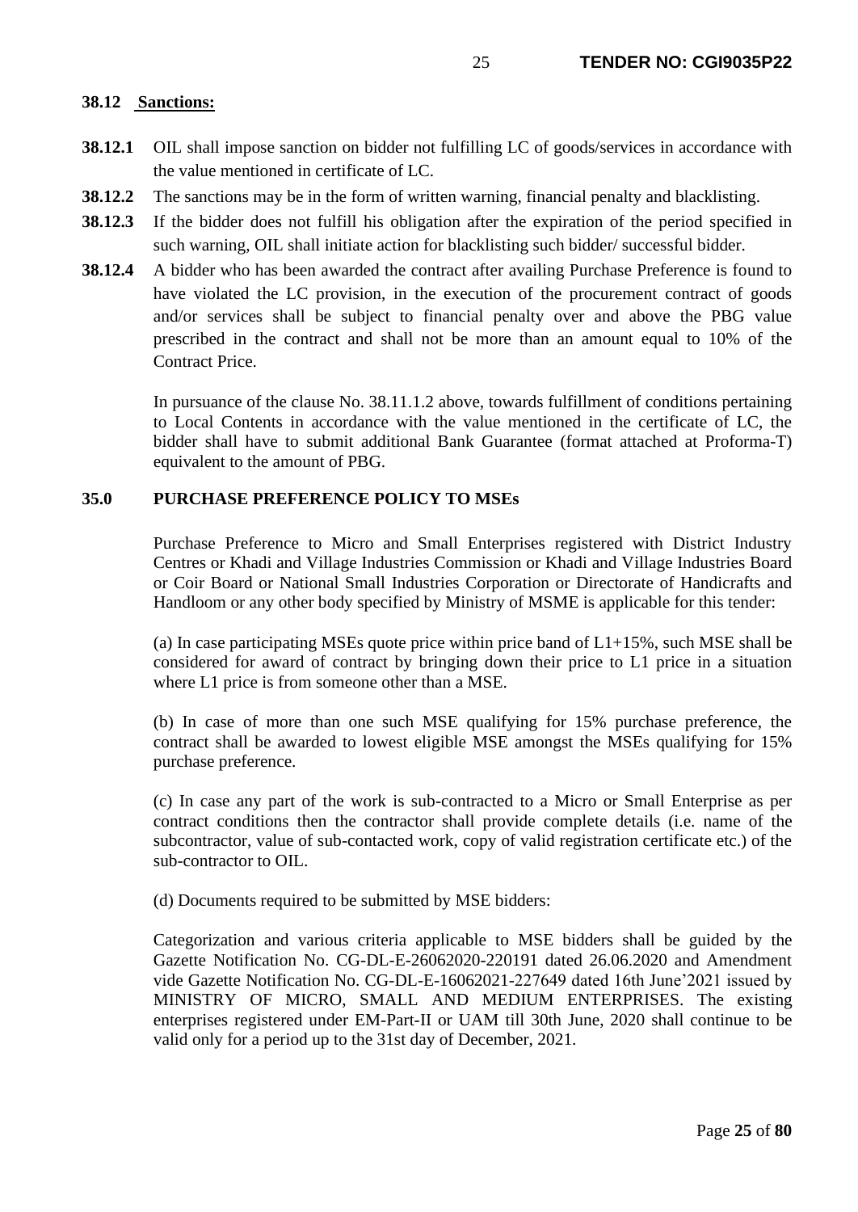**38.12 Sanctions:**

**38.12.1** OIL shall impose sanction on bidder not fulfilling LC of goods/services in accordance with the value mentioned in certificate of LC.

**38.12.2** The sanctions may be in the form of written warning, financial penalty and blacklisting.

**38.12.3** If the bidder does not fulfill his obligation after the expiration of the period specified in such warning, OIL shall initiate action for blacklisting such bidder/ successful bidder.

**38.12.4** A bidder who has been awarded the contract after availing Purchase Preference is found to have violated the LC provision, in the execution of the procurement contract of goods and/or services shall be subject to financial penalty over and above the PBG value prescribed in the contract and shall not be more than an amount equal to 10% of the Contract Price.

In pursuance of the clause No. 38.11.1.2 above, towards fulfillment of conditions pertaining to Local Contents in accordance with the value mentioned in the certificate of LC, the bidder shall have to submit additional Bank Guarantee (format attached at Proforma-T) equivalent to the amount of PBG.

**35.0 PURCHASE PREFERENCE POLICY TO MSEs**

Purchase Preference to Micro and Small Enterprises registered with District Industry Centres or Khadi and Village Industries Commission or Khadi and Village Industries Board or Coir Board or National Small Industries Corporation or Directorate of Handicrafts and Handloom or any other body specified by Ministry of MSME is applicable for this tender:

(a) In case participating MSEs quote price within price band of L1+15%, such MSE shall be considered for award of contract by bringing down their price to L1 price in a situation where L1 price is from someone other than a MSE.

(b) In case of more than one such MSE qualifying for 15% purchase preference, the contract shall be awarded to lowest eligible MSE amongst the MSEs qualifying for 15% purchase preference.

(c) In case any part of the work is sub-contracted to a Micro or Small Enterprise as per contract conditions then the contractor shall provide complete details (i.e. name of the subcontractor, value of sub-contacted work, copy of valid registration certificate etc.) of the sub-contractor to OIL.

(d) Documents required to be submitted by MSE bidders:

Categorization and various criteria applicable to MSE bidders shall be guided by the Gazette Notification No. CG-DL-E-26062020-220191 dated 26.06.2020 and Amendment vide Gazette Notification No. CG-DL-E-16062021-227649 dated 16th June'2021 issued by MINISTRY OF MICRO, SMALL AND MEDIUM ENTERPRISES. The existing enterprises registered under EM-Part-II or UAM till 30th June, 2020 shall continue to be valid only for a period up to the 31st day of December, 2021.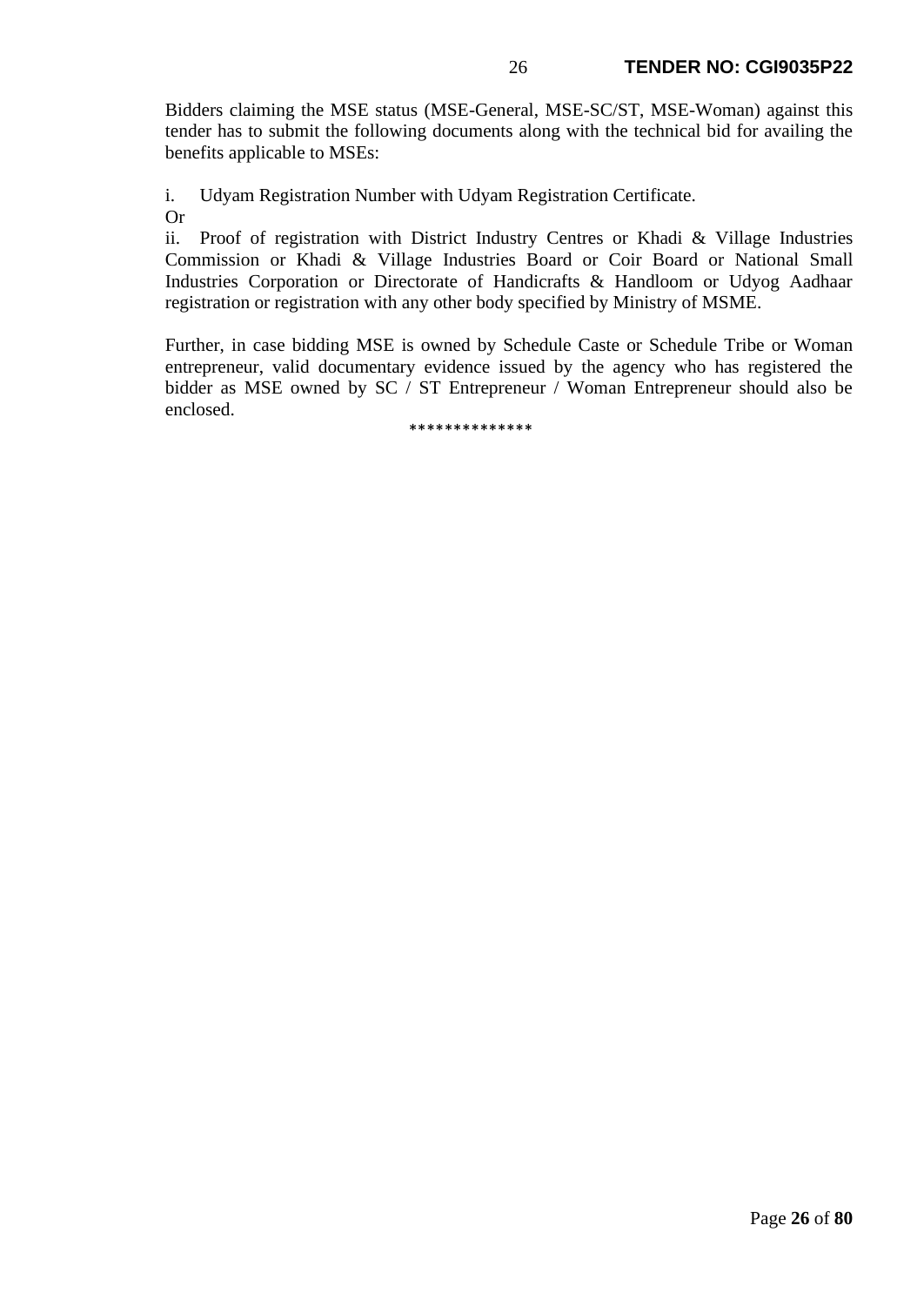Bidders claiming the MSE status (MSE-General, MSE-SC/ST, MSE-Woman) against this tender has to submit the following documents along with the technical bid for availing the benefits applicable to MSEs:

i. Udyam Registration Number with Udyam Registration Certificate.

Or

ii. Proof of registration with District Industry Centres or Khadi & Village Industries Commission or Khadi & Village Industries Board or Coir Board or National Small Industries Corporation or Directorate of Handicrafts & Handloom or Udyog Aadhaar registration or registration with any other body specified by Ministry of MSME.

Further, in case bidding MSE is owned by Schedule Caste or Schedule Tribe or Woman entrepreneur, valid documentary evidence issued by the agency who has registered the bidder as MSE owned by SC / ST Entrepreneur / Woman Entrepreneur should also be enclosed.

**************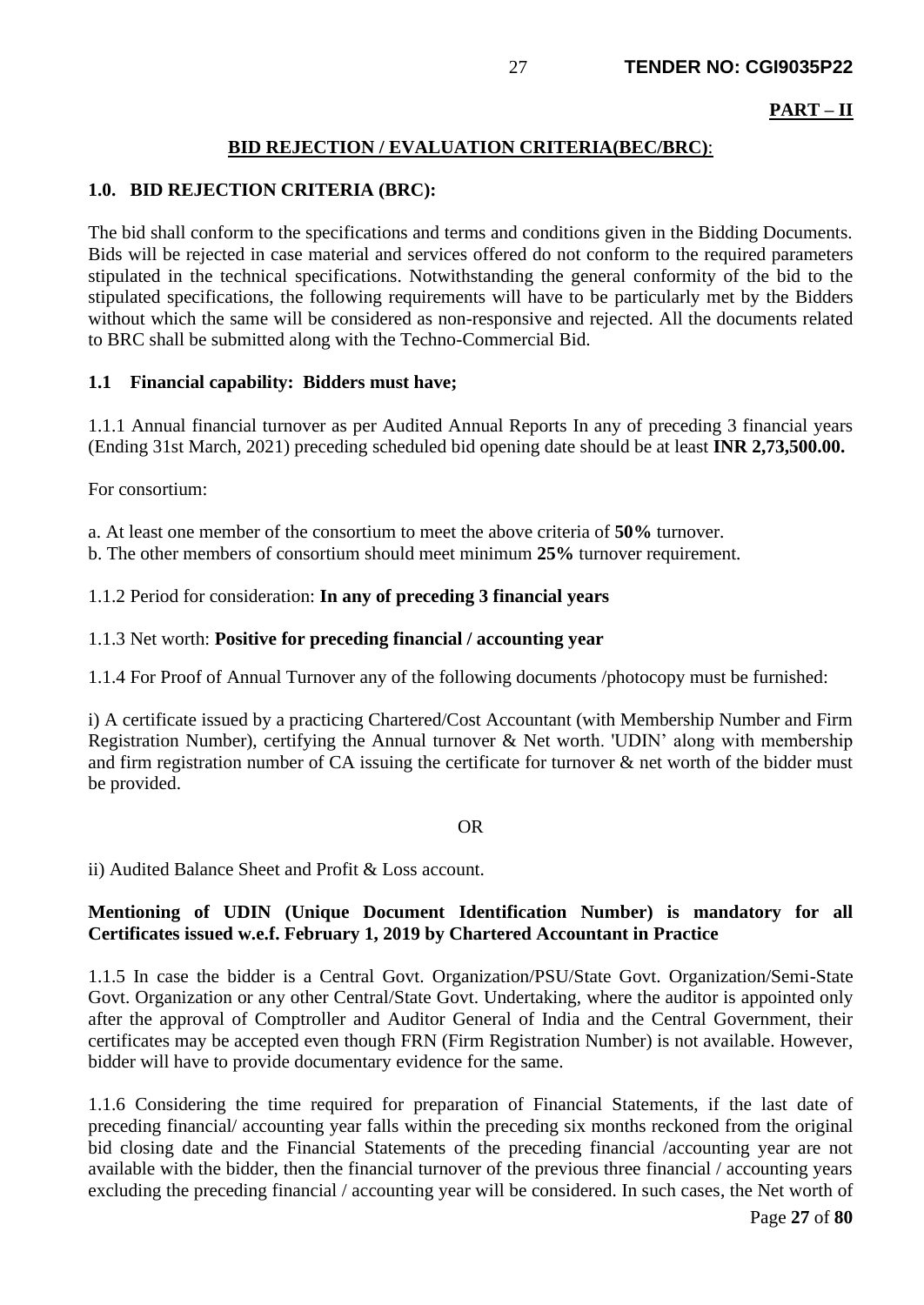**PART – II**

## BID REJECTION / EVALUATION CRITERIA(BEC/BRC):

### 1.0. BID REJECTION CRITERIA (BRC):

The bid shall conform to the specifications and terms and conditions given in the Bidding Documents. Bids will be rejected in case material and services offered do not conform to the required parameters stipulated in the technical specifications. Notwithstanding the general conformity of the bid to the stipulated specifications, the following requirements will have to be particularly met by the Bidders without which the same will be considered as non-responsive and rejected. All the documents related to BRC shall be submitted along with the Techno-Commercial Bid.

### 1.1 Financial capability: Bidders must have;

1.1.1 Annual financial turnover as per Audited Annual Reports In any of preceding 3 financial years (Ending 31st March, 2021) preceding scheduled bid opening date should be at least **INR 2,73,500.00.**

For consortium:

a. At least one member of the consortium to meet the above criteria of **50%** turnover.
b. The other members of consortium should meet minimum **25%** turnover requirement.

1.1.2 Period for consideration: **In any of preceding 3 financial years**

1.1.3 Net worth: **Positive for preceding financial / accounting year**

1.1.4 For Proof of Annual Turnover any of the following documents /photocopy must be furnished:

i) A certificate issued by a practicing Chartered/Cost Accountant (with Membership Number and Firm Registration Number), certifying the Annual turnover & Net worth. 'UDIN' along with membership and firm registration number of CA issuing the certificate for turnover & net worth of the bidder must be provided.

OR

ii) Audited Balance Sheet and Profit & Loss account.

**Mentioning of UDIN (Unique Document Identification Number) is mandatory for all Certificates issued w.e.f. February 1, 2019 by Chartered Accountant in Practice**

1.1.5 In case the bidder is a Central Govt. Organization/PSU/State Govt. Organization/Semi-State Govt. Organization or any other Central/State Govt. Undertaking, where the auditor is appointed only after the approval of Comptroller and Auditor General of India and the Central Government, their certificates may be accepted even though FRN (Firm Registration Number) is not available. However, bidder will have to provide documentary evidence for the same.

1.1.6 Considering the time required for preparation of Financial Statements, if the last date of preceding financial/ accounting year falls within the preceding six months reckoned from the original bid closing date and the Financial Statements of the preceding financial /accounting year are not available with the bidder, then the financial turnover of the previous three financial / accounting years excluding the preceding financial / accounting year will be considered. In such cases, the Net worth of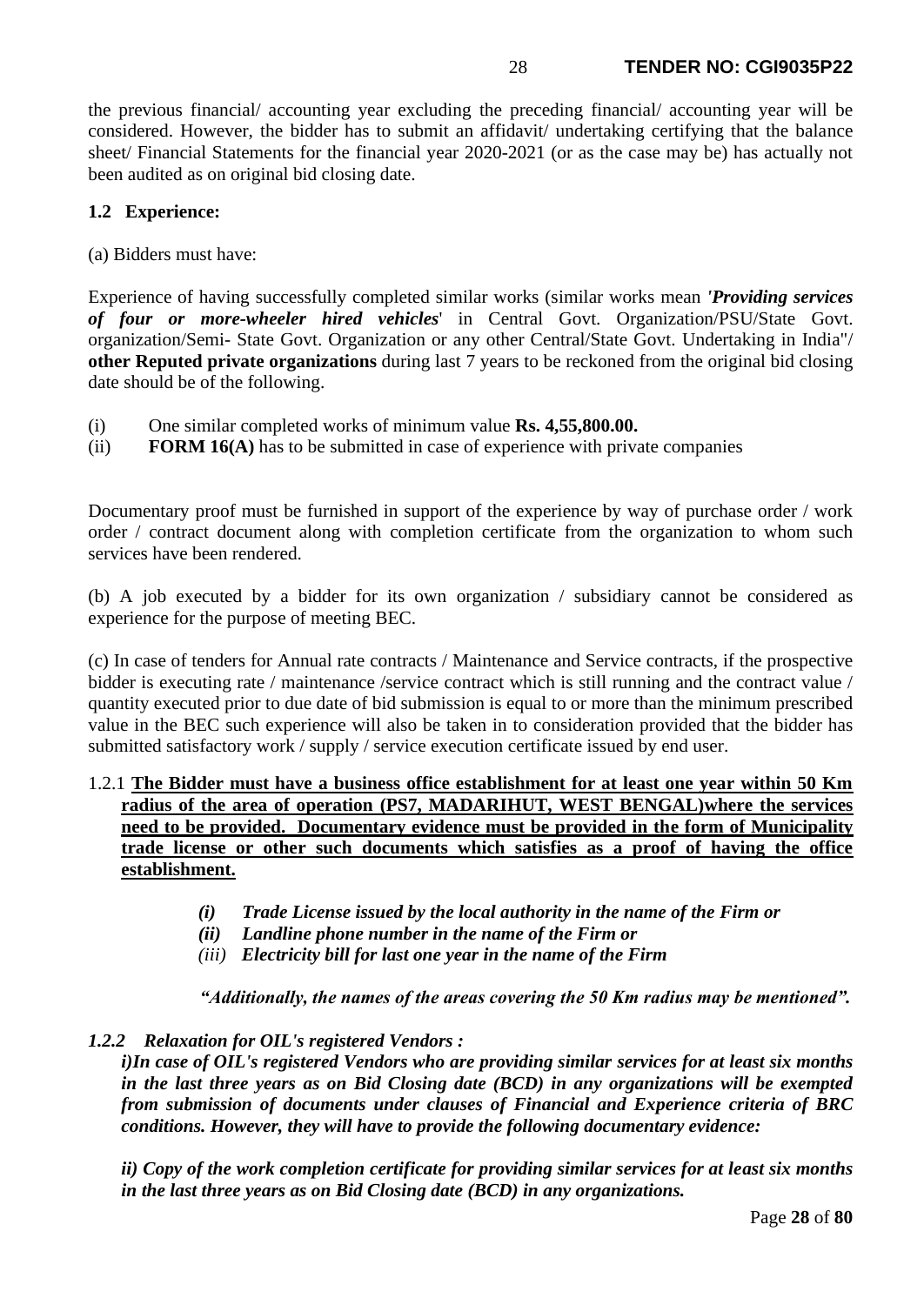the previous financial/ accounting year excluding the preceding financial/ accounting year will be considered. However, the bidder has to submit an affidavit/ undertaking certifying that the balance sheet/ Financial Statements for the financial year 2020-2021 (or as the case may be) has actually not been audited as on original bid closing date.

**1.2 Experience:**

(a) Bidders must have:

Experience of having successfully completed similar works (similar works mean ***'Providing services of four or more-wheeler hired vehicles***' in Central Govt. Organization/PSU/State Govt. organization/Semi- State Govt. Organization or any other Central/State Govt. Undertaking in India"/ **other Reputed private organizations** during last 7 years to be reckoned from the original bid closing date should be of the following.

(i) One similar completed works of minimum value **Rs. 4,55,800.00.**
(ii) **FORM 16(A)** has to be submitted in case of experience with private companies

Documentary proof must be furnished in support of the experience by way of purchase order / work order / contract document along with completion certificate from the organization to whom such services have been rendered.

(b) A job executed by a bidder for its own organization / subsidiary cannot be considered as experience for the purpose of meeting BEC.

(c) In case of tenders for Annual rate contracts / Maintenance and Service contracts, if the prospective bidder is executing rate / maintenance /service contract which is still running and the contract value / quantity executed prior to due date of bid submission is equal to or more than the minimum prescribed value in the BEC such experience will also be taken in to consideration provided that the bidder has submitted satisfactory work / supply / service execution certificate issued by end user.

1.2.1 **The Bidder must have a business office establishment for at least one year within 50 Km radius of the area of operation (PS7, MADARIHUT, WEST BENGAL)where the services need to be provided. Documentary evidence must be provided in the form of Municipality trade license or other such documents which satisfies as a proof of having the office establishment.**

*(i) Trade License issued by the local authority in the name of the Firm or*
*(ii) Landline phone number in the name of the Firm or*
*(iii) Electricity bill for last one year in the name of the Firm*

*"Additionally, the names of the areas covering the 50 Km radius may be mentioned".*

***1.2.2 Relaxation for OIL's registered Vendors :***

***i)In case of OIL's registered Vendors who are providing similar services for at least six months in the last three years as on Bid Closing date (BCD) in any organizations will be exempted from submission of documents under clauses of Financial and Experience criteria of BRC conditions. However, they will have to provide the following documentary evidence:***

***ii) Copy of the work completion certificate for providing similar services for at least six months in the last three years as on Bid Closing date (BCD) in any organizations.***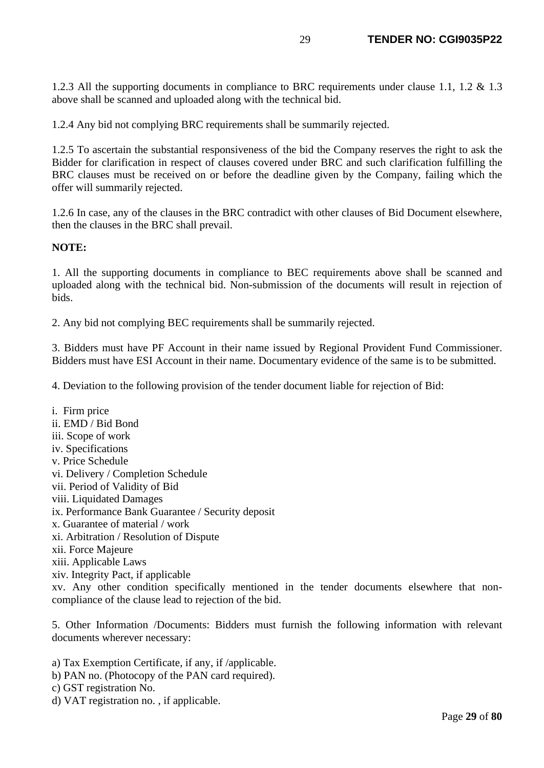1.2.3 All the supporting documents in compliance to BRC requirements under clause 1.1, 1.2 & 1.3 above shall be scanned and uploaded along with the technical bid.

1.2.4 Any bid not complying BRC requirements shall be summarily rejected.

1.2.5 To ascertain the substantial responsiveness of the bid the Company reserves the right to ask the Bidder for clarification in respect of clauses covered under BRC and such clarification fulfilling the BRC clauses must be received on or before the deadline given by the Company, failing which the offer will summarily rejected.

1.2.6 In case, any of the clauses in the BRC contradict with other clauses of Bid Document elsewhere, then the clauses in the BRC shall prevail.

**NOTE:**

1. All the supporting documents in compliance to BEC requirements above shall be scanned and uploaded along with the technical bid. Non-submission of the documents will result in rejection of bids.

2. Any bid not complying BEC requirements shall be summarily rejected.

3. Bidders must have PF Account in their name issued by Regional Provident Fund Commissioner. Bidders must have ESI Account in their name. Documentary evidence of the same is to be submitted.

4. Deviation to the following provision of the tender document liable for rejection of Bid:

i. Firm price
ii. EMD / Bid Bond
iii. Scope of work
iv. Specifications
v. Price Schedule
vi. Delivery / Completion Schedule
vii. Period of Validity of Bid
viii. Liquidated Damages
ix. Performance Bank Guarantee / Security deposit
x. Guarantee of material / work
xi. Arbitration / Resolution of Dispute
xii. Force Majeure
xiii. Applicable Laws
xiv. Integrity Pact, if applicable
xv. Any other condition specifically mentioned in the tender documents elsewhere that non-compliance of the clause lead to rejection of the bid.

5. Other Information /Documents: Bidders must furnish the following information with relevant documents wherever necessary:

a) Tax Exemption Certificate, if any, if /applicable.
b) PAN no. (Photocopy of the PAN card required).
c) GST registration No.
d) VAT registration no. , if applicable.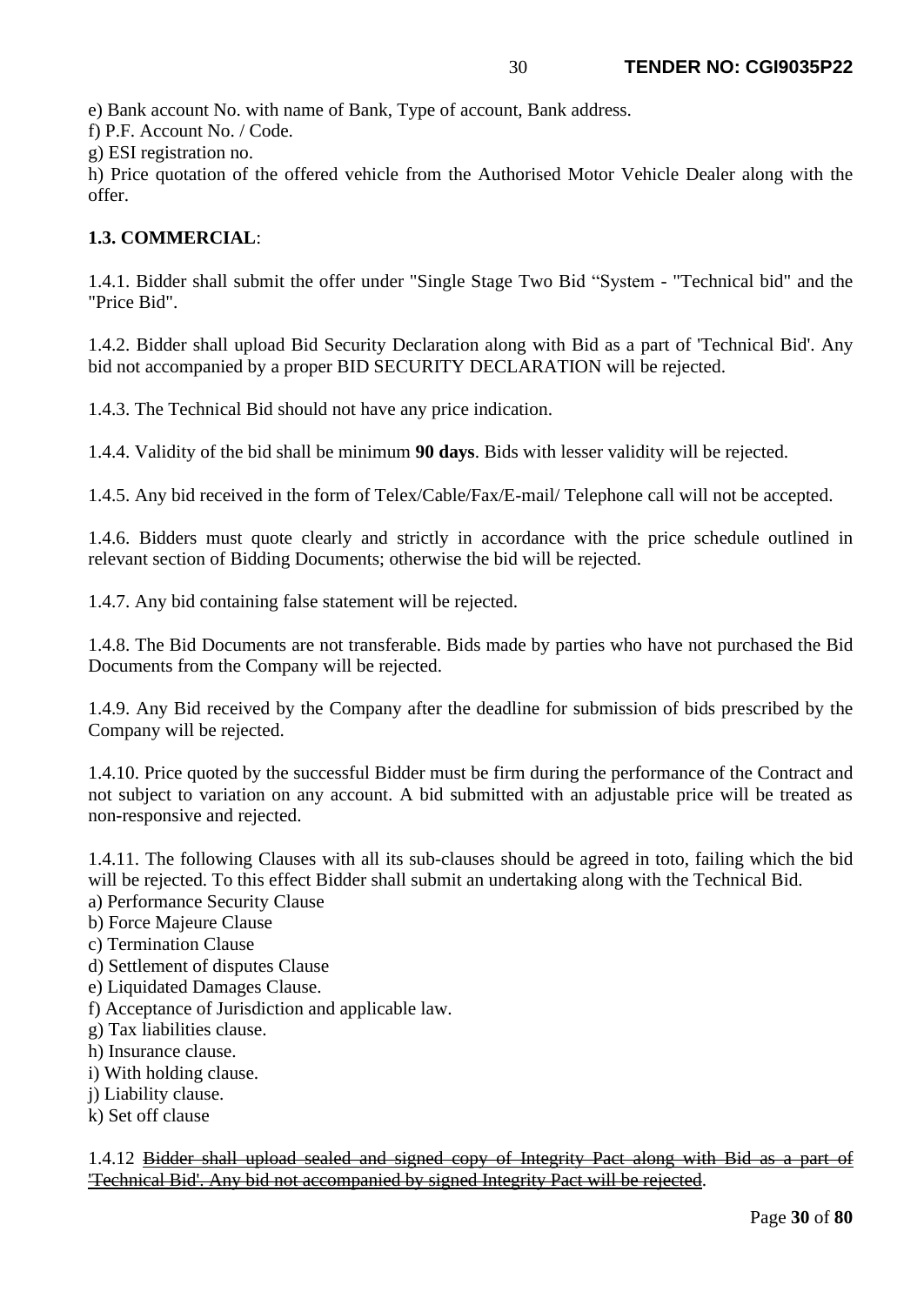e) Bank account No. with name of Bank, Type of account, Bank address.
f) P.F. Account No. / Code.
g) ESI registration no.
h) Price quotation of the offered vehicle from the Authorised Motor Vehicle Dealer along with the offer.

**1.3. COMMERCIAL**:

1.4.1. Bidder shall submit the offer under "Single Stage Two Bid "System - "Technical bid" and the "Price Bid".

1.4.2. Bidder shall upload Bid Security Declaration along with Bid as a part of 'Technical Bid'. Any bid not accompanied by a proper BID SECURITY DECLARATION will be rejected.

1.4.3. The Technical Bid should not have any price indication.

1.4.4. Validity of the bid shall be minimum **90 days**. Bids with lesser validity will be rejected.

1.4.5. Any bid received in the form of Telex/Cable/Fax/E-mail/ Telephone call will not be accepted.

1.4.6. Bidders must quote clearly and strictly in accordance with the price schedule outlined in relevant section of Bidding Documents; otherwise the bid will be rejected.

1.4.7. Any bid containing false statement will be rejected.

1.4.8. The Bid Documents are not transferable. Bids made by parties who have not purchased the Bid Documents from the Company will be rejected.

1.4.9. Any Bid received by the Company after the deadline for submission of bids prescribed by the Company will be rejected.

1.4.10. Price quoted by the successful Bidder must be firm during the performance of the Contract and not subject to variation on any account. A bid submitted with an adjustable price will be treated as non-responsive and rejected.

1.4.11. The following Clauses with all its sub-clauses should be agreed in toto, failing which the bid will be rejected. To this effect Bidder shall submit an undertaking along with the Technical Bid.
a) Performance Security Clause
b) Force Majeure Clause
c) Termination Clause
d) Settlement of disputes Clause
e) Liquidated Damages Clause.
f) Acceptance of Jurisdiction and applicable law.
g) Tax liabilities clause.
h) Insurance clause.
i) With holding clause.
j) Liability clause.
k) Set off clause

1.4.12 ~~Bidder shall upload sealed and signed copy of Integrity Pact along with Bid as a part of 'Technical Bid'. Any bid not accompanied by signed Integrity Pact will be rejected~~.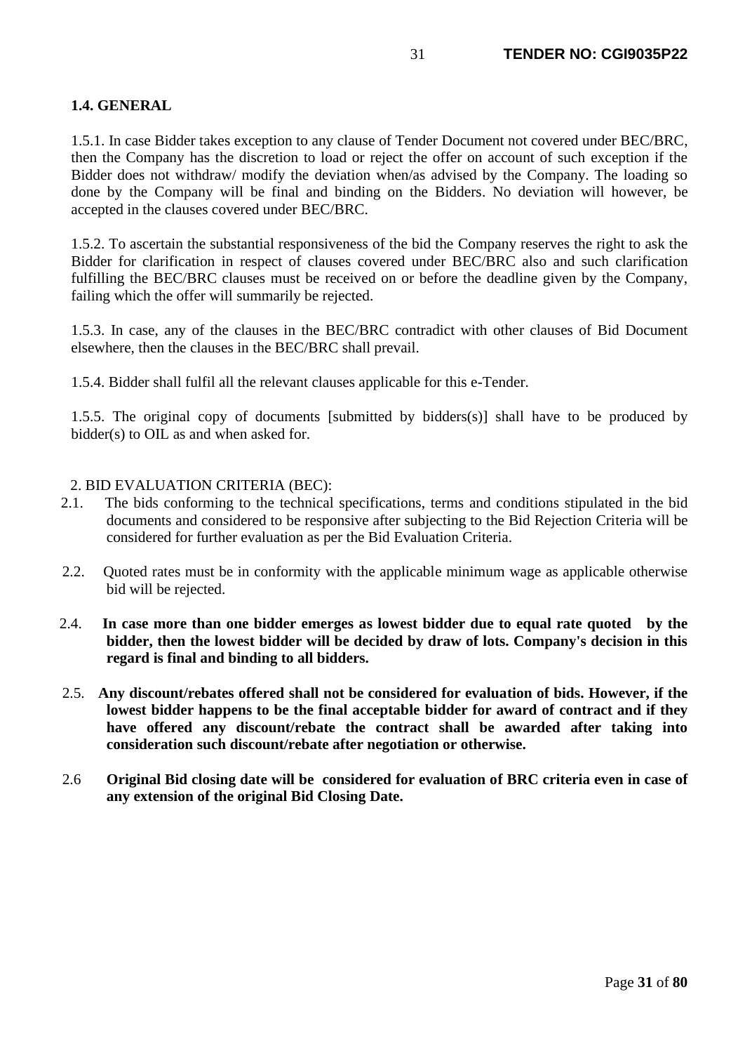**1.4. GENERAL**

1.5.1. In case Bidder takes exception to any clause of Tender Document not covered under BEC/BRC, then the Company has the discretion to load or reject the offer on account of such exception if the Bidder does not withdraw/ modify the deviation when/as advised by the Company. The loading so done by the Company will be final and binding on the Bidders. No deviation will however, be accepted in the clauses covered under BEC/BRC.

1.5.2. To ascertain the substantial responsiveness of the bid the Company reserves the right to ask the Bidder for clarification in respect of clauses covered under BEC/BRC also and such clarification fulfilling the BEC/BRC clauses must be received on or before the deadline given by the Company, failing which the offer will summarily be rejected.

1.5.3. In case, any of the clauses in the BEC/BRC contradict with other clauses of Bid Document elsewhere, then the clauses in the BEC/BRC shall prevail.

1.5.4. Bidder shall fulfil all the relevant clauses applicable for this e-Tender.

1.5.5. The original copy of documents [submitted by bidders(s)] shall have to be produced by bidder(s) to OIL as and when asked for.

2. BID EVALUATION CRITERIA (BEC):

2.1. The bids conforming to the technical specifications, terms and conditions stipulated in the bid documents and considered to be responsive after subjecting to the Bid Rejection Criteria will be considered for further evaluation as per the Bid Evaluation Criteria.

2.2. Quoted rates must be in conformity with the applicable minimum wage as applicable otherwise bid will be rejected.

2.4. **In case more than one bidder emerges as lowest bidder due to equal rate quoted by the bidder, then the lowest bidder will be decided by draw of lots. Company's decision in this regard is final and binding to all bidders.**

2.5. **Any discount/rebates offered shall not be considered for evaluation of bids. However, if the lowest bidder happens to be the final acceptable bidder for award of contract and if they have offered any discount/rebate the contract shall be awarded after taking into consideration such discount/rebate after negotiation or otherwise.**

2.6 **Original Bid closing date will be considered for evaluation of BRC criteria even in case of any extension of the original Bid Closing Date.**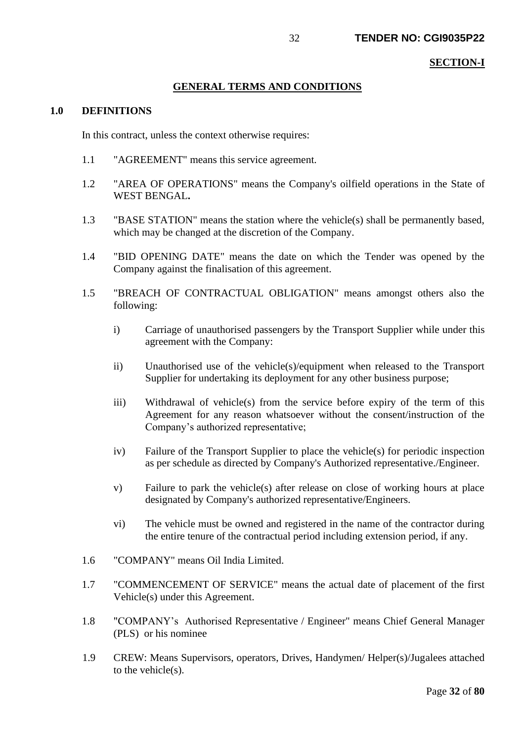**SECTION-I**

## GENERAL TERMS AND CONDITIONS

### 1.0 DEFINITIONS

In this contract, unless the context otherwise requires:

1.1 "AGREEMENT" means this service agreement.

1.2 "AREA OF OPERATIONS" means the Company's oilfield operations in the State of WEST BENGAL**.**

1.3 "BASE STATION" means the station where the vehicle(s) shall be permanently based, which may be changed at the discretion of the Company.

1.4 "BID OPENING DATE" means the date on which the Tender was opened by the Company against the finalisation of this agreement.

1.5 "BREACH OF CONTRACTUAL OBLIGATION" means amongst others also the following:

i) Carriage of unauthorised passengers by the Transport Supplier while under this agreement with the Company:

ii) Unauthorised use of the vehicle(s)/equipment when released to the Transport Supplier for undertaking its deployment for any other business purpose;

iii) Withdrawal of vehicle(s) from the service before expiry of the term of this Agreement for any reason whatsoever without the consent/instruction of the Company's authorized representative;

iv) Failure of the Transport Supplier to place the vehicle(s) for periodic inspection as per schedule as directed by Company's Authorized representative./Engineer.

v) Failure to park the vehicle(s) after release on close of working hours at place designated by Company's authorized representative/Engineers.

vi) The vehicle must be owned and registered in the name of the contractor during the entire tenure of the contractual period including extension period, if any.

1.6 "COMPANY" means Oil India Limited.

1.7 "COMMENCEMENT OF SERVICE" means the actual date of placement of the first Vehicle(s) under this Agreement.

1.8 "COMPANY's Authorised Representative / Engineer" means Chief General Manager (PLS) or his nominee

1.9 CREW: Means Supervisors, operators, Drives, Handymen/ Helper(s)/Jugalees attached to the vehicle(s).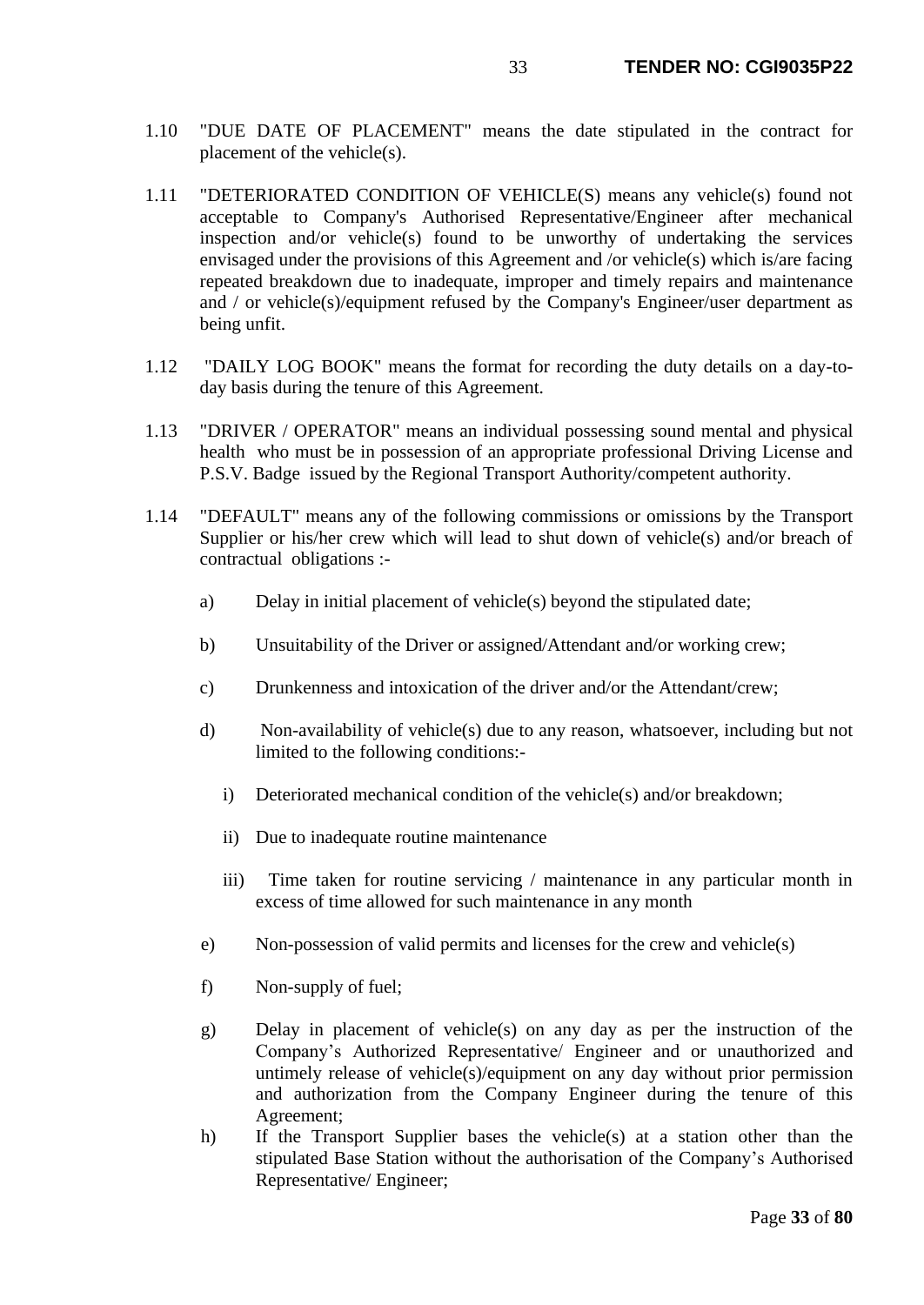1.10 "DUE DATE OF PLACEMENT" means the date stipulated in the contract for placement of the vehicle(s).

1.11 "DETERIORATED CONDITION OF VEHICLE(S) means any vehicle(s) found not acceptable to Company's Authorised Representative/Engineer after mechanical inspection and/or vehicle(s) found to be unworthy of undertaking the services envisaged under the provisions of this Agreement and /or vehicle(s) which is/are facing repeated breakdown due to inadequate, improper and timely repairs and maintenance and / or vehicle(s)/equipment refused by the Company's Engineer/user department as being unfit.

1.12 "DAILY LOG BOOK" means the format for recording the duty details on a day-to-day basis during the tenure of this Agreement.

1.13 "DRIVER / OPERATOR" means an individual possessing sound mental and physical health who must be in possession of an appropriate professional Driving License and P.S.V. Badge issued by the Regional Transport Authority/competent authority.

1.14 "DEFAULT" means any of the following commissions or omissions by the Transport Supplier or his/her crew which will lead to shut down of vehicle(s) and/or breach of contractual obligations :-

a) Delay in initial placement of vehicle(s) beyond the stipulated date;

b) Unsuitability of the Driver or assigned/Attendant and/or working crew;

c) Drunkenness and intoxication of the driver and/or the Attendant/crew;

d) Non-availability of vehicle(s) due to any reason, whatsoever, including but not limited to the following conditions:-

   i) Deteriorated mechanical condition of the vehicle(s) and/or breakdown;

   ii) Due to inadequate routine maintenance

   iii) Time taken for routine servicing / maintenance in any particular month in excess of time allowed for such maintenance in any month

e) Non-possession of valid permits and licenses for the crew and vehicle(s)

f) Non-supply of fuel;

g) Delay in placement of vehicle(s) on any day as per the instruction of the Company's Authorized Representative/ Engineer and or unauthorized and untimely release of vehicle(s)/equipment on any day without prior permission and authorization from the Company Engineer during the tenure of this Agreement;

h) If the Transport Supplier bases the vehicle(s) at a station other than the stipulated Base Station without the authorisation of the Company's Authorised Representative/ Engineer;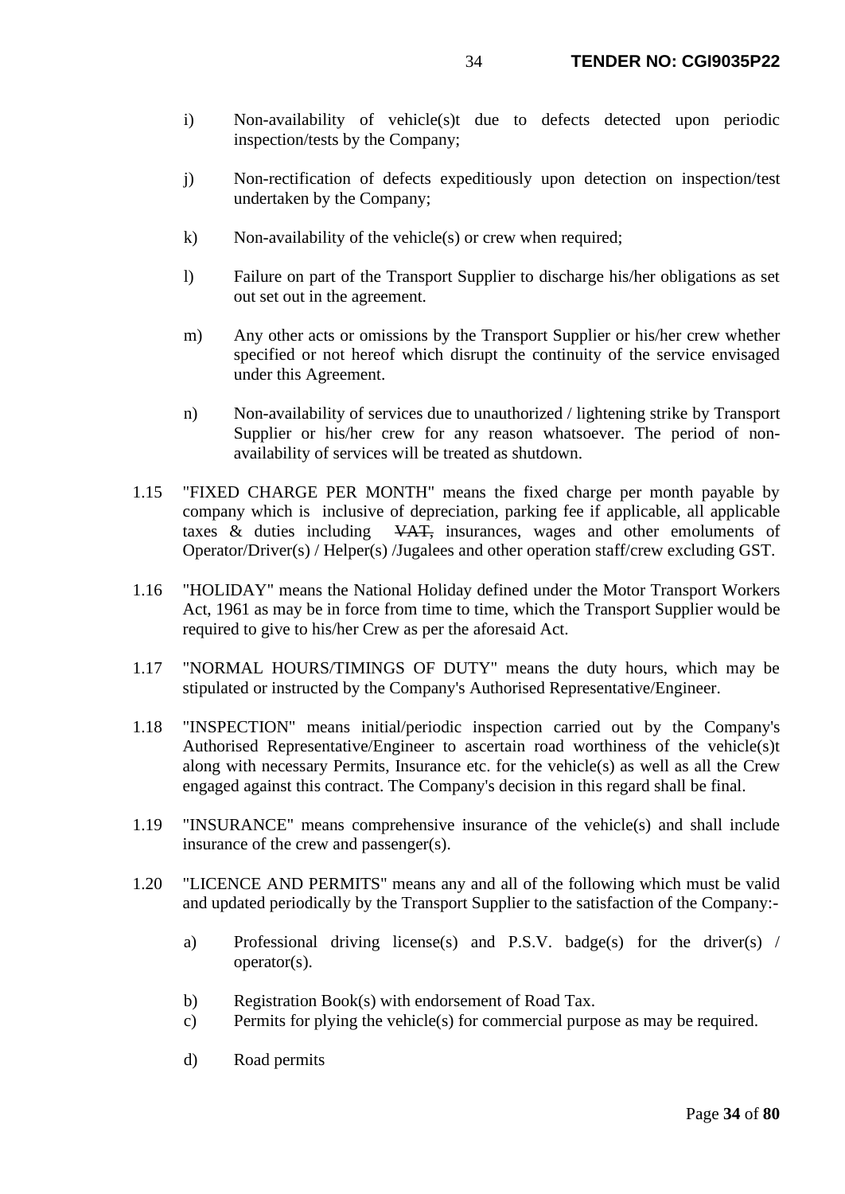i) Non-availability of vehicle(s)t due to defects detected upon periodic inspection/tests by the Company;

j) Non-rectification of defects expeditiously upon detection on inspection/test undertaken by the Company;

k) Non-availability of the vehicle(s) or crew when required;

l) Failure on part of the Transport Supplier to discharge his/her obligations as set out set out in the agreement.

m) Any other acts or omissions by the Transport Supplier or his/her crew whether specified or not hereof which disrupt the continuity of the service envisaged under this Agreement.

n) Non-availability of services due to unauthorized / lightening strike by Transport Supplier or his/her crew for any reason whatsoever. The period of non-availability of services will be treated as shutdown.

1.15 "FIXED CHARGE PER MONTH" means the fixed charge per month payable by company which is inclusive of depreciation, parking fee if applicable, all applicable taxes & duties including ~~VAT,~~ insurances, wages and other emoluments of Operator/Driver(s) / Helper(s) /Jugalees and other operation staff/crew excluding GST.

1.16 "HOLIDAY" means the National Holiday defined under the Motor Transport Workers Act, 1961 as may be in force from time to time, which the Transport Supplier would be required to give to his/her Crew as per the aforesaid Act.

1.17 "NORMAL HOURS/TIMINGS OF DUTY" means the duty hours, which may be stipulated or instructed by the Company's Authorised Representative/Engineer.

1.18 "INSPECTION" means initial/periodic inspection carried out by the Company's Authorised Representative/Engineer to ascertain road worthiness of the vehicle(s)t along with necessary Permits, Insurance etc. for the vehicle(s) as well as all the Crew engaged against this contract. The Company's decision in this regard shall be final.

1.19 "INSURANCE" means comprehensive insurance of the vehicle(s) and shall include insurance of the crew and passenger(s).

1.20 "LICENCE AND PERMITS" means any and all of the following which must be valid and updated periodically by the Transport Supplier to the satisfaction of the Company:-

a) Professional driving license(s) and P.S.V. badge(s) for the driver(s) / operator(s).

b) Registration Book(s) with endorsement of Road Tax.

c) Permits for plying the vehicle(s) for commercial purpose as may be required.

d) Road permits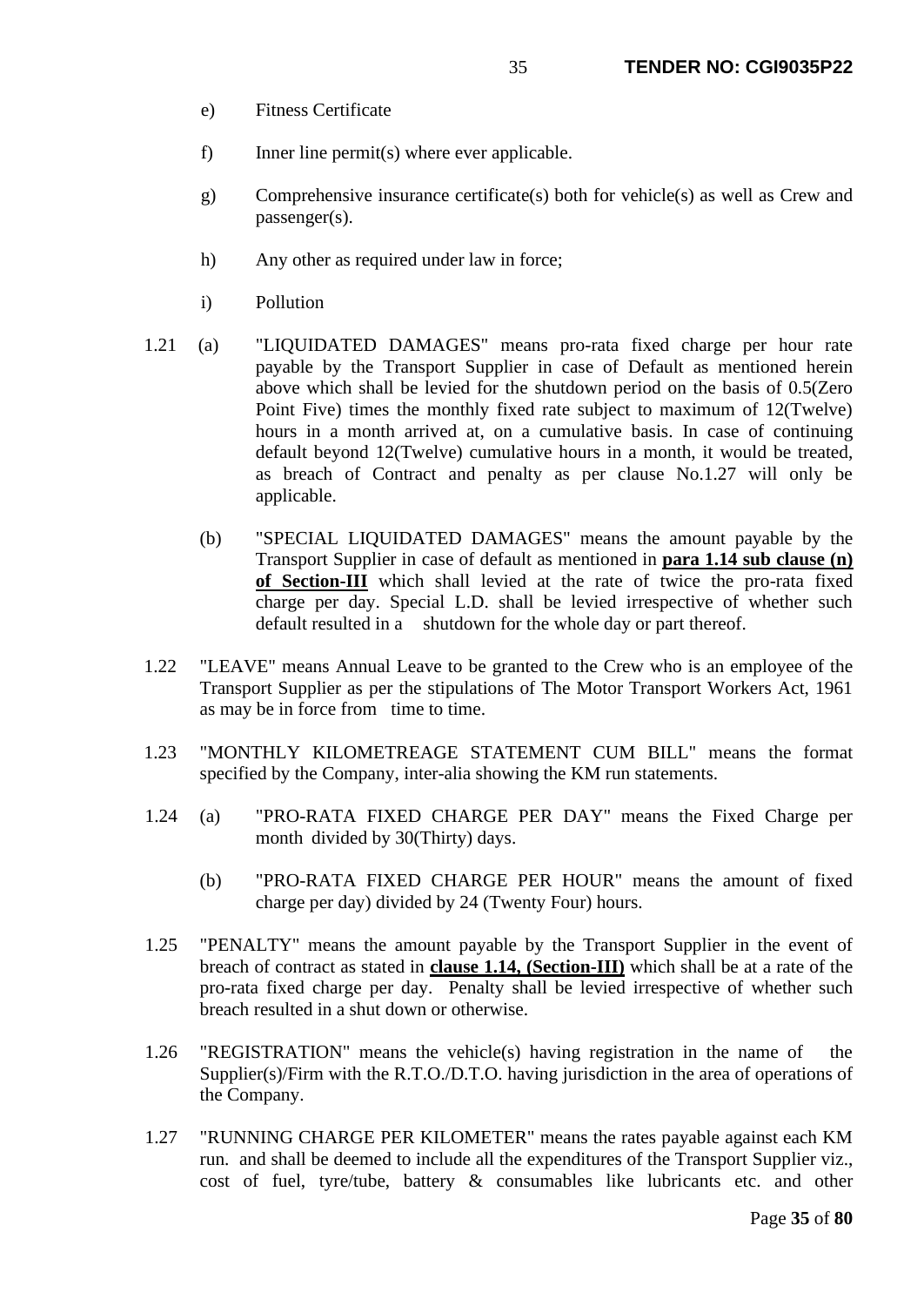e) Fitness Certificate

f) Inner line permit(s) where ever applicable.

g) Comprehensive insurance certificate(s) both for vehicle(s) as well as Crew and passenger(s).

h) Any other as required under law in force;

i) Pollution

1.21 (a) "LIQUIDATED DAMAGES" means pro-rata fixed charge per hour rate payable by the Transport Supplier in case of Default as mentioned herein above which shall be levied for the shutdown period on the basis of 0.5(Zero Point Five) times the monthly fixed rate subject to maximum of 12(Twelve) hours in a month arrived at, on a cumulative basis. In case of continuing default beyond 12(Twelve) cumulative hours in a month, it would be treated, as breach of Contract and penalty as per clause No.1.27 will only be applicable.

(b) "SPECIAL LIQUIDATED DAMAGES" means the amount payable by the Transport Supplier in case of default as mentioned in **para 1.14 sub clause (n) of Section-III** which shall levied at the rate of twice the pro-rata fixed charge per day. Special L.D. shall be levied irrespective of whether such default resulted in a shutdown for the whole day or part thereof.

1.22 "LEAVE" means Annual Leave to be granted to the Crew who is an employee of the Transport Supplier as per the stipulations of The Motor Transport Workers Act, 1961 as may be in force from time to time.

1.23 "MONTHLY KILOMETREAGE STATEMENT CUM BILL" means the format specified by the Company, inter-alia showing the KM run statements.

1.24 (a) "PRO-RATA FIXED CHARGE PER DAY" means the Fixed Charge per month divided by 30(Thirty) days.

(b) "PRO-RATA FIXED CHARGE PER HOUR" means the amount of fixed charge per day) divided by 24 (Twenty Four) hours.

1.25 "PENALTY" means the amount payable by the Transport Supplier in the event of breach of contract as stated in **clause 1.14, (Section-III)** which shall be at a rate of the pro-rata fixed charge per day. Penalty shall be levied irrespective of whether such breach resulted in a shut down or otherwise.

1.26 "REGISTRATION" means the vehicle(s) having registration in the name of the Supplier(s)/Firm with the R.T.O./D.T.O. having jurisdiction in the area of operations of the Company.

1.27 "RUNNING CHARGE PER KILOMETER" means the rates payable against each KM run. and shall be deemed to include all the expenditures of the Transport Supplier viz., cost of fuel, tyre/tube, battery & consumables like lubricants etc. and other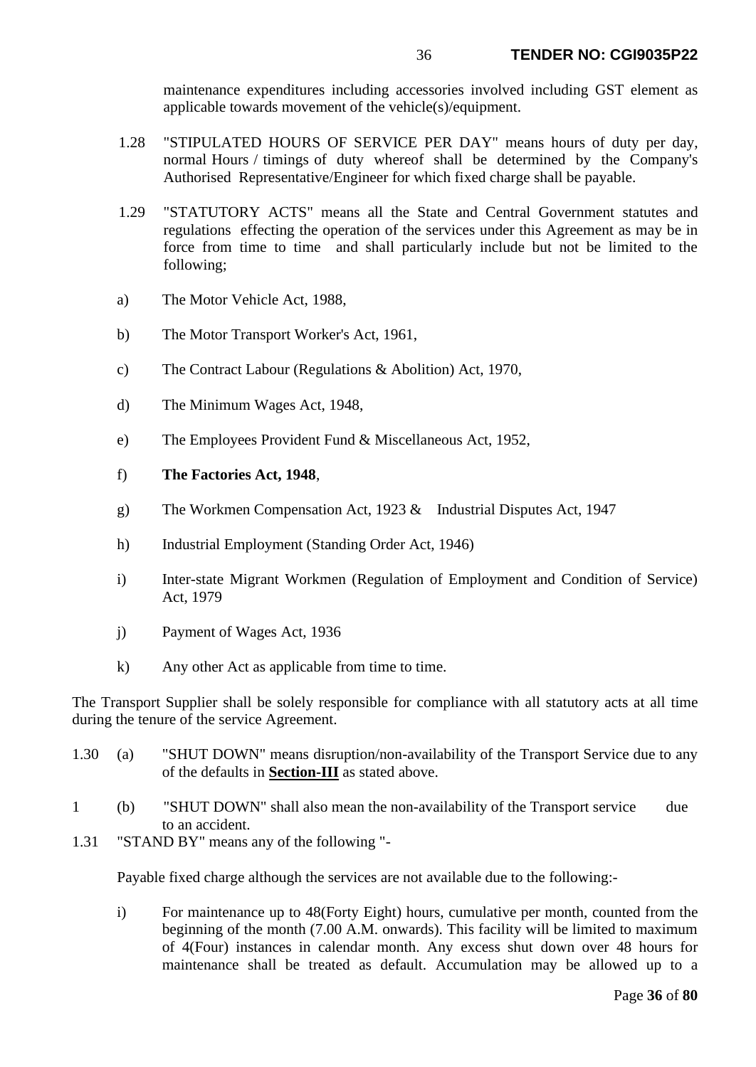maintenance expenditures including accessories involved including GST element as applicable towards movement of the vehicle(s)/equipment.

1.28 "STIPULATED HOURS OF SERVICE PER DAY" means hours of duty per day, normal Hours / timings of duty whereof shall be determined by the Company's Authorised Representative/Engineer for which fixed charge shall be payable.

1.29 "STATUTORY ACTS" means all the State and Central Government statutes and regulations effecting the operation of the services under this Agreement as may be in force from time to time and shall particularly include but not be limited to the following;

a) The Motor Vehicle Act, 1988,

b) The Motor Transport Worker's Act, 1961,

c) The Contract Labour (Regulations & Abolition) Act, 1970,

d) The Minimum Wages Act, 1948,

e) The Employees Provident Fund & Miscellaneous Act, 1952,

f) **The Factories Act, 1948**,

g) The Workmen Compensation Act, 1923 & Industrial Disputes Act, 1947

h) Industrial Employment (Standing Order Act, 1946)

i) Inter-state Migrant Workmen (Regulation of Employment and Condition of Service) Act, 1979

j) Payment of Wages Act, 1936

k) Any other Act as applicable from time to time.

The Transport Supplier shall be solely responsible for compliance with all statutory acts at all time during the tenure of the service Agreement.

1.30 (a) "SHUT DOWN" means disruption/non-availability of the Transport Service due to any of the defaults in **<u>Section-III</u>** as stated above.

1 (b) "SHUT DOWN" shall also mean the non-availability of the Transport service due to an accident.

1.31 "STAND BY" means any of the following "-

Payable fixed charge although the services are not available due to the following:-

i) For maintenance up to 48(Forty Eight) hours, cumulative per month, counted from the beginning of the month (7.00 A.M. onwards). This facility will be limited to maximum of 4(Four) instances in calendar month. Any excess shut down over 48 hours for maintenance shall be treated as default. Accumulation may be allowed up to a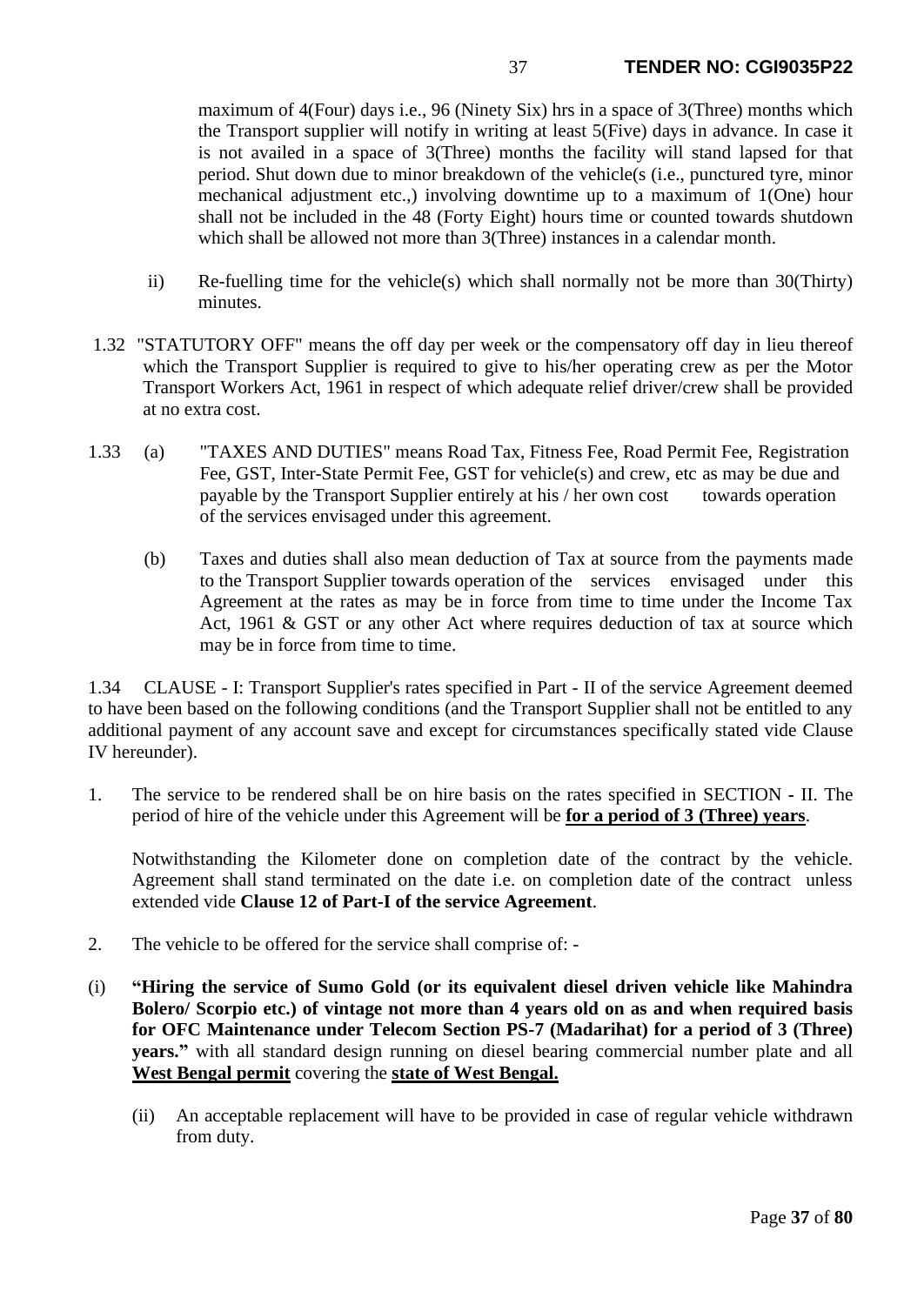maximum of 4(Four) days i.e., 96 (Ninety Six) hrs in a space of 3(Three) months which the Transport supplier will notify in writing at least 5(Five) days in advance. In case it is not availed in a space of 3(Three) months the facility will stand lapsed for that period. Shut down due to minor breakdown of the vehicle(s (i.e., punctured tyre, minor mechanical adjustment etc.,) involving downtime up to a maximum of 1(One) hour shall not be included in the 48 (Forty Eight) hours time or counted towards shutdown which shall be allowed not more than 3(Three) instances in a calendar month.

ii) Re-fuelling time for the vehicle(s) which shall normally not be more than 30(Thirty) minutes.

1.32 "STATUTORY OFF" means the off day per week or the compensatory off day in lieu thereof which the Transport Supplier is required to give to his/her operating crew as per the Motor Transport Workers Act, 1961 in respect of which adequate relief driver/crew shall be provided at no extra cost.

1.33 (a) "TAXES AND DUTIES" means Road Tax, Fitness Fee, Road Permit Fee, Registration Fee, GST, Inter-State Permit Fee, GST for vehicle(s) and crew, etc as may be due and payable by the Transport Supplier entirely at his / her own cost towards operation of the services envisaged under this agreement.

(b) Taxes and duties shall also mean deduction of Tax at source from the payments made to the Transport Supplier towards operation of the services envisaged under this Agreement at the rates as may be in force from time to time under the Income Tax Act, 1961 & GST or any other Act where requires deduction of tax at source which may be in force from time to time.

1.34 CLAUSE - I: Transport Supplier's rates specified in Part - II of the service Agreement deemed to have been based on the following conditions (and the Transport Supplier shall not be entitled to any additional payment of any account save and except for circumstances specifically stated vide Clause IV hereunder).

1. The service to be rendered shall be on hire basis on the rates specified in SECTION - II. The period of hire of the vehicle under this Agreement will be **for a period of 3 (Three) years**.

   Notwithstanding the Kilometer done on completion date of the contract by the vehicle. Agreement shall stand terminated on the date i.e. on completion date of the contract unless extended vide **Clause 12 of Part-I of the service Agreement**.

2. The vehicle to be offered for the service shall comprise of: -

(i) **"Hiring the service of Sumo Gold (or its equivalent diesel driven vehicle like Mahindra Bolero/ Scorpio etc.) of vintage not more than 4 years old on as and when required basis for OFC Maintenance under Telecom Section PS-7 (Madarihat) for a period of 3 (Three) years."** with all standard design running on diesel bearing commercial number plate and all **West Bengal permit** covering the **state of West Bengal.**

   (ii) An acceptable replacement will have to be provided in case of regular vehicle withdrawn from duty.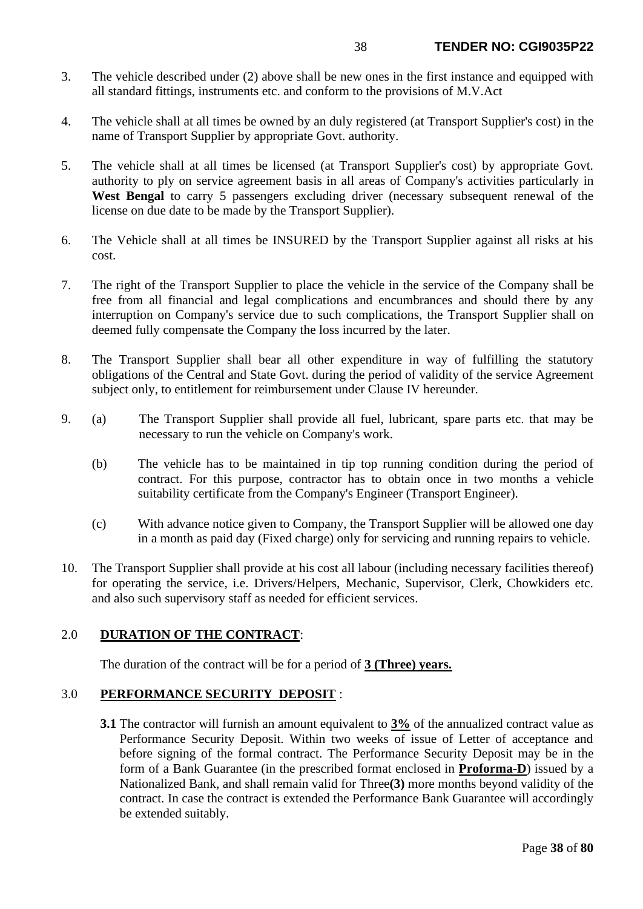3. The vehicle described under (2) above shall be new ones in the first instance and equipped with all standard fittings, instruments etc. and conform to the provisions of M.V.Act

4. The vehicle shall at all times be owned by an duly registered (at Transport Supplier's cost) in the name of Transport Supplier by appropriate Govt. authority.

5. The vehicle shall at all times be licensed (at Transport Supplier's cost) by appropriate Govt. authority to ply on service agreement basis in all areas of Company's activities particularly in **West Bengal** to carry 5 passengers excluding driver (necessary subsequent renewal of the license on due date to be made by the Transport Supplier).

6. The Vehicle shall at all times be INSURED by the Transport Supplier against all risks at his cost.

7. The right of the Transport Supplier to place the vehicle in the service of the Company shall be free from all financial and legal complications and encumbrances and should there by any interruption on Company's service due to such complications, the Transport Supplier shall on deemed fully compensate the Company the loss incurred by the later.

8. The Transport Supplier shall bear all other expenditure in way of fulfilling the statutory obligations of the Central and State Govt. during the period of validity of the service Agreement subject only, to entitlement for reimbursement under Clause IV hereunder.

9. (a) The Transport Supplier shall provide all fuel, lubricant, spare parts etc. that may be necessary to run the vehicle on Company's work.

   (b) The vehicle has to be maintained in tip top running condition during the period of contract. For this purpose, contractor has to obtain once in two months a vehicle suitability certificate from the Company's Engineer (Transport Engineer).

   (c) With advance notice given to Company, the Transport Supplier will be allowed one day in a month as paid day (Fixed charge) only for servicing and running repairs to vehicle.

10. The Transport Supplier shall provide at his cost all labour (including necessary facilities thereof) for operating the service, i.e. Drivers/Helpers, Mechanic, Supervisor, Clerk, Chowkiders etc. and also such supervisory staff as needed for efficient services.

## 2.0 **DURATION OF THE CONTRACT**:

The duration of the contract will be for a period of **3 (Three) years.**

## 3.0 **PERFORMANCE SECURITY DEPOSIT** :

**3.1** The contractor will furnish an amount equivalent to **3%** of the annualized contract value as Performance Security Deposit. Within two weeks of issue of Letter of acceptance and before signing of the formal contract. The Performance Security Deposit may be in the form of a Bank Guarantee (in the prescribed format enclosed in **Proforma-D**) issued by a Nationalized Bank, and shall remain valid for Three**(3)** more months beyond validity of the contract. In case the contract is extended the Performance Bank Guarantee will accordingly be extended suitably.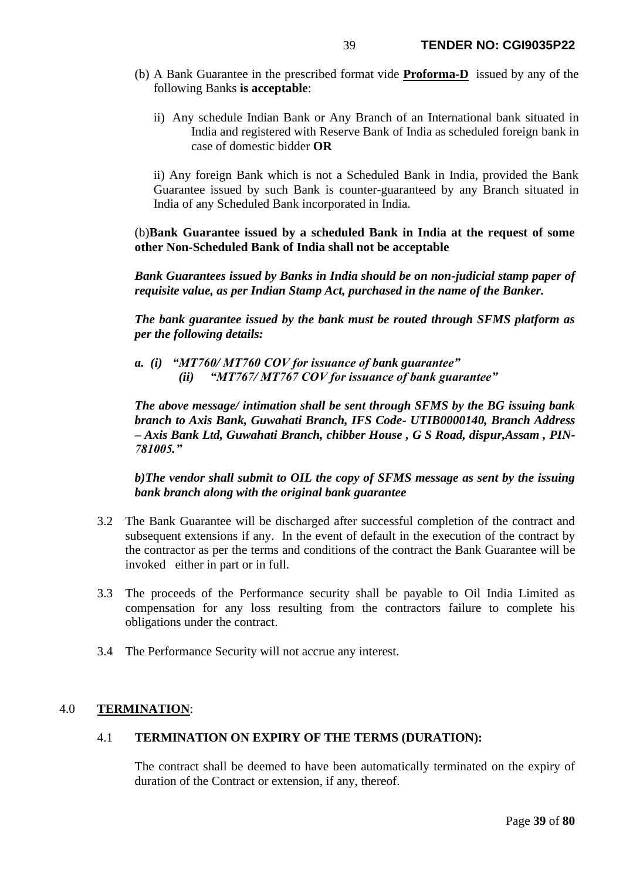(b) A Bank Guarantee in the prescribed format vide **Proforma-D** issued by any of the following Banks **is acceptable**:

ii) Any schedule Indian Bank or Any Branch of an International bank situated in India and registered with Reserve Bank of India as scheduled foreign bank in case of domestic bidder **OR**

ii) Any foreign Bank which is not a Scheduled Bank in India, provided the Bank Guarantee issued by such Bank is counter-guaranteed by any Branch situated in India of any Scheduled Bank incorporated in India.

(b)**Bank Guarantee issued by a scheduled Bank in India at the request of some other Non-Scheduled Bank of India shall not be acceptable**

***Bank Guarantees issued by Banks in India should be on non-judicial stamp paper of requisite value, as per Indian Stamp Act, purchased in the name of the Banker.***

***The bank guarantee issued by the bank must be routed through SFMS platform as per the following details:***

***a. (i) "MT760/ MT760 COV for issuance of bank guarantee"***
***(ii) "MT767/ MT767 COV for issuance of bank guarantee"***

***The above message/ intimation shall be sent through SFMS by the BG issuing bank branch to Axis Bank, Guwahati Branch, IFS Code- UTIB0000140, Branch Address – Axis Bank Ltd, Guwahati Branch, chibber House , G S Road, dispur,Assam , PIN-781005."***

***b)The vendor shall submit to OIL the copy of SFMS message as sent by the issuing bank branch along with the original bank guarantee***

3.2 The Bank Guarantee will be discharged after successful completion of the contract and subsequent extensions if any. In the event of default in the execution of the contract by the contractor as per the terms and conditions of the contract the Bank Guarantee will be invoked either in part or in full.

3.3 The proceeds of the Performance security shall be payable to Oil India Limited as compensation for any loss resulting from the contractors failure to complete his obligations under the contract.

3.4 The Performance Security will not accrue any interest.

## 4.0 TERMINATION:

### 4.1 TERMINATION ON EXPIRY OF THE TERMS (DURATION):

The contract shall be deemed to have been automatically terminated on the expiry of duration of the Contract or extension, if any, thereof.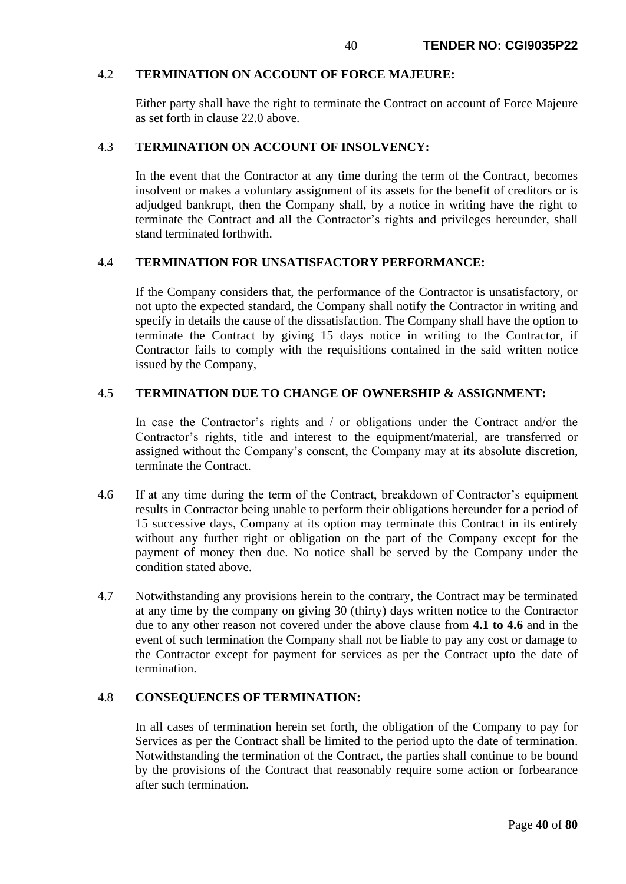### 4.2 TERMINATION ON ACCOUNT OF FORCE MAJEURE:

Either party shall have the right to terminate the Contract on account of Force Majeure as set forth in clause 22.0 above.

### 4.3 TERMINATION ON ACCOUNT OF INSOLVENCY:

In the event that the Contractor at any time during the term of the Contract, becomes insolvent or makes a voluntary assignment of its assets for the benefit of creditors or is adjudged bankrupt, then the Company shall, by a notice in writing have the right to terminate the Contract and all the Contractor's rights and privileges hereunder, shall stand terminated forthwith.

### 4.4 TERMINATION FOR UNSATISFACTORY PERFORMANCE:

If the Company considers that, the performance of the Contractor is unsatisfactory, or not upto the expected standard, the Company shall notify the Contractor in writing and specify in details the cause of the dissatisfaction. The Company shall have the option to terminate the Contract by giving 15 days notice in writing to the Contractor, if Contractor fails to comply with the requisitions contained in the said written notice issued by the Company,

### 4.5 TERMINATION DUE TO CHANGE OF OWNERSHIP & ASSIGNMENT:

In case the Contractor's rights and / or obligations under the Contract and/or the Contractor's rights, title and interest to the equipment/material, are transferred or assigned without the Company's consent, the Company may at its absolute discretion, terminate the Contract.

4.6 If at any time during the term of the Contract, breakdown of Contractor's equipment results in Contractor being unable to perform their obligations hereunder for a period of 15 successive days, Company at its option may terminate this Contract in its entirely without any further right or obligation on the part of the Company except for the payment of money then due. No notice shall be served by the Company under the condition stated above.

4.7 Notwithstanding any provisions herein to the contrary, the Contract may be terminated at any time by the company on giving 30 (thirty) days written notice to the Contractor due to any other reason not covered under the above clause from **4.1 to 4.6** and in the event of such termination the Company shall not be liable to pay any cost or damage to the Contractor except for payment for services as per the Contract upto the date of termination.

### 4.8 CONSEQUENCES OF TERMINATION:

In all cases of termination herein set forth, the obligation of the Company to pay for Services as per the Contract shall be limited to the period upto the date of termination. Notwithstanding the termination of the Contract, the parties shall continue to be bound by the provisions of the Contract that reasonably require some action or forbearance after such termination.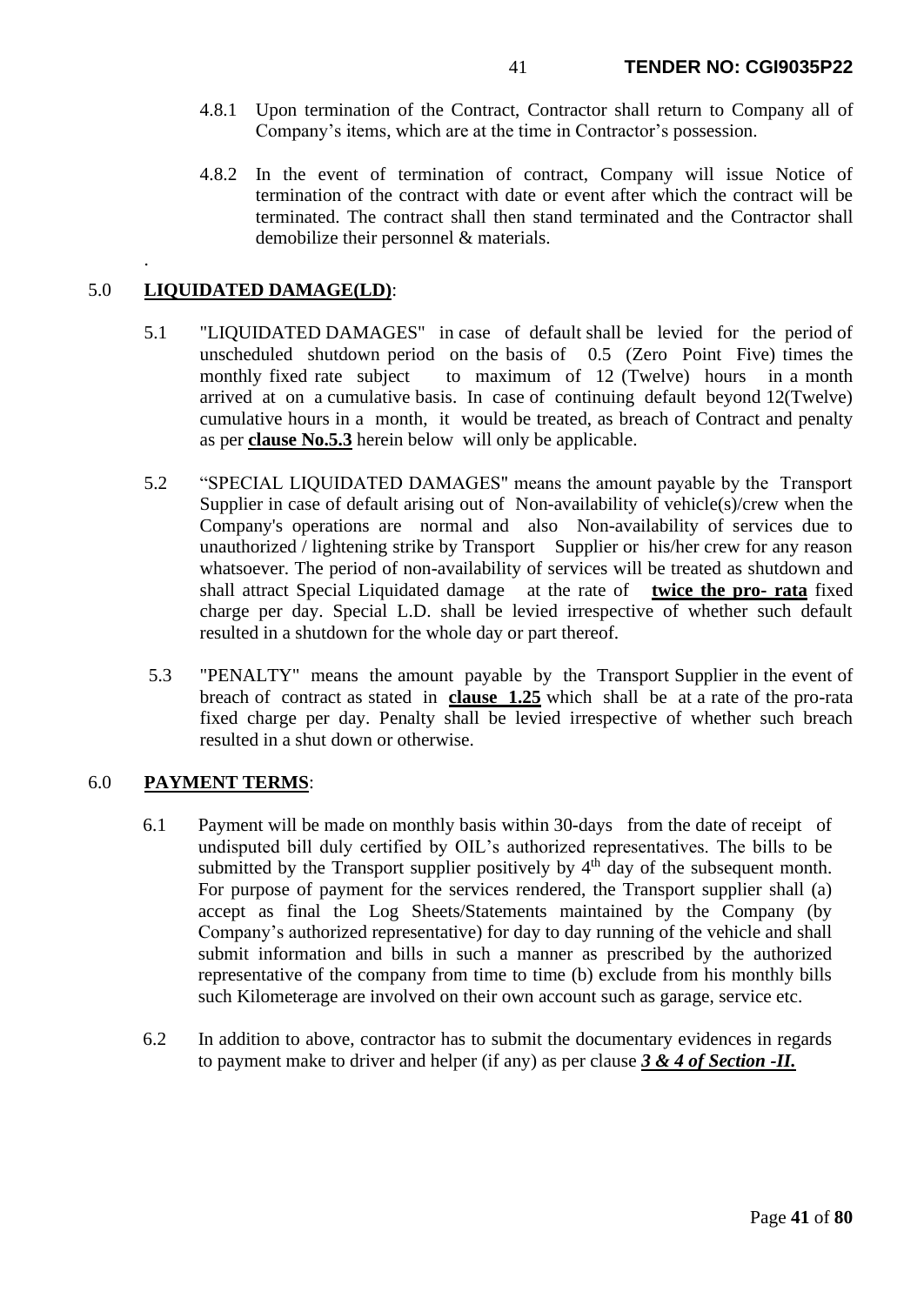4.8.1 Upon termination of the Contract, Contractor shall return to Company all of Company's items, which are at the time in Contractor's possession.

4.8.2 In the event of termination of contract, Company will issue Notice of termination of the contract with date or event after which the contract will be terminated. The contract shall then stand terminated and the Contractor shall demobilize their personnel & materials.

.

## 5.0 **LIQUIDATED DAMAGE(LD)**:

5.1 "LIQUIDATED DAMAGES" in case of default shall be levied for the period of unscheduled shutdown period on the basis of 0.5 (Zero Point Five) times the monthly fixed rate subject to maximum of 12 (Twelve) hours in a month arrived at on a cumulative basis. In case of continuing default beyond 12(Twelve) cumulative hours in a month, it would be treated, as breach of Contract and penalty as per **clause No.5.3** herein below will only be applicable.

5.2 "SPECIAL LIQUIDATED DAMAGES" means the amount payable by the Transport Supplier in case of default arising out of Non-availability of vehicle(s)/crew when the Company's operations are normal and also Non-availability of services due to unauthorized / lightening strike by Transport Supplier or his/her crew for any reason whatsoever. The period of non-availability of services will be treated as shutdown and shall attract Special Liquidated damage at the rate of **twice the pro- rata** fixed charge per day. Special L.D. shall be levied irrespective of whether such default resulted in a shutdown for the whole day or part thereof.

5.3 "PENALTY" means the amount payable by the Transport Supplier in the event of breach of contract as stated in **clause 1.25** which shall be at a rate of the pro-rata fixed charge per day. Penalty shall be levied irrespective of whether such breach resulted in a shut down or otherwise.

## 6.0 **PAYMENT TERMS**:

6.1 Payment will be made on monthly basis within 30-days from the date of receipt of undisputed bill duly certified by OIL's authorized representatives. The bills to be submitted by the Transport supplier positively by 4th day of the subsequent month. For purpose of payment for the services rendered, the Transport supplier shall (a) accept as final the Log Sheets/Statements maintained by the Company (by Company's authorized representative) for day to day running of the vehicle and shall submit information and bills in such a manner as prescribed by the authorized representative of the company from time to time (b) exclude from his monthly bills such Kilometerage are involved on their own account such as garage, service etc.

6.2 In addition to above, contractor has to submit the documentary evidences in regards to payment make to driver and helper (if any) as per clause ***3 & 4 of Section -II.***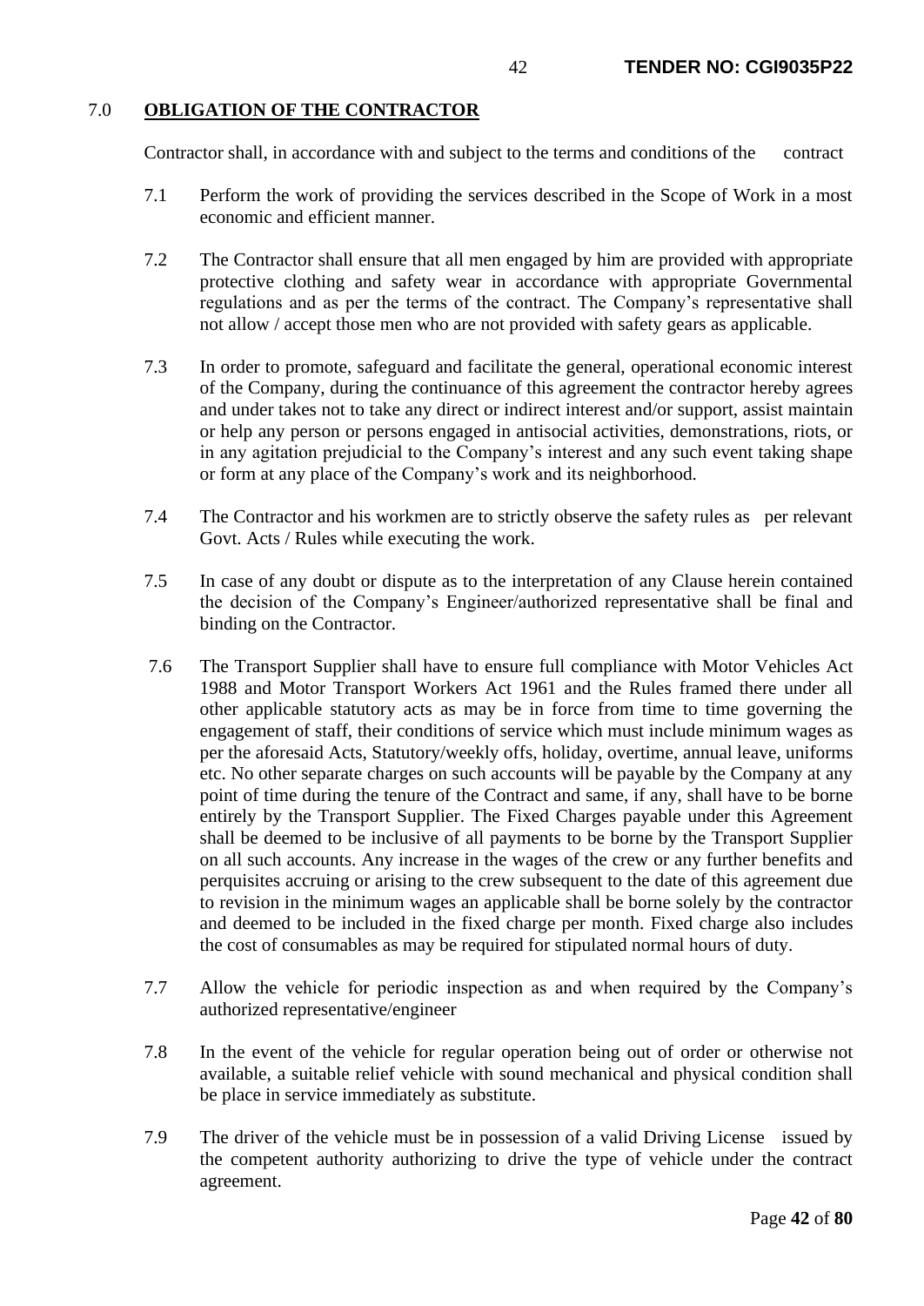## 7.0 OBLIGATION OF THE CONTRACTOR

Contractor shall, in accordance with and subject to the terms and conditions of the contract

7.1 Perform the work of providing the services described in the Scope of Work in a most economic and efficient manner.

7.2 The Contractor shall ensure that all men engaged by him are provided with appropriate protective clothing and safety wear in accordance with appropriate Governmental regulations and as per the terms of the contract. The Company's representative shall not allow / accept those men who are not provided with safety gears as applicable.

7.3 In order to promote, safeguard and facilitate the general, operational economic interest of the Company, during the continuance of this agreement the contractor hereby agrees and under takes not to take any direct or indirect interest and/or support, assist maintain or help any person or persons engaged in antisocial activities, demonstrations, riots, or in any agitation prejudicial to the Company's interest and any such event taking shape or form at any place of the Company's work and its neighborhood.

7.4 The Contractor and his workmen are to strictly observe the safety rules as per relevant Govt. Acts / Rules while executing the work.

7.5 In case of any doubt or dispute as to the interpretation of any Clause herein contained the decision of the Company's Engineer/authorized representative shall be final and binding on the Contractor.

7.6 The Transport Supplier shall have to ensure full compliance with Motor Vehicles Act 1988 and Motor Transport Workers Act 1961 and the Rules framed there under all other applicable statutory acts as may be in force from time to time governing the engagement of staff, their conditions of service which must include minimum wages as per the aforesaid Acts, Statutory/weekly offs, holiday, overtime, annual leave, uniforms etc. No other separate charges on such accounts will be payable by the Company at any point of time during the tenure of the Contract and same, if any, shall have to be borne entirely by the Transport Supplier. The Fixed Charges payable under this Agreement shall be deemed to be inclusive of all payments to be borne by the Transport Supplier on all such accounts. Any increase in the wages of the crew or any further benefits and perquisites accruing or arising to the crew subsequent to the date of this agreement due to revision in the minimum wages an applicable shall be borne solely by the contractor and deemed to be included in the fixed charge per month. Fixed charge also includes the cost of consumables as may be required for stipulated normal hours of duty.

7.7 Allow the vehicle for periodic inspection as and when required by the Company's authorized representative/engineer

7.8 In the event of the vehicle for regular operation being out of order or otherwise not available, a suitable relief vehicle with sound mechanical and physical condition shall be place in service immediately as substitute.

7.9 The driver of the vehicle must be in possession of a valid Driving License issued by the competent authority authorizing to drive the type of vehicle under the contract agreement.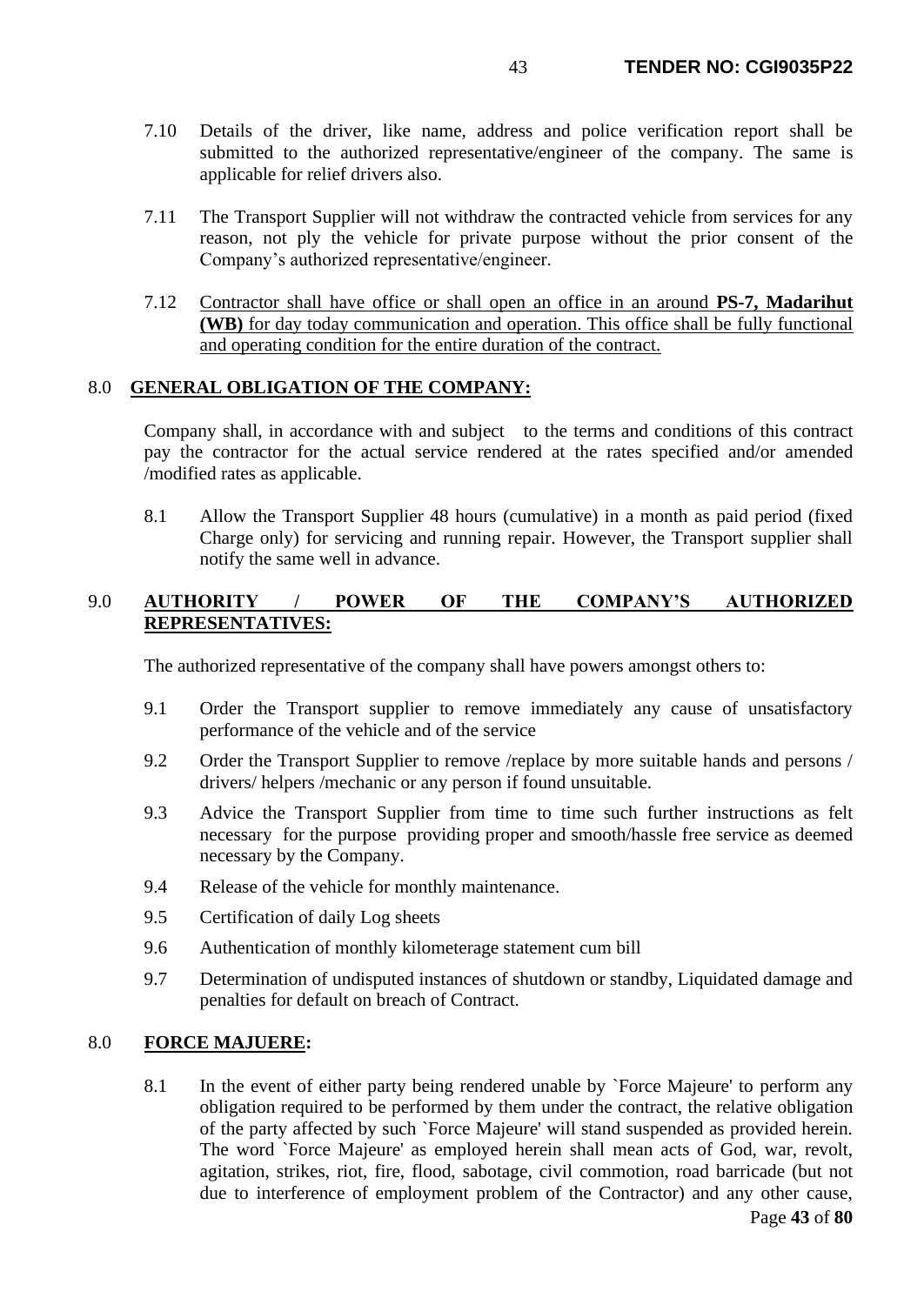7.10 Details of the driver, like name, address and police verification report shall be submitted to the authorized representative/engineer of the company. The same is applicable for relief drivers also.

7.11 The Transport Supplier will not withdraw the contracted vehicle from services for any reason, not ply the vehicle for private purpose without the prior consent of the Company's authorized representative/engineer.

7.12 Contractor shall have office or shall open an office in an around **PS-7, Madarihut (WB)** for day today communication and operation. This office shall be fully functional and operating condition for the entire duration of the contract.

## 8.0 GENERAL OBLIGATION OF THE COMPANY:

Company shall, in accordance with and subject to the terms and conditions of this contract pay the contractor for the actual service rendered at the rates specified and/or amended /modified rates as applicable.

8.1 Allow the Transport Supplier 48 hours (cumulative) in a month as paid period (fixed Charge only) for servicing and running repair. However, the Transport supplier shall notify the same well in advance.

## 9.0 AUTHORITY / POWER OF THE COMPANY'S AUTHORIZED REPRESENTATIVES:

The authorized representative of the company shall have powers amongst others to:

9.1 Order the Transport supplier to remove immediately any cause of unsatisfactory performance of the vehicle and of the service

9.2 Order the Transport Supplier to remove /replace by more suitable hands and persons / drivers/ helpers /mechanic or any person if found unsuitable.

9.3 Advice the Transport Supplier from time to time such further instructions as felt necessary for the purpose providing proper and smooth/hassle free service as deemed necessary by the Company.

9.4 Release of the vehicle for monthly maintenance.

9.5 Certification of daily Log sheets

9.6 Authentication of monthly kilometerage statement cum bill

9.7 Determination of undisputed instances of shutdown or standby, Liquidated damage and penalties for default on breach of Contract.

## 8.0 FORCE MAJUERE:

8.1 In the event of either party being rendered unable by `Force Majeure' to perform any obligation required to be performed by them under the contract, the relative obligation of the party affected by such `Force Majeure' will stand suspended as provided herein. The word `Force Majeure' as employed herein shall mean acts of God, war, revolt, agitation, strikes, riot, fire, flood, sabotage, civil commotion, road barricade (but not due to interference of employment problem of the Contractor) and any other cause,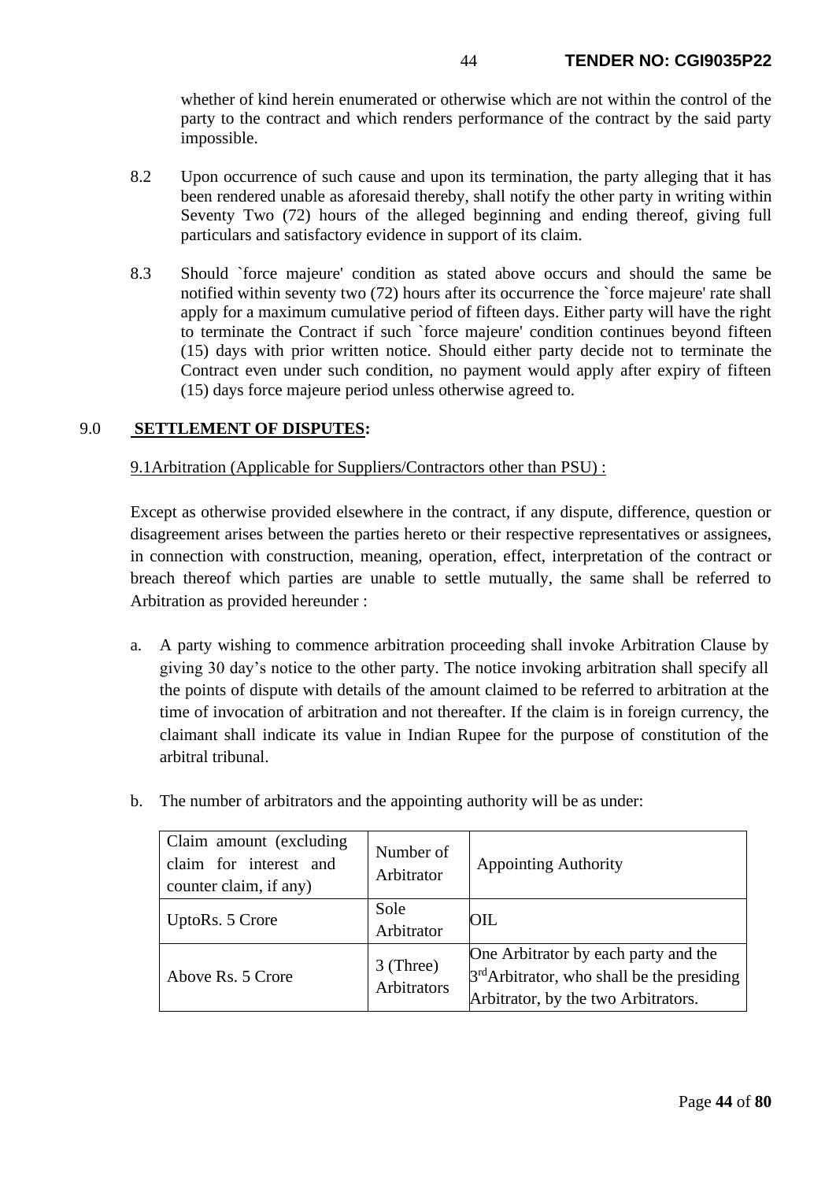whether of kind herein enumerated or otherwise which are not within the control of the party to the contract and which renders performance of the contract by the said party impossible.

8.2 Upon occurrence of such cause and upon its termination, the party alleging that it has been rendered unable as aforesaid thereby, shall notify the other party in writing within Seventy Two (72) hours of the alleged beginning and ending thereof, giving full particulars and satisfactory evidence in support of its claim.

8.3 Should `force majeure' condition as stated above occurs and should the same be notified within seventy two (72) hours after its occurrence the `force majeure' rate shall apply for a maximum cumulative period of fifteen days. Either party will have the right to terminate the Contract if such `force majeure' condition continues beyond fifteen (15) days with prior written notice. Should either party decide not to terminate the Contract even under such condition, no payment would apply after expiry of fifteen (15) days force majeure period unless otherwise agreed to.

## 9.0 SETTLEMENT OF DISPUTES:

9.1Arbitration (Applicable for Suppliers/Contractors other than PSU) :

Except as otherwise provided elsewhere in the contract, if any dispute, difference, question or disagreement arises between the parties hereto or their respective representatives or assignees, in connection with construction, meaning, operation, effect, interpretation of the contract or breach thereof which parties are unable to settle mutually, the same shall be referred to Arbitration as provided hereunder :

a. A party wishing to commence arbitration proceeding shall invoke Arbitration Clause by giving 30 day's notice to the other party. The notice invoking arbitration shall specify all the points of dispute with details of the amount claimed to be referred to arbitration at the time of invocation of arbitration and not thereafter. If the claim is in foreign currency, the claimant shall indicate its value in Indian Rupee for the purpose of constitution of the arbitral tribunal.

b. The number of arbitrators and the appointing authority will be as under:

| Claim amount (excluding claim for interest and counter claim, if any) | Number of Arbitrator | Appointing Authority |
|---|---|---|
| UptoRs. 5 Crore | Sole Arbitrator | OIL |
| Above Rs. 5 Crore | 3 (Three) Arbitrators | One Arbitrator by each party and the 3rd Arbitrator, who shall be the presiding Arbitrator, by the two Arbitrators. |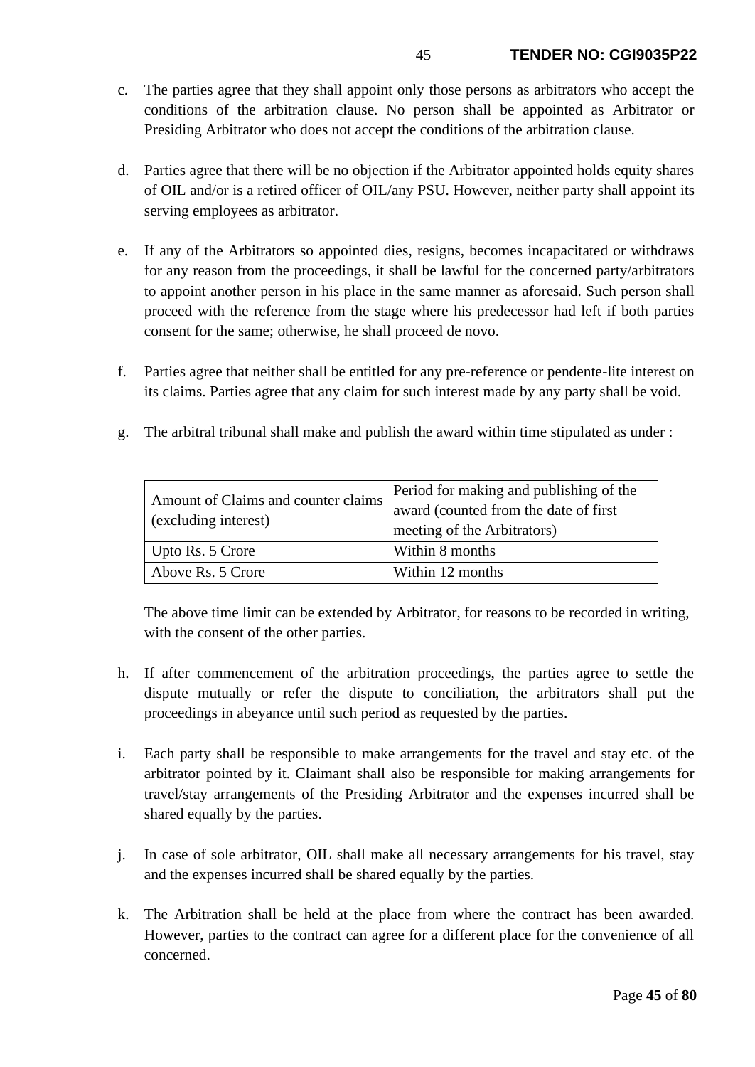c. The parties agree that they shall appoint only those persons as arbitrators who accept the conditions of the arbitration clause. No person shall be appointed as Arbitrator or Presiding Arbitrator who does not accept the conditions of the arbitration clause.

d. Parties agree that there will be no objection if the Arbitrator appointed holds equity shares of OIL and/or is a retired officer of OIL/any PSU. However, neither party shall appoint its serving employees as arbitrator.

e. If any of the Arbitrators so appointed dies, resigns, becomes incapacitated or withdraws for any reason from the proceedings, it shall be lawful for the concerned party/arbitrators to appoint another person in his place in the same manner as aforesaid. Such person shall proceed with the reference from the stage where his predecessor had left if both parties consent for the same; otherwise, he shall proceed de novo.

f. Parties agree that neither shall be entitled for any pre-reference or pendente-lite interest on its claims. Parties agree that any claim for such interest made by any party shall be void.

g. The arbitral tribunal shall make and publish the award within time stipulated as under :

| Amount of Claims and counter claims (excluding interest) | Period for making and publishing of the award (counted from the date of first meeting of the Arbitrators) |
|---|---|
| Upto Rs. 5 Crore | Within 8 months |
| Above Rs. 5 Crore | Within 12 months |

The above time limit can be extended by Arbitrator, for reasons to be recorded in writing, with the consent of the other parties.

h. If after commencement of the arbitration proceedings, the parties agree to settle the dispute mutually or refer the dispute to conciliation, the arbitrators shall put the proceedings in abeyance until such period as requested by the parties.

i. Each party shall be responsible to make arrangements for the travel and stay etc. of the arbitrator pointed by it. Claimant shall also be responsible for making arrangements for travel/stay arrangements of the Presiding Arbitrator and the expenses incurred shall be shared equally by the parties.

j. In case of sole arbitrator, OIL shall make all necessary arrangements for his travel, stay and the expenses incurred shall be shared equally by the parties.

k. The Arbitration shall be held at the place from where the contract has been awarded. However, parties to the contract can agree for a different place for the convenience of all concerned.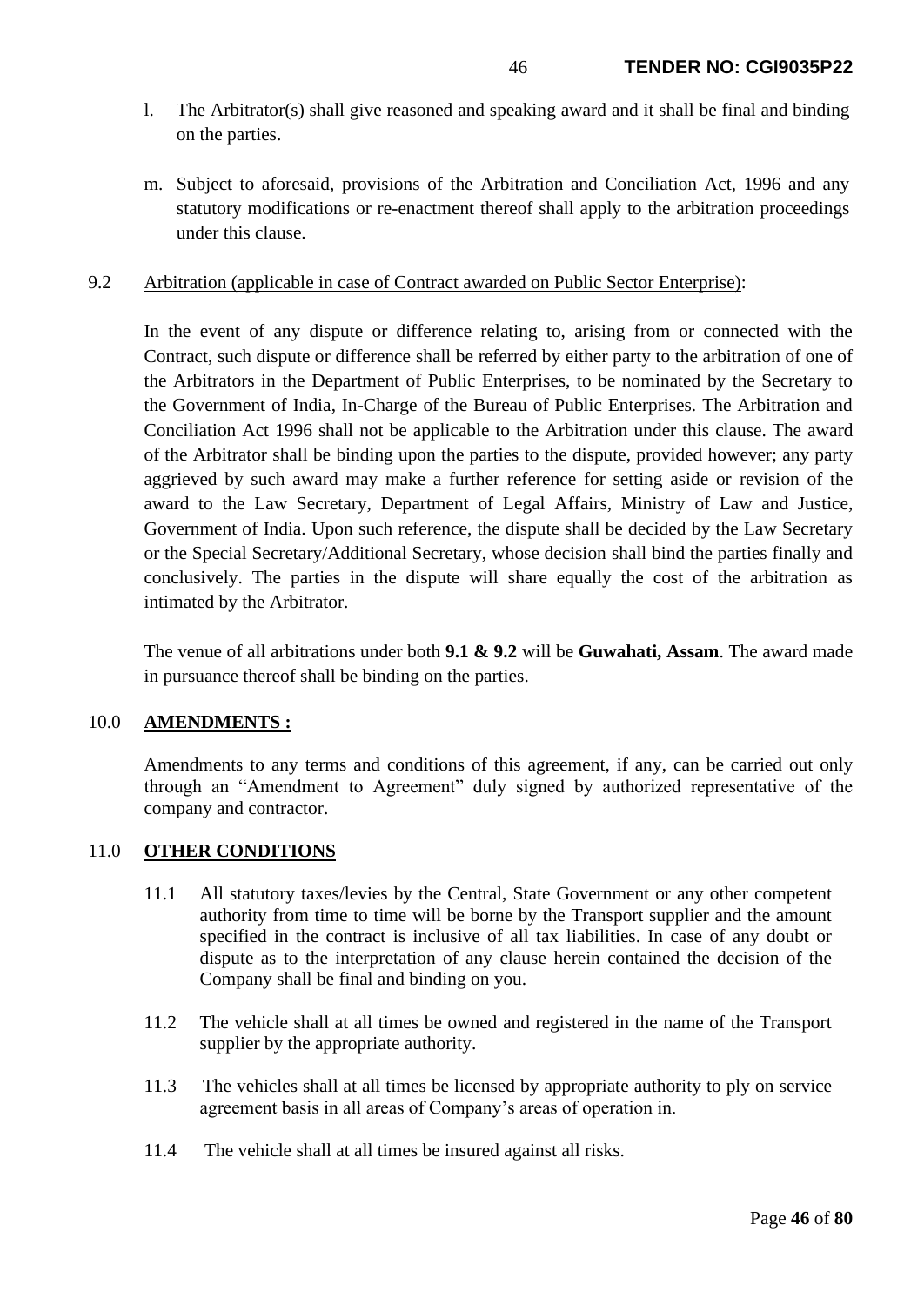l. The Arbitrator(s) shall give reasoned and speaking award and it shall be final and binding on the parties.

m. Subject to aforesaid, provisions of the Arbitration and Conciliation Act, 1996 and any statutory modifications or re-enactment thereof shall apply to the arbitration proceedings under this clause.

9.2 Arbitration (applicable in case of Contract awarded on Public Sector Enterprise):

In the event of any dispute or difference relating to, arising from or connected with the Contract, such dispute or difference shall be referred by either party to the arbitration of one of the Arbitrators in the Department of Public Enterprises, to be nominated by the Secretary to the Government of India, In-Charge of the Bureau of Public Enterprises. The Arbitration and Conciliation Act 1996 shall not be applicable to the Arbitration under this clause. The award of the Arbitrator shall be binding upon the parties to the dispute, provided however; any party aggrieved by such award may make a further reference for setting aside or revision of the award to the Law Secretary, Department of Legal Affairs, Ministry of Law and Justice, Government of India. Upon such reference, the dispute shall be decided by the Law Secretary or the Special Secretary/Additional Secretary, whose decision shall bind the parties finally and conclusively. The parties in the dispute will share equally the cost of the arbitration as intimated by the Arbitrator.

The venue of all arbitrations under both **9.1 & 9.2** will be **Guwahati, Assam**. The award made in pursuance thereof shall be binding on the parties.

## 10.0 AMENDMENTS :

Amendments to any terms and conditions of this agreement, if any, can be carried out only through an "Amendment to Agreement" duly signed by authorized representative of the company and contractor.

## 11.0 OTHER CONDITIONS

11.1 All statutory taxes/levies by the Central, State Government or any other competent authority from time to time will be borne by the Transport supplier and the amount specified in the contract is inclusive of all tax liabilities. In case of any doubt or dispute as to the interpretation of any clause herein contained the decision of the Company shall be final and binding on you.

11.2 The vehicle shall at all times be owned and registered in the name of the Transport supplier by the appropriate authority.

11.3 The vehicles shall at all times be licensed by appropriate authority to ply on service agreement basis in all areas of Company's areas of operation in.

11.4 The vehicle shall at all times be insured against all risks.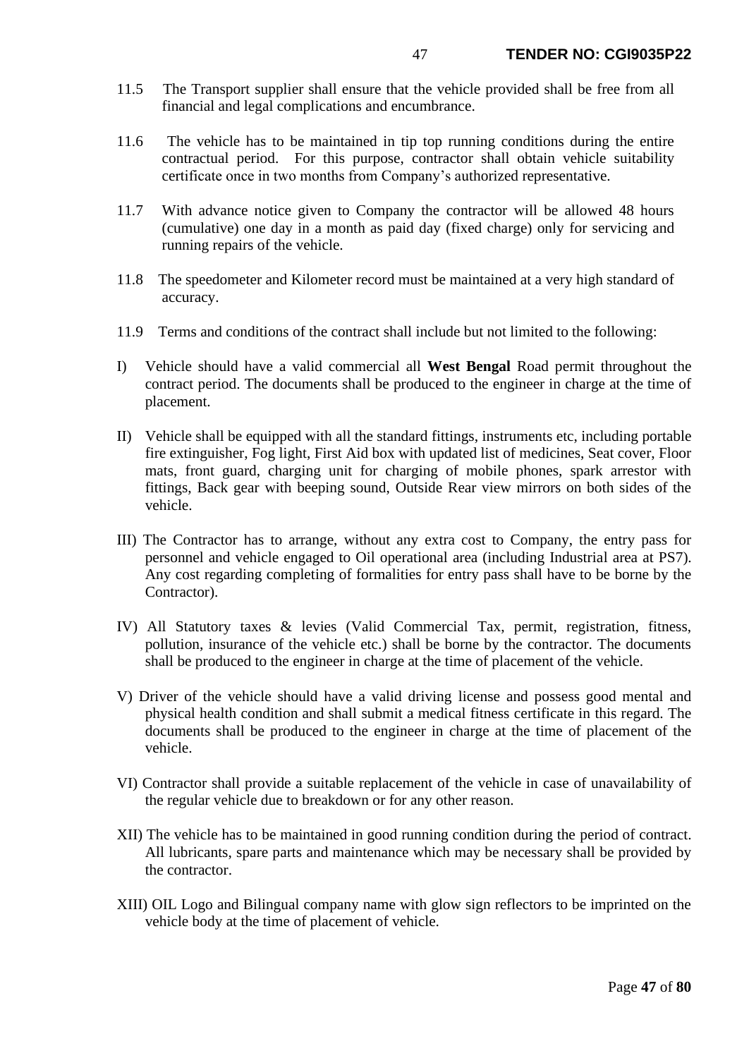11.5 The Transport supplier shall ensure that the vehicle provided shall be free from all financial and legal complications and encumbrance.

11.6 The vehicle has to be maintained in tip top running conditions during the entire contractual period. For this purpose, contractor shall obtain vehicle suitability certificate once in two months from Company's authorized representative.

11.7 With advance notice given to Company the contractor will be allowed 48 hours (cumulative) one day in a month as paid day (fixed charge) only for servicing and running repairs of the vehicle.

11.8 The speedometer and Kilometer record must be maintained at a very high standard of accuracy.

11.9 Terms and conditions of the contract shall include but not limited to the following:

I) Vehicle should have a valid commercial all **West Bengal** Road permit throughout the contract period. The documents shall be produced to the engineer in charge at the time of placement.

II) Vehicle shall be equipped with all the standard fittings, instruments etc, including portable fire extinguisher, Fog light, First Aid box with updated list of medicines, Seat cover, Floor mats, front guard, charging unit for charging of mobile phones, spark arrestor with fittings, Back gear with beeping sound, Outside Rear view mirrors on both sides of the vehicle.

III) The Contractor has to arrange, without any extra cost to Company, the entry pass for personnel and vehicle engaged to Oil operational area (including Industrial area at PS7). Any cost regarding completing of formalities for entry pass shall have to be borne by the Contractor).

IV) All Statutory taxes & levies (Valid Commercial Tax, permit, registration, fitness, pollution, insurance of the vehicle etc.) shall be borne by the contractor. The documents shall be produced to the engineer in charge at the time of placement of the vehicle.

V) Driver of the vehicle should have a valid driving license and possess good mental and physical health condition and shall submit a medical fitness certificate in this regard. The documents shall be produced to the engineer in charge at the time of placement of the vehicle.

VI) Contractor shall provide a suitable replacement of the vehicle in case of unavailability of the regular vehicle due to breakdown or for any other reason.

XII) The vehicle has to be maintained in good running condition during the period of contract. All lubricants, spare parts and maintenance which may be necessary shall be provided by the contractor.

XIII) OIL Logo and Bilingual company name with glow sign reflectors to be imprinted on the vehicle body at the time of placement of vehicle.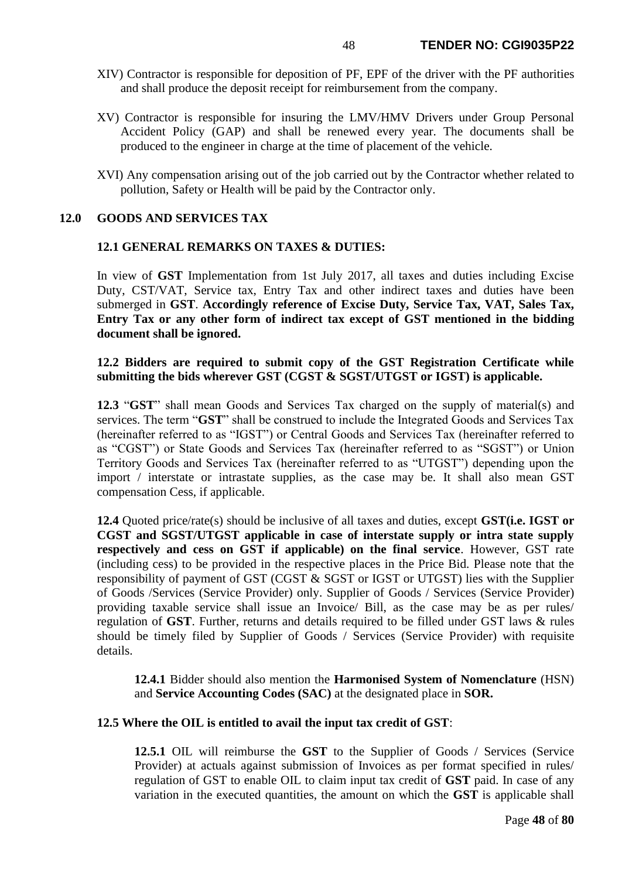XIV) Contractor is responsible for deposition of PF, EPF of the driver with the PF authorities and shall produce the deposit receipt for reimbursement from the company.

XV) Contractor is responsible for insuring the LMV/HMV Drivers under Group Personal Accident Policy (GAP) and shall be renewed every year. The documents shall be produced to the engineer in charge at the time of placement of the vehicle.

XVI) Any compensation arising out of the job carried out by the Contractor whether related to pollution, Safety or Health will be paid by the Contractor only.

## 12.0 GOODS AND SERVICES TAX

### 12.1 GENERAL REMARKS ON TAXES & DUTIES:

In view of **GST** Implementation from 1st July 2017, all taxes and duties including Excise Duty, CST/VAT, Service tax, Entry Tax and other indirect taxes and duties have been submerged in **GST**. **Accordingly reference of Excise Duty, Service Tax, VAT, Sales Tax, Entry Tax or any other form of indirect tax except of GST mentioned in the bidding document shall be ignored.**

**12.2 Bidders are required to submit copy of the GST Registration Certificate while submitting the bids wherever GST (CGST & SGST/UTGST or IGST) is applicable.**

**12.3** "**GST**" shall mean Goods and Services Tax charged on the supply of material(s) and services. The term "**GST**" shall be construed to include the Integrated Goods and Services Tax (hereinafter referred to as "IGST") or Central Goods and Services Tax (hereinafter referred to as "CGST") or State Goods and Services Tax (hereinafter referred to as "SGST") or Union Territory Goods and Services Tax (hereinafter referred to as "UTGST") depending upon the import / interstate or intrastate supplies, as the case may be. It shall also mean GST compensation Cess, if applicable.

**12.4** Quoted price/rate(s) should be inclusive of all taxes and duties, except **GST(i.e. IGST or CGST and SGST/UTGST applicable in case of interstate supply or intra state supply respectively and cess on GST if applicable) on the final service**. However, GST rate (including cess) to be provided in the respective places in the Price Bid. Please note that the responsibility of payment of GST (CGST & SGST or IGST or UTGST) lies with the Supplier of Goods /Services (Service Provider) only. Supplier of Goods / Services (Service Provider) providing taxable service shall issue an Invoice/ Bill, as the case may be as per rules/ regulation of **GST**. Further, returns and details required to be filled under GST laws & rules should be timely filed by Supplier of Goods / Services (Service Provider) with requisite details.

**12.4.1** Bidder should also mention the **Harmonised System of Nomenclature** (HSN) and **Service Accounting Codes (SAC)** at the designated place in **SOR.**

**12.5 Where the OIL is entitled to avail the input tax credit of GST**:

**12.5.1** OIL will reimburse the **GST** to the Supplier of Goods / Services (Service Provider) at actuals against submission of Invoices as per format specified in rules/ regulation of GST to enable OIL to claim input tax credit of **GST** paid. In case of any variation in the executed quantities, the amount on which the **GST** is applicable shall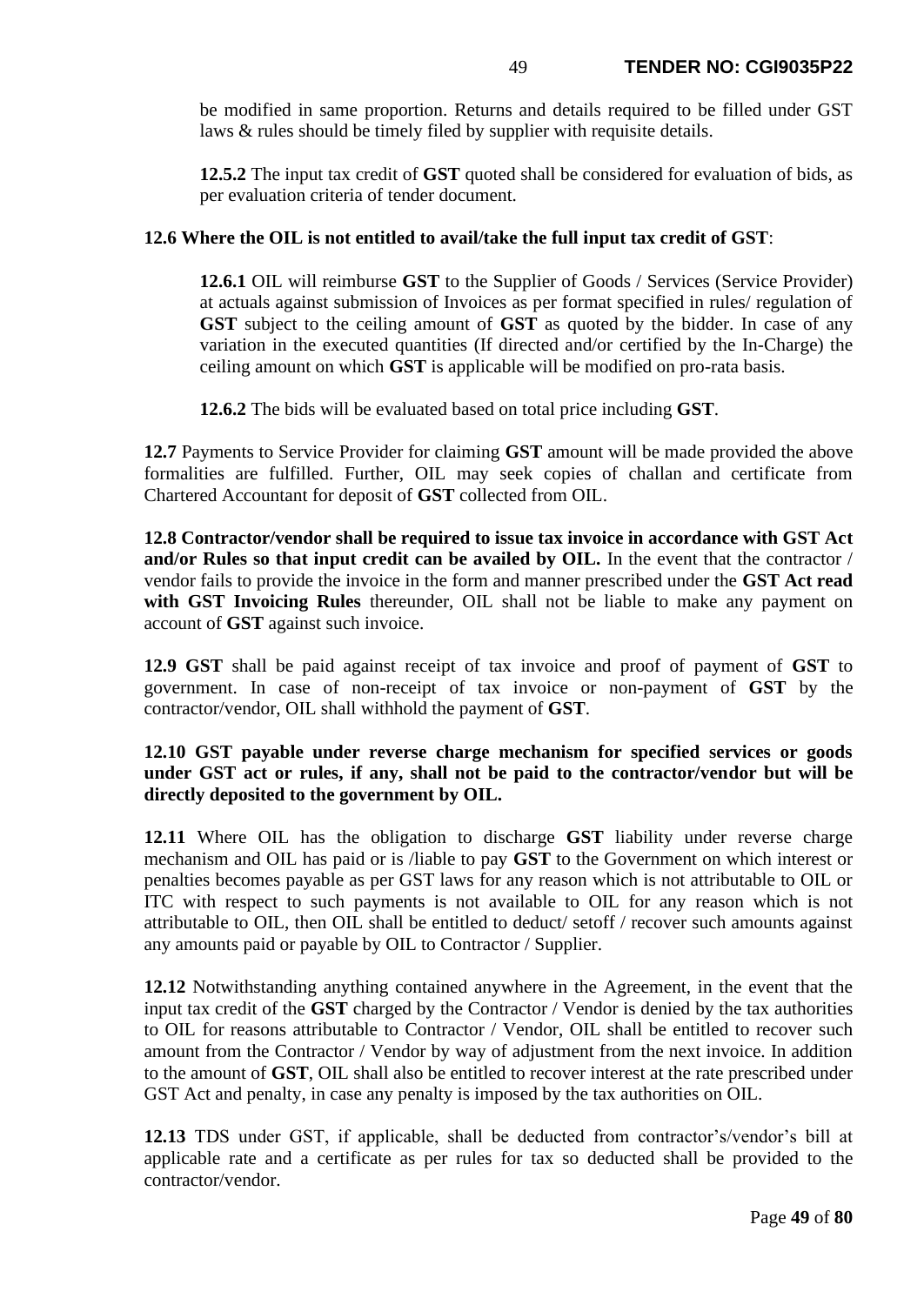be modified in same proportion. Returns and details required to be filled under GST laws & rules should be timely filed by supplier with requisite details.

**12.5.2** The input tax credit of **GST** quoted shall be considered for evaluation of bids, as per evaluation criteria of tender document.

**12.6 Where the OIL is not entitled to avail/take the full input tax credit of GST**:

**12.6.1** OIL will reimburse **GST** to the Supplier of Goods / Services (Service Provider) at actuals against submission of Invoices as per format specified in rules/ regulation of **GST** subject to the ceiling amount of **GST** as quoted by the bidder. In case of any variation in the executed quantities (If directed and/or certified by the In-Charge) the ceiling amount on which **GST** is applicable will be modified on pro-rata basis.

**12.6.2** The bids will be evaluated based on total price including **GST**.

**12.7** Payments to Service Provider for claiming **GST** amount will be made provided the above formalities are fulfilled. Further, OIL may seek copies of challan and certificate from Chartered Accountant for deposit of **GST** collected from OIL.

**12.8 Contractor/vendor shall be required to issue tax invoice in accordance with GST Act and/or Rules so that input credit can be availed by OIL.** In the event that the contractor / vendor fails to provide the invoice in the form and manner prescribed under the **GST Act read with GST Invoicing Rules** thereunder, OIL shall not be liable to make any payment on account of **GST** against such invoice.

**12.9 GST** shall be paid against receipt of tax invoice and proof of payment of **GST** to government. In case of non-receipt of tax invoice or non-payment of **GST** by the contractor/vendor, OIL shall withhold the payment of **GST**.

**12.10 GST payable under reverse charge mechanism for specified services or goods under GST act or rules, if any, shall not be paid to the contractor/vendor but will be directly deposited to the government by OIL.**

**12.11** Where OIL has the obligation to discharge **GST** liability under reverse charge mechanism and OIL has paid or is /liable to pay **GST** to the Government on which interest or penalties becomes payable as per GST laws for any reason which is not attributable to OIL or ITC with respect to such payments is not available to OIL for any reason which is not attributable to OIL, then OIL shall be entitled to deduct/ setoff / recover such amounts against any amounts paid or payable by OIL to Contractor / Supplier.

**12.12** Notwithstanding anything contained anywhere in the Agreement, in the event that the input tax credit of the **GST** charged by the Contractor / Vendor is denied by the tax authorities to OIL for reasons attributable to Contractor / Vendor, OIL shall be entitled to recover such amount from the Contractor / Vendor by way of adjustment from the next invoice. In addition to the amount of **GST**, OIL shall also be entitled to recover interest at the rate prescribed under GST Act and penalty, in case any penalty is imposed by the tax authorities on OIL.

**12.13** TDS under GST, if applicable, shall be deducted from contractor's/vendor's bill at applicable rate and a certificate as per rules for tax so deducted shall be provided to the contractor/vendor.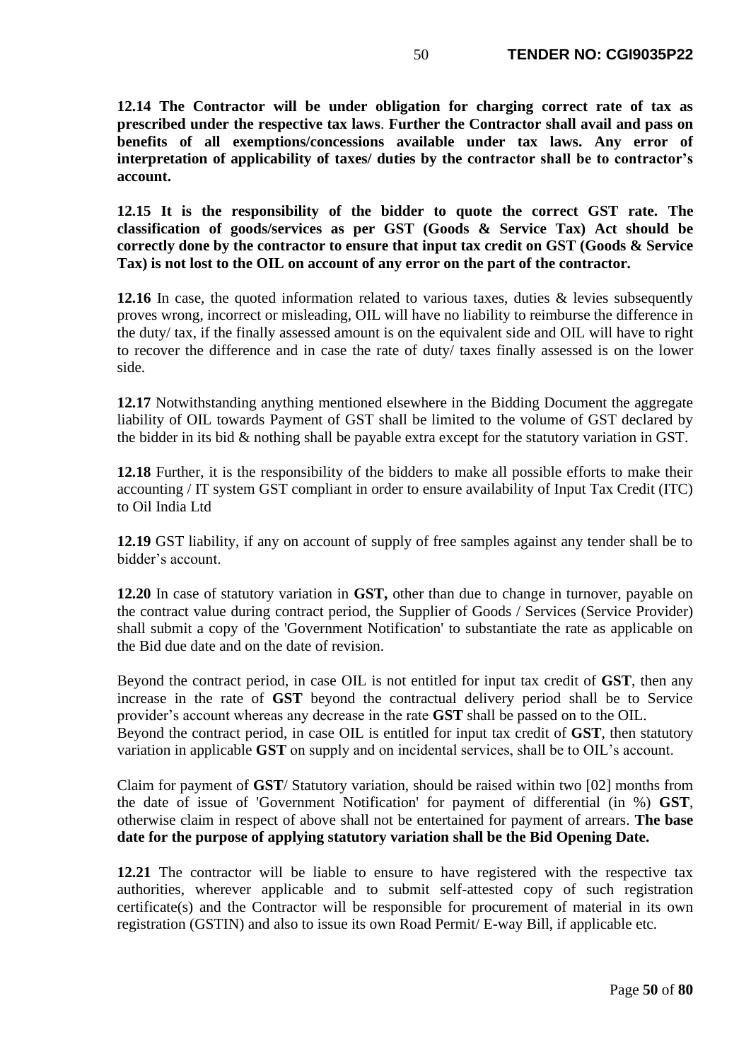**12.14 The Contractor will be under obligation for charging correct rate of tax as prescribed under the respective tax laws**. **Further the Contractor shall avail and pass on benefits of all exemptions/concessions available under tax laws. Any error of interpretation of applicability of taxes/ duties by the contractor shall be to contractor's account.**

**12.15 It is the responsibility of the bidder to quote the correct GST rate. The classification of goods/services as per GST (Goods & Service Tax) Act should be correctly done by the contractor to ensure that input tax credit on GST (Goods & Service Tax) is not lost to the OIL on account of any error on the part of the contractor.**

**12.16** In case, the quoted information related to various taxes, duties & levies subsequently proves wrong, incorrect or misleading, OIL will have no liability to reimburse the difference in the duty/ tax, if the finally assessed amount is on the equivalent side and OIL will have to right to recover the difference and in case the rate of duty/ taxes finally assessed is on the lower side.

**12.17** Notwithstanding anything mentioned elsewhere in the Bidding Document the aggregate liability of OIL towards Payment of GST shall be limited to the volume of GST declared by the bidder in its bid & nothing shall be payable extra except for the statutory variation in GST.

**12.18** Further, it is the responsibility of the bidders to make all possible efforts to make their accounting / IT system GST compliant in order to ensure availability of Input Tax Credit (ITC) to Oil India Ltd

**12.19** GST liability, if any on account of supply of free samples against any tender shall be to bidder's account.

**12.20** In case of statutory variation in **GST,** other than due to change in turnover, payable on the contract value during contract period, the Supplier of Goods / Services (Service Provider) shall submit a copy of the 'Government Notification' to substantiate the rate as applicable on the Bid due date and on the date of revision.

Beyond the contract period, in case OIL is not entitled for input tax credit of **GST**, then any increase in the rate of **GST** beyond the contractual delivery period shall be to Service provider's account whereas any decrease in the rate **GST** shall be passed on to the OIL.
Beyond the contract period, in case OIL is entitled for input tax credit of **GST**, then statutory variation in applicable **GST** on supply and on incidental services, shall be to OIL's account.

Claim for payment of **GST**/ Statutory variation, should be raised within two [02] months from the date of issue of 'Government Notification' for payment of differential (in %) **GST**, otherwise claim in respect of above shall not be entertained for payment of arrears. **The base date for the purpose of applying statutory variation shall be the Bid Opening Date.**

**12.21** The contractor will be liable to ensure to have registered with the respective tax authorities, wherever applicable and to submit self-attested copy of such registration certificate(s) and the Contractor will be responsible for procurement of material in its own registration (GSTIN) and also to issue its own Road Permit/ E-way Bill, if applicable etc.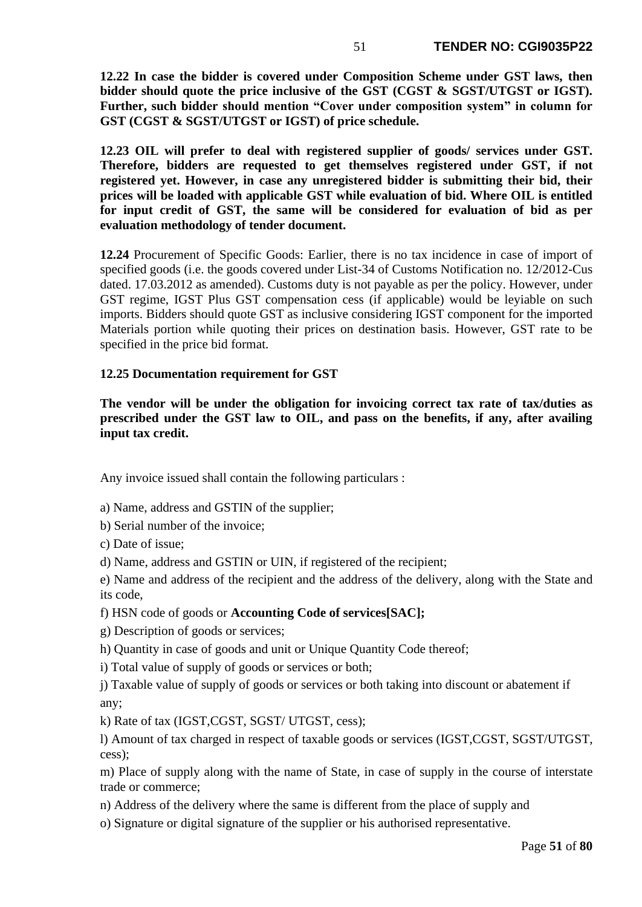**12.22 In case the bidder is covered under Composition Scheme under GST laws, then bidder should quote the price inclusive of the GST (CGST & SGST/UTGST or IGST). Further, such bidder should mention "Cover under composition system" in column for GST (CGST & SGST/UTGST or IGST) of price schedule.**

**12.23 OIL will prefer to deal with registered supplier of goods/ services under GST. Therefore, bidders are requested to get themselves registered under GST, if not registered yet. However, in case any unregistered bidder is submitting their bid, their prices will be loaded with applicable GST while evaluation of bid. Where OIL is entitled for input credit of GST, the same will be considered for evaluation of bid as per evaluation methodology of tender document.**

**12.24** Procurement of Specific Goods: Earlier, there is no tax incidence in case of import of specified goods (i.e. the goods covered under List-34 of Customs Notification no. 12/2012-Cus dated. 17.03.2012 as amended). Customs duty is not payable as per the policy. However, under GST regime, IGST Plus GST compensation cess (if applicable) would be leyiable on such imports. Bidders should quote GST as inclusive considering IGST component for the imported Materials portion while quoting their prices on destination basis. However, GST rate to be specified in the price bid format.

**12.25 Documentation requirement for GST**

**The vendor will be under the obligation for invoicing correct tax rate of tax/duties as prescribed under the GST law to OIL, and pass on the benefits, if any, after availing input tax credit.**

Any invoice issued shall contain the following particulars :

a) Name, address and GSTIN of the supplier;

b) Serial number of the invoice;

c) Date of issue;

d) Name, address and GSTIN or UIN, if registered of the recipient;

e) Name and address of the recipient and the address of the delivery, along with the State and its code,

f) HSN code of goods or **Accounting Code of services[SAC];**

g) Description of goods or services;

h) Quantity in case of goods and unit or Unique Quantity Code thereof;

i) Total value of supply of goods or services or both;

j) Taxable value of supply of goods or services or both taking into discount or abatement if any;

k) Rate of tax (IGST,CGST, SGST/ UTGST, cess);

l) Amount of tax charged in respect of taxable goods or services (IGST,CGST, SGST/UTGST, cess);

m) Place of supply along with the name of State, in case of supply in the course of interstate trade or commerce;

n) Address of the delivery where the same is different from the place of supply and

o) Signature or digital signature of the supplier or his authorised representative.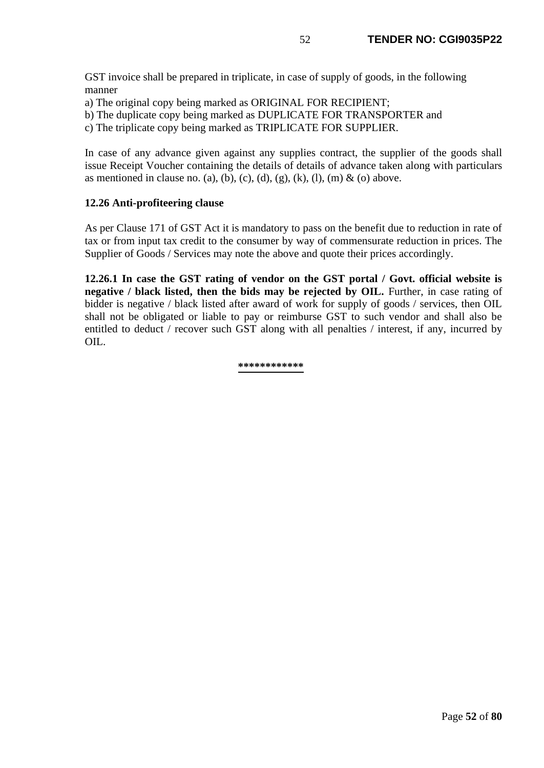GST invoice shall be prepared in triplicate, in case of supply of goods, in the following manner

a) The original copy being marked as ORIGINAL FOR RECIPIENT;
b) The duplicate copy being marked as DUPLICATE FOR TRANSPORTER and
c) The triplicate copy being marked as TRIPLICATE FOR SUPPLIER.

In case of any advance given against any supplies contract, the supplier of the goods shall issue Receipt Voucher containing the details of details of advance taken along with particulars as mentioned in clause no. (a), (b), (c), (d), (g), (k), (l), (m) & (o) above.

**12.26 Anti-profiteering clause**

As per Clause 171 of GST Act it is mandatory to pass on the benefit due to reduction in rate of tax or from input tax credit to the consumer by way of commensurate reduction in prices. The Supplier of Goods / Services may note the above and quote their prices accordingly.

**12.26.1 In case the GST rating of vendor on the GST portal / Govt. official website is negative / black listed, then the bids may be rejected by OIL.** Further, in case rating of bidder is negative / black listed after award of work for supply of goods / services, then OIL shall not be obligated or liable to pay or reimburse GST to such vendor and shall also be entitled to deduct / recover such GST along with all penalties / interest, if any, incurred by OIL.

************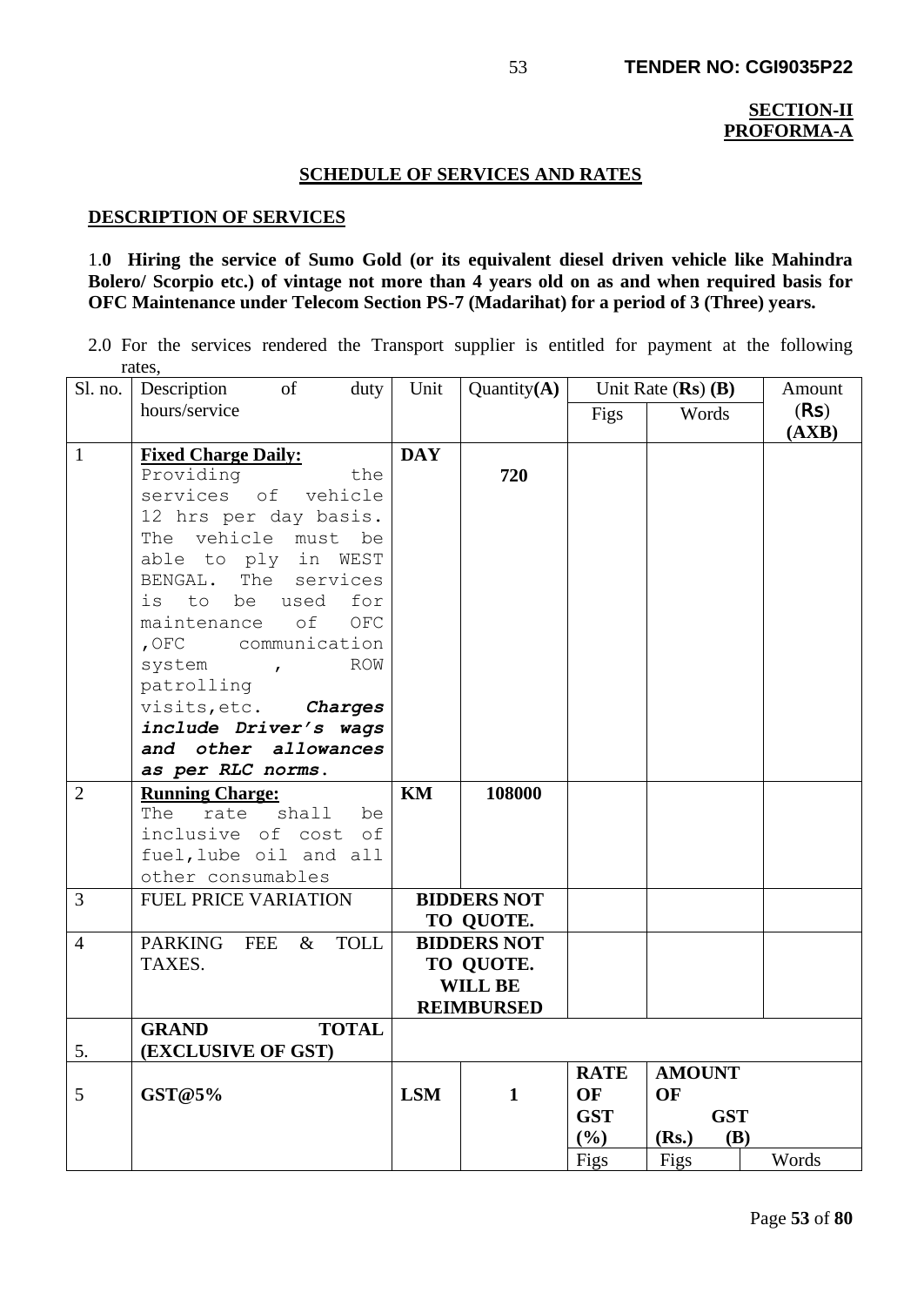**SECTION-II**
**PROFORMA-A**

## SCHEDULE OF SERVICES AND RATES

### DESCRIPTION OF SERVICES

1.**0 Hiring the service of Sumo Gold (or its equivalent diesel driven vehicle like Mahindra Bolero/ Scorpio etc.) of vintage not more than 4 years old on as and when required basis for OFC Maintenance under Telecom Section PS-7 (Madarihat) for a period of 3 (Three) years.**

2.0 For the services rendered the Transport supplier is entitled for payment at the following rates,

| Sl. no. | Description of duty hours/service | Unit | Quantity**(A)** | Unit Rate (**Rs**) **(B)** | | Amount (**Rs**) **(AXB)** |
|---|---|---|---|---|---|---|
| | | | | Figs | Words | |
| 1 | **Fixed Charge Daily:** Providing the services of vehicle 12 hrs per day basis. The vehicle must be able to ply in WEST BENGAL. The services is to be used for maintenance of OFC ,OFC communication system , ROW patrolling visits,etc. ***Charges include Driver's wags and other allowances as per RLC norms.*** | **DAY** | **720** | | | |
| 2 | **Running Charge:** The rate shall be inclusive of cost of fuel,lube oil and all other consumables | **KM** | **108000** | | | |
| 3 | FUEL PRICE VARIATION | **BIDDERS NOT TO QUOTE.** | | | | |
| 4 | PARKING FEE & TOLL TAXES. | **BIDDERS NOT TO QUOTE. WILL BE REIMBURSED** | | | | |
| 5. | **GRAND TOTAL (EXCLUSIVE OF GST)** | | | | | |
| 5 | **GST@5%** | **LSM** | **1** | **RATE OF GST (%)** | **AMOUNT OF GST (Rs.) (B)** | |
| | | | | Figs | Figs | Words |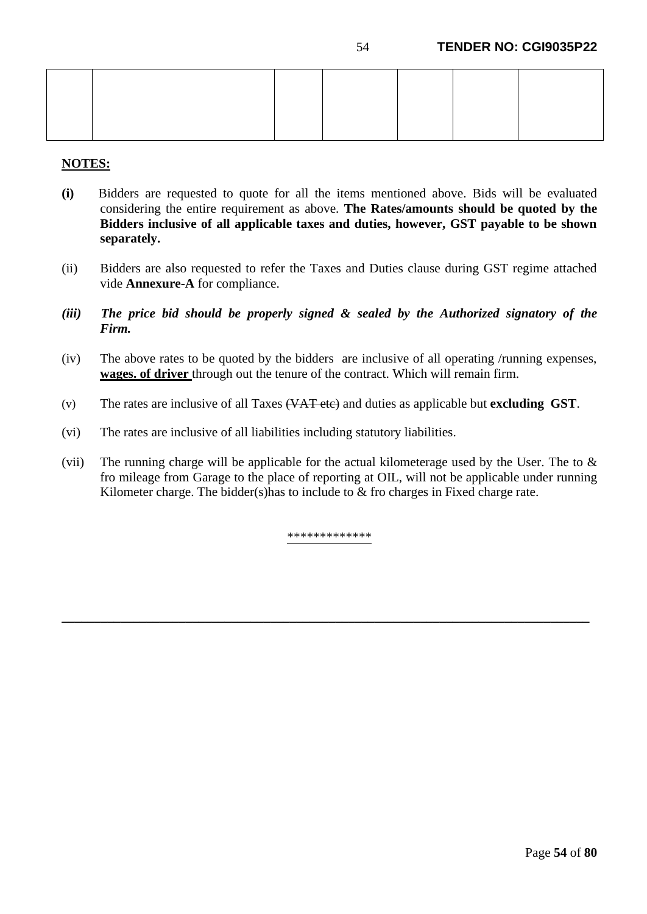| | | | | | | |
|---|---|---|---|---|---|---|
| | | | | | | |

**NOTES:**

**(i)** Bidders are requested to quote for all the items mentioned above. Bids will be evaluated considering the entire requirement as above. **The Rates/amounts should be quoted by the Bidders inclusive of all applicable taxes and duties, however, GST payable to be shown separately.**

(ii) Bidders are also requested to refer the Taxes and Duties clause during GST regime attached vide **Annexure-A** for compliance.

***(iii) The price bid should be properly signed & sealed by the Authorized signatory of the Firm.***

(iv) The above rates to be quoted by the bidders are inclusive of all operating /running expenses, **wages. of driver** through out the tenure of the contract. Which will remain firm.

(v) The rates are inclusive of all Taxes ~~(VAT etc)~~ and duties as applicable but **excluding GST**.

(vi) The rates are inclusive of all liabilities including statutory liabilities.

(vii) The running charge will be applicable for the actual kilometerage used by the User. The to & fro mileage from Garage to the place of reporting at OIL, will not be applicable under running Kilometer charge. The bidder(s)has to include to & fro charges in Fixed charge rate.

*************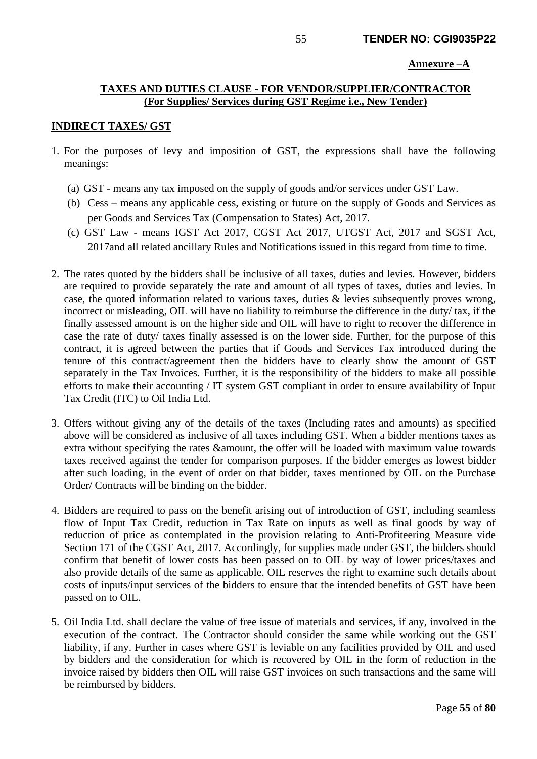**Annexure –A**

## TAXES AND DUTIES CLAUSE - FOR VENDOR/SUPPLIER/CONTRACTOR (For Supplies/ Services during GST Regime i.e., New Tender)

### INDIRECT TAXES/ GST

1. For the purposes of levy and imposition of GST, the expressions shall have the following meanings:

   (a) GST - means any tax imposed on the supply of goods and/or services under GST Law.

   (b) Cess – means any applicable cess, existing or future on the supply of Goods and Services as per Goods and Services Tax (Compensation to States) Act, 2017.

   (c) GST Law - means IGST Act 2017, CGST Act 2017, UTGST Act, 2017 and SGST Act, 2017and all related ancillary Rules and Notifications issued in this regard from time to time.

2. The rates quoted by the bidders shall be inclusive of all taxes, duties and levies. However, bidders are required to provide separately the rate and amount of all types of taxes, duties and levies. In case, the quoted information related to various taxes, duties & levies subsequently proves wrong, incorrect or misleading, OIL will have no liability to reimburse the difference in the duty/ tax, if the finally assessed amount is on the higher side and OIL will have to right to recover the difference in case the rate of duty/ taxes finally assessed is on the lower side. Further, for the purpose of this contract, it is agreed between the parties that if Goods and Services Tax introduced during the tenure of this contract/agreement then the bidders have to clearly show the amount of GST separately in the Tax Invoices. Further, it is the responsibility of the bidders to make all possible efforts to make their accounting / IT system GST compliant in order to ensure availability of Input Tax Credit (ITC) to Oil India Ltd.

3. Offers without giving any of the details of the taxes (Including rates and amounts) as specified above will be considered as inclusive of all taxes including GST. When a bidder mentions taxes as extra without specifying the rates &amount, the offer will be loaded with maximum value towards taxes received against the tender for comparison purposes. If the bidder emerges as lowest bidder after such loading, in the event of order on that bidder, taxes mentioned by OIL on the Purchase Order/ Contracts will be binding on the bidder.

4. Bidders are required to pass on the benefit arising out of introduction of GST, including seamless flow of Input Tax Credit, reduction in Tax Rate on inputs as well as final goods by way of reduction of price as contemplated in the provision relating to Anti-Profiteering Measure vide Section 171 of the CGST Act, 2017. Accordingly, for supplies made under GST, the bidders should confirm that benefit of lower costs has been passed on to OIL by way of lower prices/taxes and also provide details of the same as applicable. OIL reserves the right to examine such details about costs of inputs/input services of the bidders to ensure that the intended benefits of GST have been passed on to OIL.

5. Oil India Ltd. shall declare the value of free issue of materials and services, if any, involved in the execution of the contract. The Contractor should consider the same while working out the GST liability, if any. Further in cases where GST is leviable on any facilities provided by OIL and used by bidders and the consideration for which is recovered by OIL in the form of reduction in the invoice raised by bidders then OIL will raise GST invoices on such transactions and the same will be reimbursed by bidders.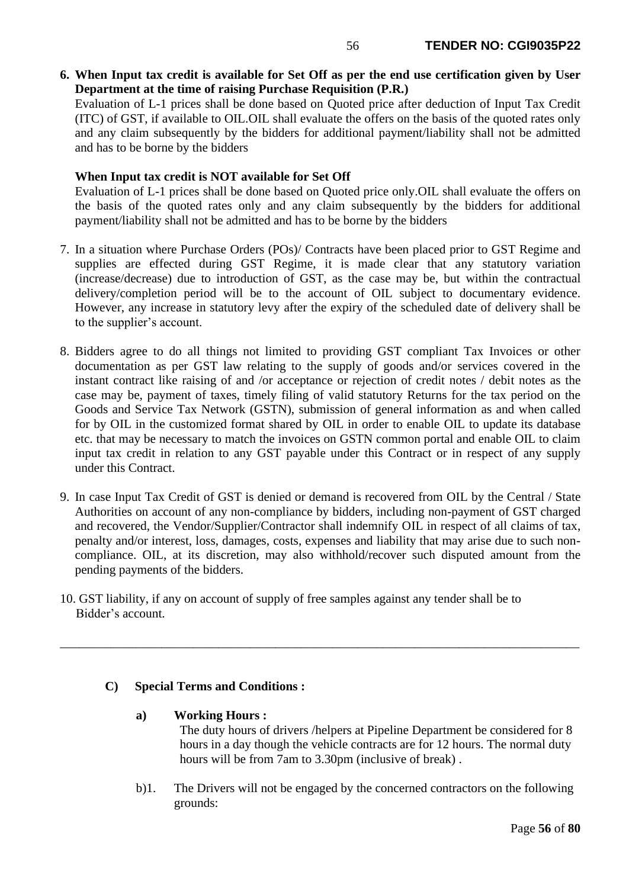**6. When Input tax credit is available for Set Off as per the end use certification given by User Department at the time of raising Purchase Requisition (P.R.)**

Evaluation of L-1 prices shall be done based on Quoted price after deduction of Input Tax Credit (ITC) of GST, if available to OIL.OIL shall evaluate the offers on the basis of the quoted rates only and any claim subsequently by the bidders for additional payment/liability shall not be admitted and has to be borne by the bidders

**When Input tax credit is NOT available for Set Off**

Evaluation of L-1 prices shall be done based on Quoted price only.OIL shall evaluate the offers on the basis of the quoted rates only and any claim subsequently by the bidders for additional payment/liability shall not be admitted and has to be borne by the bidders

7. In a situation where Purchase Orders (POs)/ Contracts have been placed prior to GST Regime and supplies are effected during GST Regime, it is made clear that any statutory variation (increase/decrease) due to introduction of GST, as the case may be, but within the contractual delivery/completion period will be to the account of OIL subject to documentary evidence. However, any increase in statutory levy after the expiry of the scheduled date of delivery shall be to the supplier's account.

8. Bidders agree to do all things not limited to providing GST compliant Tax Invoices or other documentation as per GST law relating to the supply of goods and/or services covered in the instant contract like raising of and /or acceptance or rejection of credit notes / debit notes as the case may be, payment of taxes, timely filing of valid statutory Returns for the tax period on the Goods and Service Tax Network (GSTN), submission of general information as and when called for by OIL in the customized format shared by OIL in order to enable OIL to update its database etc. that may be necessary to match the invoices on GSTN common portal and enable OIL to claim input tax credit in relation to any GST payable under this Contract or in respect of any supply under this Contract.

9. In case Input Tax Credit of GST is denied or demand is recovered from OIL by the Central / State Authorities on account of any non-compliance by bidders, including non-payment of GST charged and recovered, the Vendor/Supplier/Contractor shall indemnify OIL in respect of all claims of tax, penalty and/or interest, loss, damages, costs, expenses and liability that may arise due to such non-compliance. OIL, at its discretion, may also withhold/recover such disputed amount from the pending payments of the bidders.

10. GST liability, if any on account of supply of free samples against any tender shall be to Bidder's account.

---

**C) Special Terms and Conditions :**

**a) Working Hours :**

The duty hours of drivers /helpers at Pipeline Department be considered for 8 hours in a day though the vehicle contracts are for 12 hours. The normal duty hours will be from 7am to 3.30pm (inclusive of break) .

b)1. The Drivers will not be engaged by the concerned contractors on the following grounds: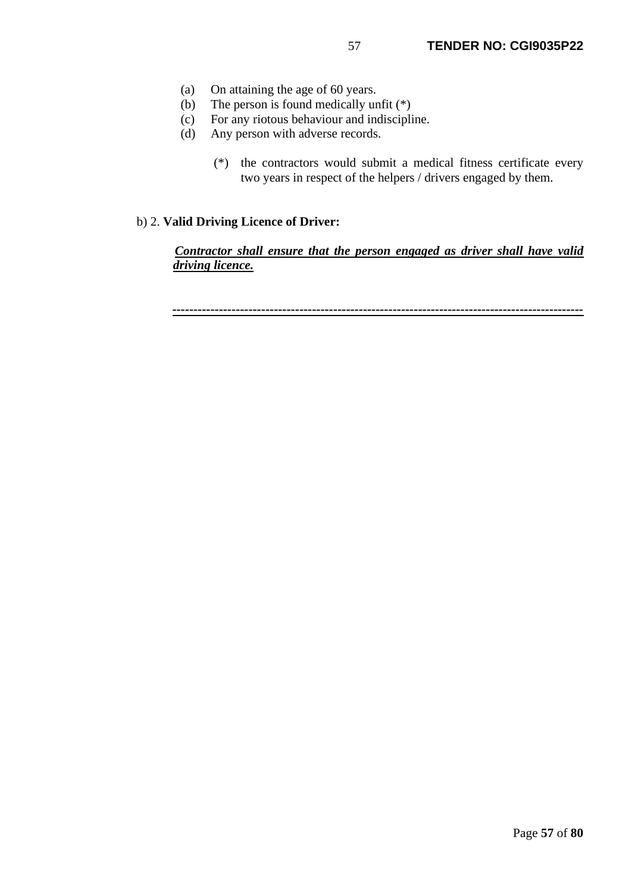(a) On attaining the age of 60 years.
(b) The person is found medically unfit (*)
(c) For any riotous behaviour and indiscipline.
(d) Any person with adverse records.

(*) the contractors would submit a medical fitness certificate every two years in respect of the helpers / drivers engaged by them.

b) 2. **Valid Driving Licence of Driver:**

***Contractor shall ensure that the person engaged as driver shall have valid driving licence.***

---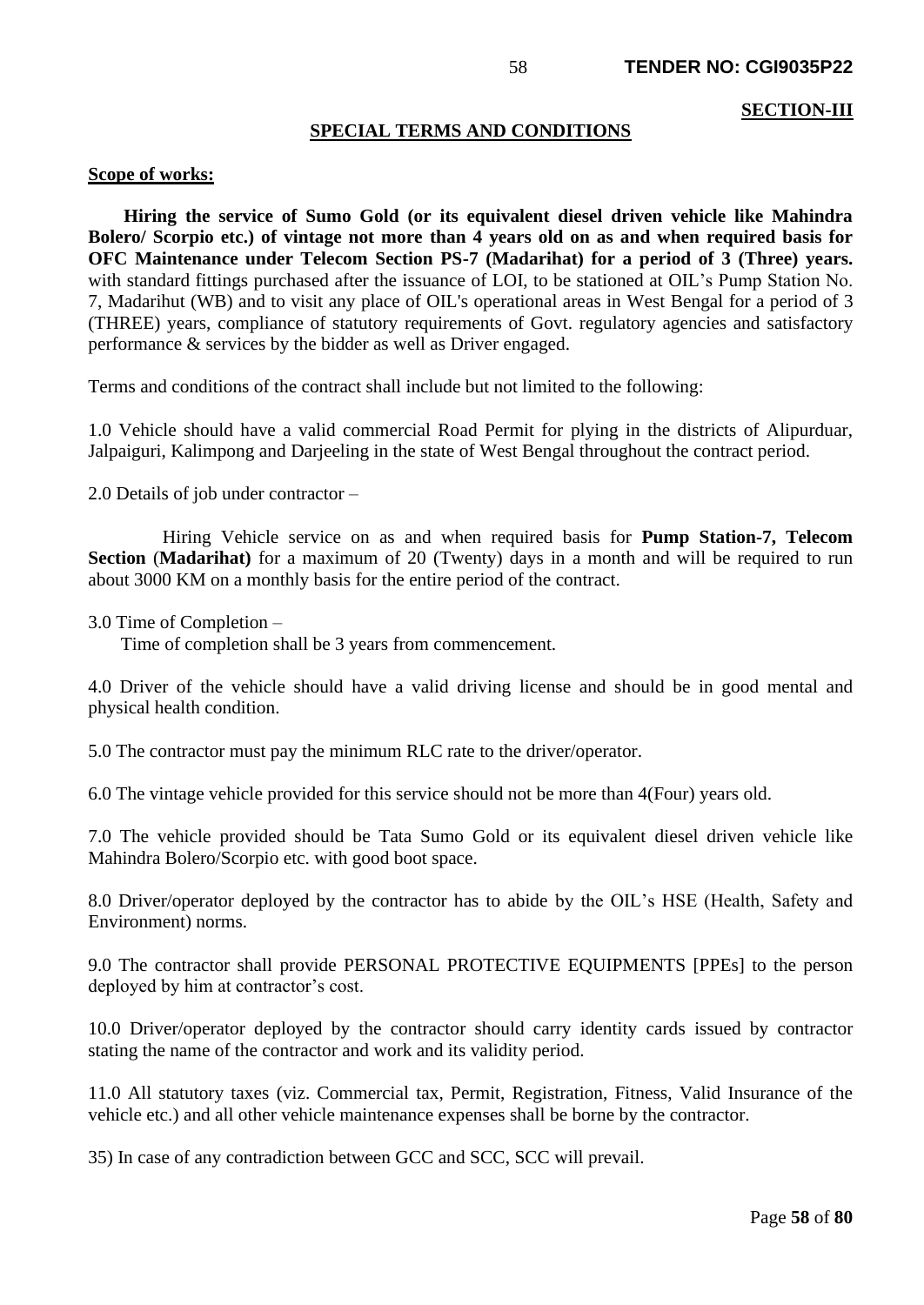**SECTION-III**

## SPECIAL TERMS AND CONDITIONS

**Scope of works:**

**Hiring the service of Sumo Gold (or its equivalent diesel driven vehicle like Mahindra Bolero/ Scorpio etc.) of vintage not more than 4 years old on as and when required basis for OFC Maintenance under Telecom Section PS-7 (Madarihat) for a period of 3 (Three) years.** with standard fittings purchased after the issuance of LOI, to be stationed at OIL's Pump Station No. 7, Madarihut (WB) and to visit any place of OIL's operational areas in West Bengal for a period of 3 (THREE) years, compliance of statutory requirements of Govt. regulatory agencies and satisfactory performance & services by the bidder as well as Driver engaged.

Terms and conditions of the contract shall include but not limited to the following:

1.0 Vehicle should have a valid commercial Road Permit for plying in the districts of Alipurduar, Jalpaiguri, Kalimpong and Darjeeling in the state of West Bengal throughout the contract period.

2.0 Details of job under contractor –

Hiring Vehicle service on as and when required basis for **Pump Station-7, Telecom Section** (**Madarihat)** for a maximum of 20 (Twenty) days in a month and will be required to run about 3000 KM on a monthly basis for the entire period of the contract.

3.0 Time of Completion –

Time of completion shall be 3 years from commencement.

4.0 Driver of the vehicle should have a valid driving license and should be in good mental and physical health condition.

5.0 The contractor must pay the minimum RLC rate to the driver/operator.

6.0 The vintage vehicle provided for this service should not be more than 4(Four) years old.

7.0 The vehicle provided should be Tata Sumo Gold or its equivalent diesel driven vehicle like Mahindra Bolero/Scorpio etc. with good boot space.

8.0 Driver/operator deployed by the contractor has to abide by the OIL's HSE (Health, Safety and Environment) norms.

9.0 The contractor shall provide PERSONAL PROTECTIVE EQUIPMENTS [PPEs] to the person deployed by him at contractor's cost.

10.0 Driver/operator deployed by the contractor should carry identity cards issued by contractor stating the name of the contractor and work and its validity period.

11.0 All statutory taxes (viz. Commercial tax, Permit, Registration, Fitness, Valid Insurance of the vehicle etc.) and all other vehicle maintenance expenses shall be borne by the contractor.

35) In case of any contradiction between GCC and SCC, SCC will prevail.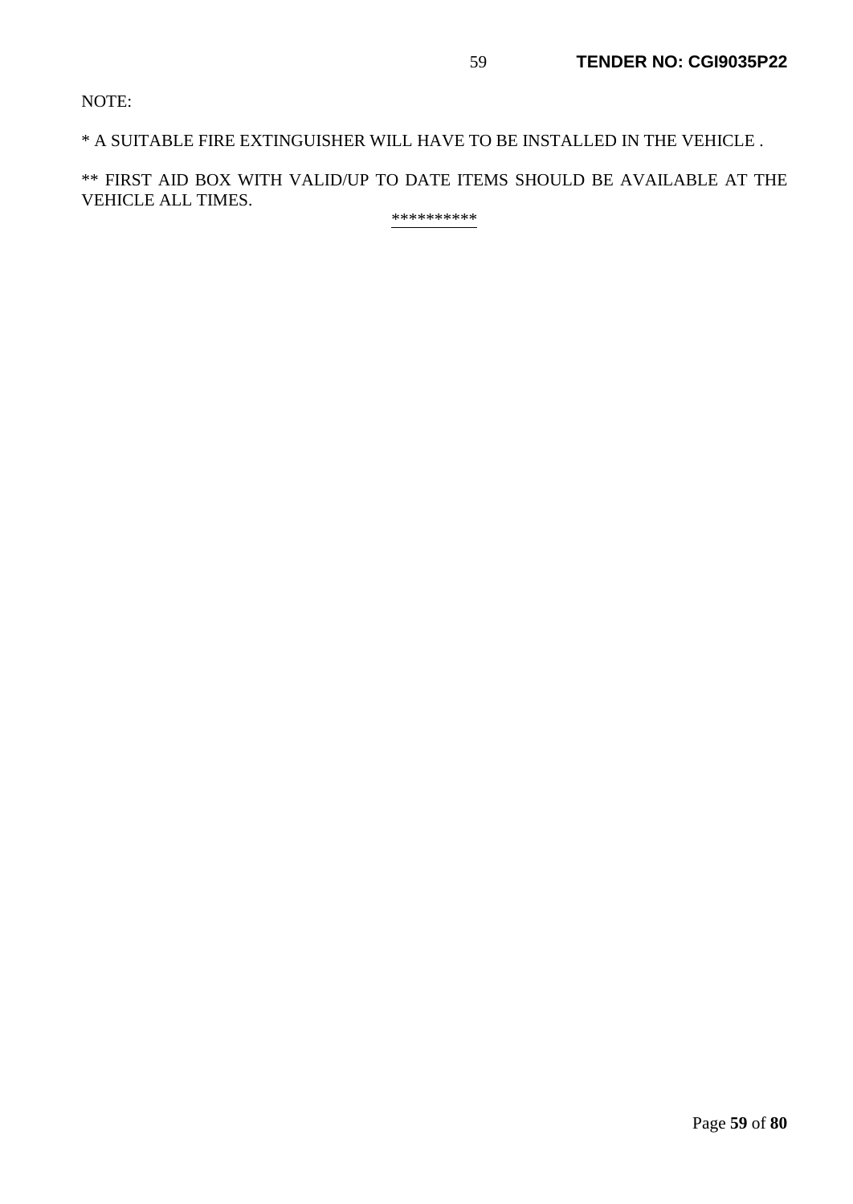NOTE:

* A SUITABLE FIRE EXTINGUISHER WILL HAVE TO BE INSTALLED IN THE VEHICLE .

** FIRST AID BOX WITH VALID/UP TO DATE ITEMS SHOULD BE AVAILABLE AT THE VEHICLE ALL TIMES.

**********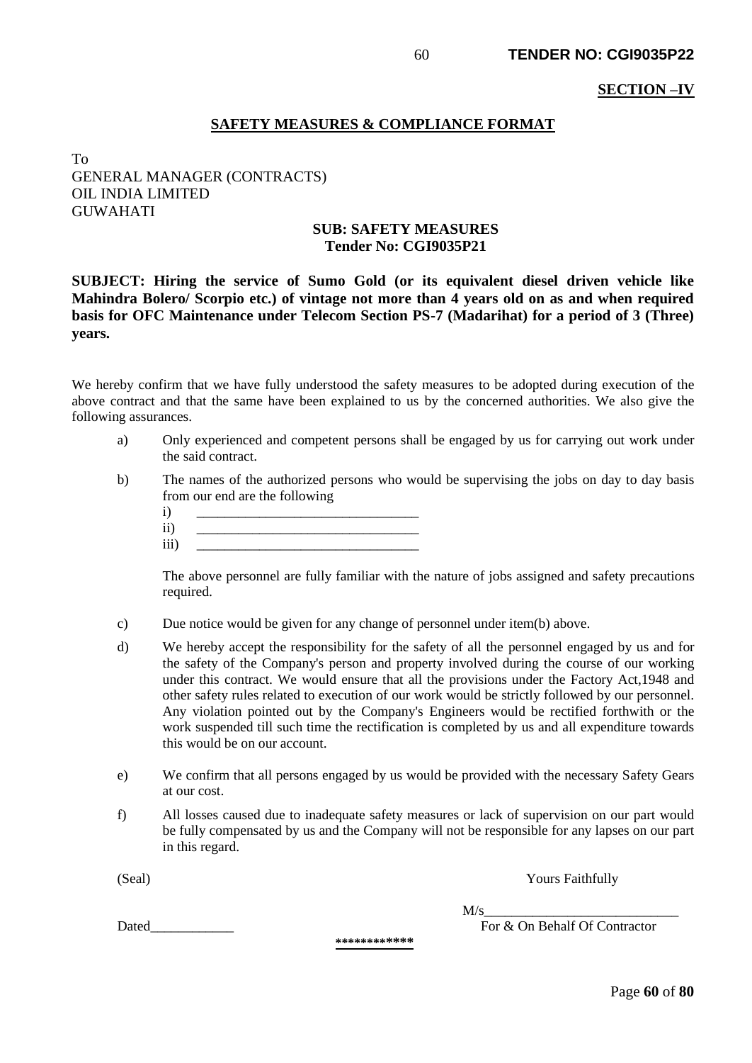**SECTION –IV**

## SAFETY MEASURES & COMPLIANCE FORMAT

To
GENERAL MANAGER (CONTRACTS)
OIL INDIA LIMITED
GUWAHATI

**SUB: SAFETY MEASURES**
**Tender No: CGI9035P21**

**SUBJECT: Hiring the service of Sumo Gold (or its equivalent diesel driven vehicle like Mahindra Bolero/ Scorpio etc.) of vintage not more than 4 years old on as and when required basis for OFC Maintenance under Telecom Section PS-7 (Madarihat) for a period of 3 (Three) years.**

We hereby confirm that we have fully understood the safety measures to be adopted during execution of the above contract and that the same have been explained to us by the concerned authorities. We also give the following assurances.

a) Only experienced and competent persons shall be engaged by us for carrying out work under the said contract.

b) The names of the authorized persons who would be supervising the jobs on day to day basis from our end are the following

   i) ________________________________
   ii) ________________________________
   iii) ________________________________

   The above personnel are fully familiar with the nature of jobs assigned and safety precautions required.

c) Due notice would be given for any change of personnel under item(b) above.

d) We hereby accept the responsibility for the safety of all the personnel engaged by us and for the safety of the Company's person and property involved during the course of our working under this contract. We would ensure that all the provisions under the Factory Act,1948 and other safety rules related to execution of our work would be strictly followed by our personnel. Any violation pointed out by the Company's Engineers would be rectified forthwith or the work suspended till such time the rectification is completed by us and all expenditure towards this would be on our account.

e) We confirm that all persons engaged by us would be provided with the necessary Safety Gears at our cost.

f) All losses caused due to inadequate safety measures or lack of supervision on our part would be fully compensated by us and the Company will not be responsible for any lapses on our part in this regard.

(Seal) Yours Faithfully

M/s____________________________
For & On Behalf Of Contractor

Dated____________

************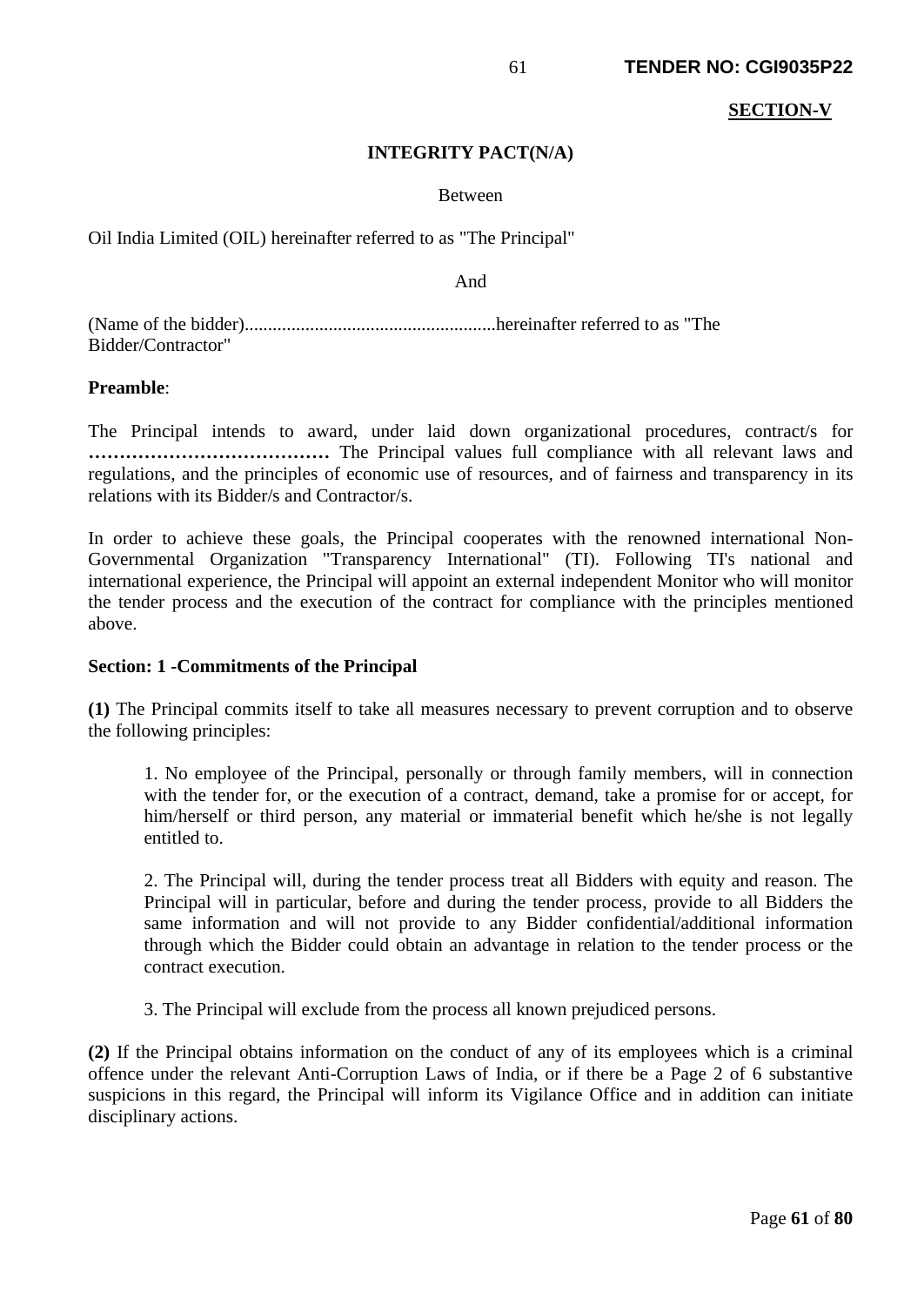**SECTION-V**

**INTEGRITY PACT(N/A)**

Between

Oil India Limited (OIL) hereinafter referred to as "The Principal"

And

(Name of the bidder)......................................................hereinafter referred to as "The Bidder/Contractor"

**Preamble**:

The Principal intends to award, under laid down organizational procedures, contract/s for **…………………………………** The Principal values full compliance with all relevant laws and regulations, and the principles of economic use of resources, and of fairness and transparency in its relations with its Bidder/s and Contractor/s.

In order to achieve these goals, the Principal cooperates with the renowned international Non-Governmental Organization "Transparency International" (TI). Following TI's national and international experience, the Principal will appoint an external independent Monitor who will monitor the tender process and the execution of the contract for compliance with the principles mentioned above.

**Section: 1 -Commitments of the Principal**

**(1)** The Principal commits itself to take all measures necessary to prevent corruption and to observe the following principles:

1. No employee of the Principal, personally or through family members, will in connection with the tender for, or the execution of a contract, demand, take a promise for or accept, for him/herself or third person, any material or immaterial benefit which he/she is not legally entitled to.

2. The Principal will, during the tender process treat all Bidders with equity and reason. The Principal will in particular, before and during the tender process, provide to all Bidders the same information and will not provide to any Bidder confidential/additional information through which the Bidder could obtain an advantage in relation to the tender process or the contract execution.

3. The Principal will exclude from the process all known prejudiced persons.

**(2)** If the Principal obtains information on the conduct of any of its employees which is a criminal offence under the relevant Anti-Corruption Laws of India, or if there be a Page 2 of 6 substantive suspicions in this regard, the Principal will inform its Vigilance Office and in addition can initiate disciplinary actions.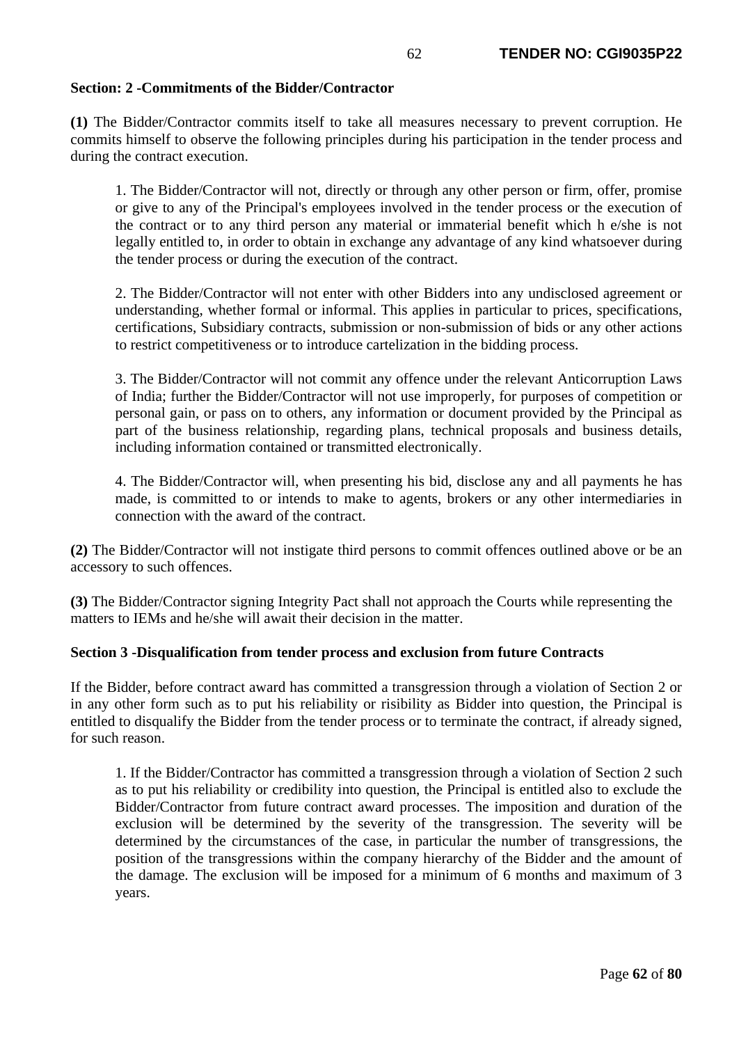**Section: 2 -Commitments of the Bidder/Contractor**

**(1)** The Bidder/Contractor commits itself to take all measures necessary to prevent corruption. He commits himself to observe the following principles during his participation in the tender process and during the contract execution.

1. The Bidder/Contractor will not, directly or through any other person or firm, offer, promise or give to any of the Principal's employees involved in the tender process or the execution of the contract or to any third person any material or immaterial benefit which h e/she is not legally entitled to, in order to obtain in exchange any advantage of any kind whatsoever during the tender process or during the execution of the contract.

2. The Bidder/Contractor will not enter with other Bidders into any undisclosed agreement or understanding, whether formal or informal. This applies in particular to prices, specifications, certifications, Subsidiary contracts, submission or non-submission of bids or any other actions to restrict competitiveness or to introduce cartelization in the bidding process.

3. The Bidder/Contractor will not commit any offence under the relevant Anticorruption Laws of India; further the Bidder/Contractor will not use improperly, for purposes of competition or personal gain, or pass on to others, any information or document provided by the Principal as part of the business relationship, regarding plans, technical proposals and business details, including information contained or transmitted electronically.

4. The Bidder/Contractor will, when presenting his bid, disclose any and all payments he has made, is committed to or intends to make to agents, brokers or any other intermediaries in connection with the award of the contract.

**(2)** The Bidder/Contractor will not instigate third persons to commit offences outlined above or be an accessory to such offences.

**(3)** The Bidder/Contractor signing Integrity Pact shall not approach the Courts while representing the matters to IEMs and he/she will await their decision in the matter.

**Section 3 -Disqualification from tender process and exclusion from future Contracts**

If the Bidder, before contract award has committed a transgression through a violation of Section 2 or in any other form such as to put his reliability or risibility as Bidder into question, the Principal is entitled to disqualify the Bidder from the tender process or to terminate the contract, if already signed, for such reason.

1. If the Bidder/Contractor has committed a transgression through a violation of Section 2 such as to put his reliability or credibility into question, the Principal is entitled also to exclude the Bidder/Contractor from future contract award processes. The imposition and duration of the exclusion will be determined by the severity of the transgression. The severity will be determined by the circumstances of the case, in particular the number of transgressions, the position of the transgressions within the company hierarchy of the Bidder and the amount of the damage. The exclusion will be imposed for a minimum of 6 months and maximum of 3 years.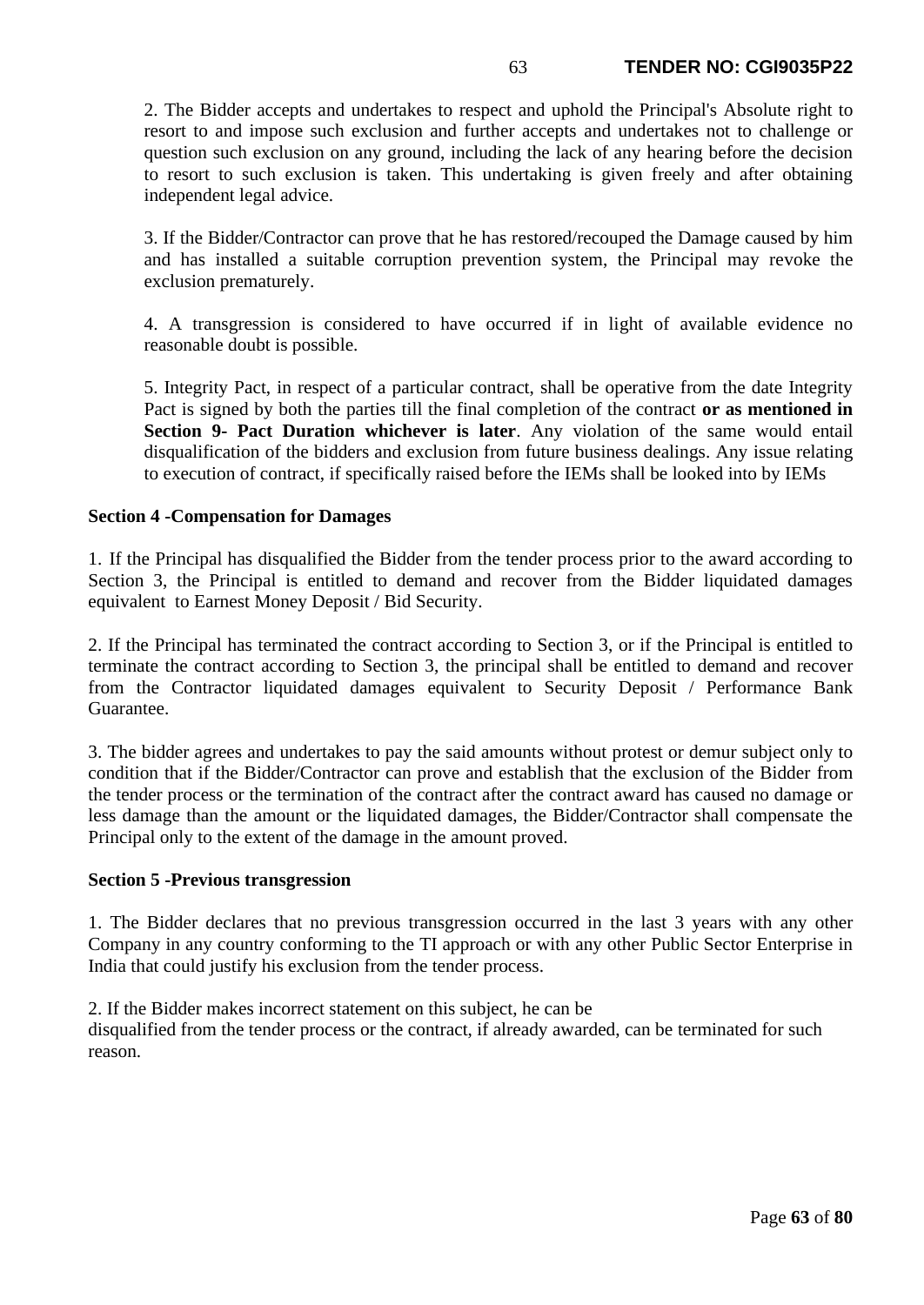2. The Bidder accepts and undertakes to respect and uphold the Principal's Absolute right to resort to and impose such exclusion and further accepts and undertakes not to challenge or question such exclusion on any ground, including the lack of any hearing before the decision to resort to such exclusion is taken. This undertaking is given freely and after obtaining independent legal advice.

3. If the Bidder/Contractor can prove that he has restored/recouped the Damage caused by him and has installed a suitable corruption prevention system, the Principal may revoke the exclusion prematurely.

4. A transgression is considered to have occurred if in light of available evidence no reasonable doubt is possible.

5. Integrity Pact, in respect of a particular contract, shall be operative from the date Integrity Pact is signed by both the parties till the final completion of the contract **or as mentioned in Section 9- Pact Duration whichever is later**. Any violation of the same would entail disqualification of the bidders and exclusion from future business dealings. Any issue relating to execution of contract, if specifically raised before the IEMs shall be looked into by IEMs

**Section 4 -Compensation for Damages**

1. If the Principal has disqualified the Bidder from the tender process prior to the award according to Section 3, the Principal is entitled to demand and recover from the Bidder liquidated damages equivalent to Earnest Money Deposit / Bid Security.

2. If the Principal has terminated the contract according to Section 3, or if the Principal is entitled to terminate the contract according to Section 3, the principal shall be entitled to demand and recover from the Contractor liquidated damages equivalent to Security Deposit / Performance Bank Guarantee.

3. The bidder agrees and undertakes to pay the said amounts without protest or demur subject only to condition that if the Bidder/Contractor can prove and establish that the exclusion of the Bidder from the tender process or the termination of the contract after the contract award has caused no damage or less damage than the amount or the liquidated damages, the Bidder/Contractor shall compensate the Principal only to the extent of the damage in the amount proved.

**Section 5 -Previous transgression**

1. The Bidder declares that no previous transgression occurred in the last 3 years with any other Company in any country conforming to the TI approach or with any other Public Sector Enterprise in India that could justify his exclusion from the tender process.

2. If the Bidder makes incorrect statement on this subject, he can be disqualified from the tender process or the contract, if already awarded, can be terminated for such reason.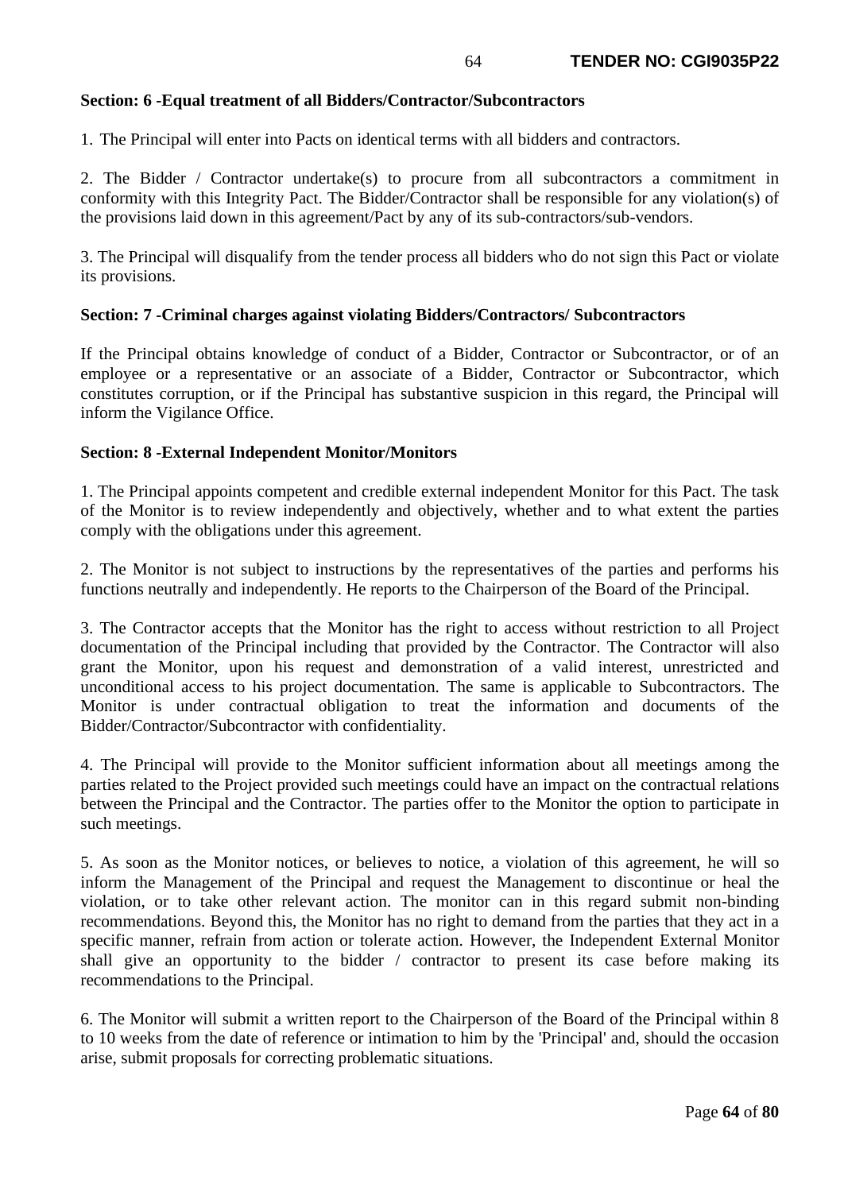**Section: 6 -Equal treatment of all Bidders/Contractor/Subcontractors**

1. The Principal will enter into Pacts on identical terms with all bidders and contractors.

2. The Bidder / Contractor undertake(s) to procure from all subcontractors a commitment in conformity with this Integrity Pact. The Bidder/Contractor shall be responsible for any violation(s) of the provisions laid down in this agreement/Pact by any of its sub-contractors/sub-vendors.

3. The Principal will disqualify from the tender process all bidders who do not sign this Pact or violate its provisions.

**Section: 7 -Criminal charges against violating Bidders/Contractors/ Subcontractors**

If the Principal obtains knowledge of conduct of a Bidder, Contractor or Subcontractor, or of an employee or a representative or an associate of a Bidder, Contractor or Subcontractor, which constitutes corruption, or if the Principal has substantive suspicion in this regard, the Principal will inform the Vigilance Office.

**Section: 8 -External Independent Monitor/Monitors**

1. The Principal appoints competent and credible external independent Monitor for this Pact. The task of the Monitor is to review independently and objectively, whether and to what extent the parties comply with the obligations under this agreement.

2. The Monitor is not subject to instructions by the representatives of the parties and performs his functions neutrally and independently. He reports to the Chairperson of the Board of the Principal.

3. The Contractor accepts that the Monitor has the right to access without restriction to all Project documentation of the Principal including that provided by the Contractor. The Contractor will also grant the Monitor, upon his request and demonstration of a valid interest, unrestricted and unconditional access to his project documentation. The same is applicable to Subcontractors. The Monitor is under contractual obligation to treat the information and documents of the Bidder/Contractor/Subcontractor with confidentiality.

4. The Principal will provide to the Monitor sufficient information about all meetings among the parties related to the Project provided such meetings could have an impact on the contractual relations between the Principal and the Contractor. The parties offer to the Monitor the option to participate in such meetings.

5. As soon as the Monitor notices, or believes to notice, a violation of this agreement, he will so inform the Management of the Principal and request the Management to discontinue or heal the violation, or to take other relevant action. The monitor can in this regard submit non-binding recommendations. Beyond this, the Monitor has no right to demand from the parties that they act in a specific manner, refrain from action or tolerate action. However, the Independent External Monitor shall give an opportunity to the bidder / contractor to present its case before making its recommendations to the Principal.

6. The Monitor will submit a written report to the Chairperson of the Board of the Principal within 8 to 10 weeks from the date of reference or intimation to him by the 'Principal' and, should the occasion arise, submit proposals for correcting problematic situations.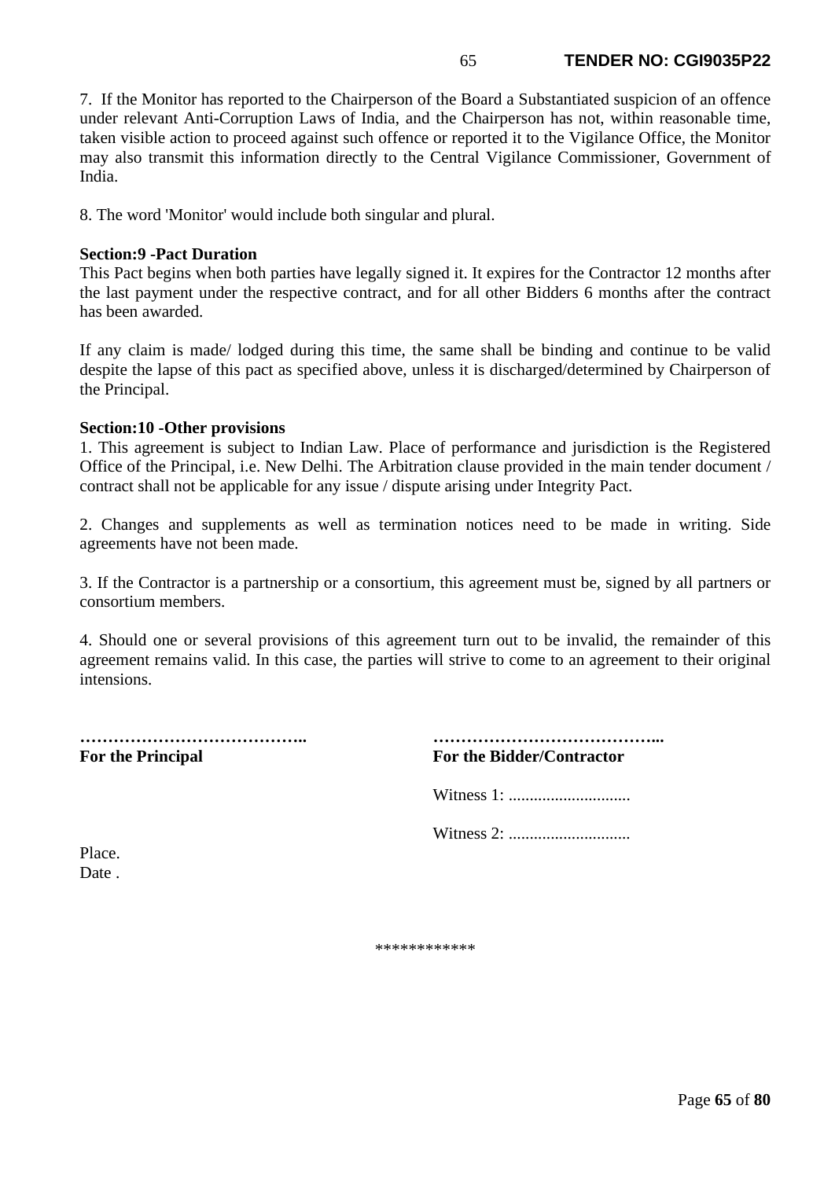7. If the Monitor has reported to the Chairperson of the Board a Substantiated suspicion of an offence under relevant Anti-Corruption Laws of India, and the Chairperson has not, within reasonable time, taken visible action to proceed against such offence or reported it to the Vigilance Office, the Monitor may also transmit this information directly to the Central Vigilance Commissioner, Government of India.

8. The word 'Monitor' would include both singular and plural.

**Section:9 -Pact Duration**

This Pact begins when both parties have legally signed it. It expires for the Contractor 12 months after the last payment under the respective contract, and for all other Bidders 6 months after the contract has been awarded.

If any claim is made/ lodged during this time, the same shall be binding and continue to be valid despite the lapse of this pact as specified above, unless it is discharged/determined by Chairperson of the Principal.

**Section:10 -Other provisions**

1. This agreement is subject to Indian Law. Place of performance and jurisdiction is the Registered Office of the Principal, i.e. New Delhi. The Arbitration clause provided in the main tender document / contract shall not be applicable for any issue / dispute arising under Integrity Pact.

2. Changes and supplements as well as termination notices need to be made in writing. Side agreements have not been made.

3. If the Contractor is a partnership or a consortium, this agreement must be, signed by all partners or consortium members.

4. Should one or several provisions of this agreement turn out to be invalid, the remainder of this agreement remains valid. In this case, the parties will strive to come to an agreement to their original intensions.

**…………………………………..**
**For the Principal**

**…………………………………...**
**For the Bidder/Contractor**

Witness 1: .............................

Witness 2: .............................

Place.
Date .

************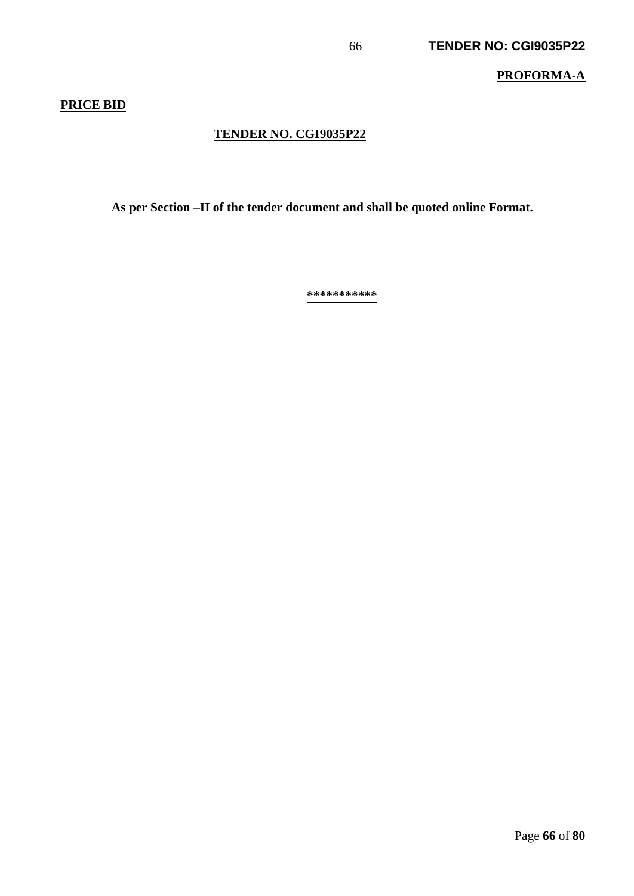**PROFORMA-A**

**PRICE BID**

**TENDER NO. CGI9035P22**

**As per Section –II of the tender document and shall be quoted online Format.**

***********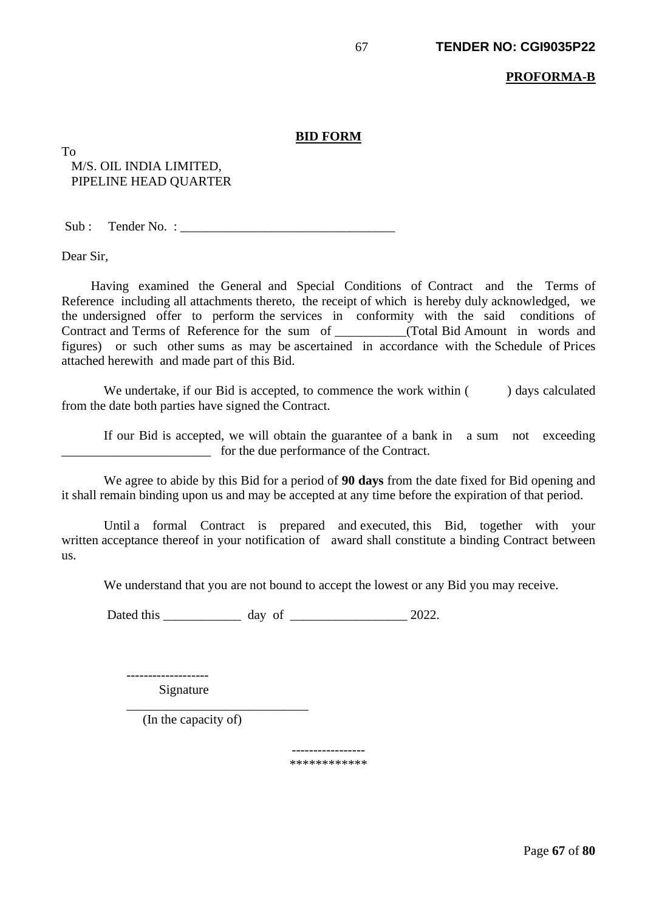**PROFORMA-B**

## BID FORM

To
M/S. OIL INDIA LIMITED,
PIPELINE HEAD QUARTER

Sub : Tender No. : _________________________________

Dear Sir,

Having examined the General and Special Conditions of Contract and the Terms of Reference including all attachments thereto, the receipt of which is hereby duly acknowledged, we the undersigned offer to perform the services in conformity with the said conditions of Contract and Terms of Reference for the sum of ___________(Total Bid Amount in words and figures) or such other sums as may be ascertained in accordance with the Schedule of Prices attached herewith and made part of this Bid.

We undertake, if our Bid is accepted, to commence the work within (        ) days calculated from the date both parties have signed the Contract.

If our Bid is accepted, we will obtain the guarantee of a bank in a sum not exceeding _______________________ for the due performance of the Contract.

We agree to abide by this Bid for a period of **90 days** from the date fixed for Bid opening and it shall remain binding upon us and may be accepted at any time before the expiration of that period.

Until a formal Contract is prepared and executed, this Bid, together with your written acceptance thereof in your notification of award shall constitute a binding Contract between us.

We understand that you are not bound to accept the lowest or any Bid you may receive.

Dated this ____________ day of _________________ 2022.

-------------------
Signature

_____________________________
(In the capacity of)

-----------------
************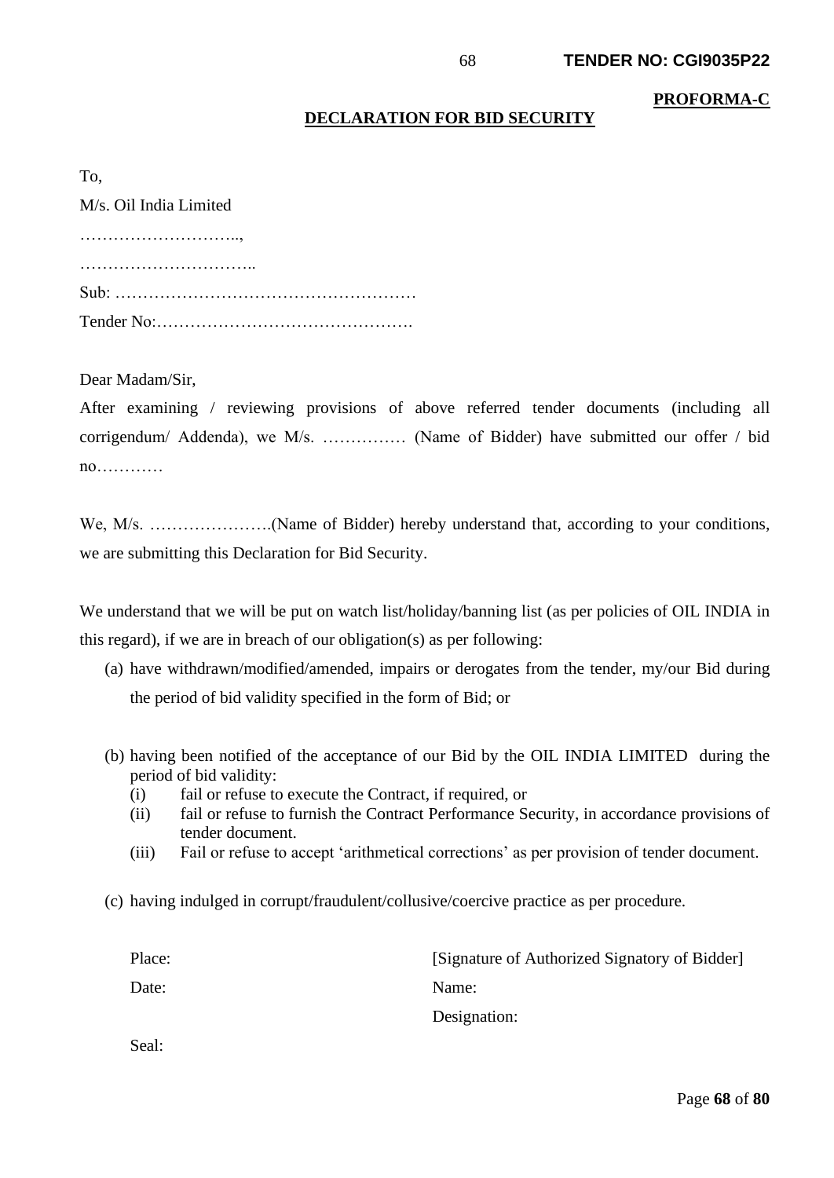**PROFORMA-C**

## DECLARATION FOR BID SECURITY

To,

M/s. Oil India Limited

………………………..,

…………………………..

Sub: ………………………………………………

Tender No:……………………………………….

Dear Madam/Sir,

After examining / reviewing provisions of above referred tender documents (including all corrigendum/ Addenda), we M/s. …………… (Name of Bidder) have submitted our offer / bid no…………

We, M/s. ………………….(Name of Bidder) hereby understand that, according to your conditions, we are submitting this Declaration for Bid Security.

We understand that we will be put on watch list/holiday/banning list (as per policies of OIL INDIA in this regard), if we are in breach of our obligation(s) as per following:

(a) have withdrawn/modified/amended, impairs or derogates from the tender, my/our Bid during the period of bid validity specified in the form of Bid; or

(b) having been notified of the acceptance of our Bid by the OIL INDIA LIMITED during the period of bid validity:
   (i) fail or refuse to execute the Contract, if required, or
   (ii) fail or refuse to furnish the Contract Performance Security, in accordance provisions of tender document.
   (iii) Fail or refuse to accept 'arithmetical corrections' as per provision of tender document.

(c) having indulged in corrupt/fraudulent/collusive/coercive practice as per procedure.

Place: [Signature of Authorized Signatory of Bidder]

Date: Name:

Designation:

Seal: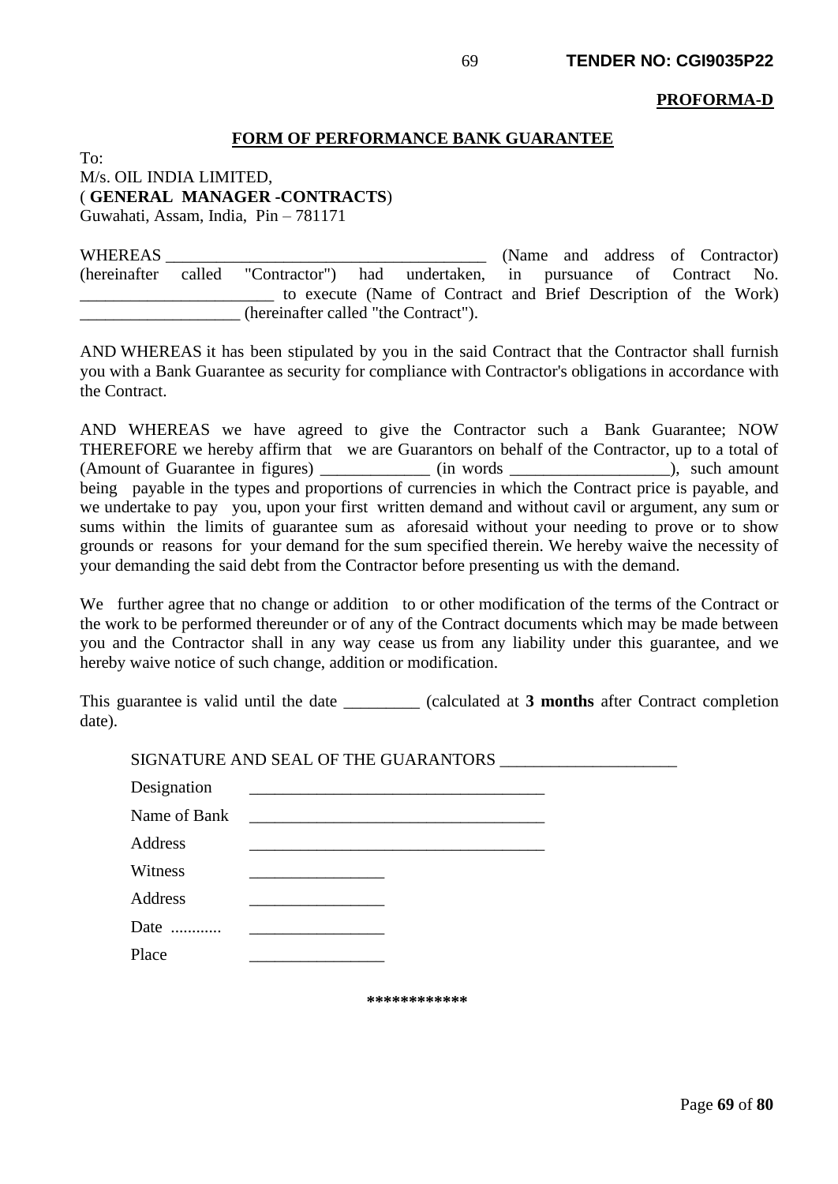**PROFORMA-D**

## FORM OF PERFORMANCE BANK GUARANTEE

To:
M/s. OIL INDIA LIMITED,
( **GENERAL MANAGER -CONTRACTS**)
Guwahati, Assam, India, Pin – 781171

WHEREAS ______________________________________ (Name and address of Contractor) (hereinafter called "Contractor") had undertaken, in pursuance of Contract No. _______________________ to execute (Name of Contract and Brief Description of the Work) ___________________ (hereinafter called "the Contract").

AND WHEREAS it has been stipulated by you in the said Contract that the Contractor shall furnish you with a Bank Guarantee as security for compliance with Contractor's obligations in accordance with the Contract.

AND WHEREAS we have agreed to give the Contractor such a Bank Guarantee; NOW THEREFORE we hereby affirm that we are Guarantors on behalf of the Contractor, up to a total of (Amount of Guarantee in figures) _____________ (in words ___________________), such amount being payable in the types and proportions of currencies in which the Contract price is payable, and we undertake to pay you, upon your first written demand and without cavil or argument, any sum or sums within the limits of guarantee sum as aforesaid without your needing to prove or to show grounds or reasons for your demand for the sum specified therein. We hereby waive the necessity of your demanding the said debt from the Contractor before presenting us with the demand.

We further agree that no change or addition to or other modification of the terms of the Contract or the work to be performed thereunder or of any of the Contract documents which may be made between you and the Contractor shall in any way cease us from any liability under this guarantee, and we hereby waive notice of such change, addition or modification.

This guarantee is valid until the date _________ (calculated at **3 months** after Contract completion date).

SIGNATURE AND SEAL OF THE GUARANTORS ____________________

Designation ___________________________________

Name of Bank ___________________________________

Address ___________________________________

Witness ________________

Address ________________

Date ............ ________________

Place ________________

************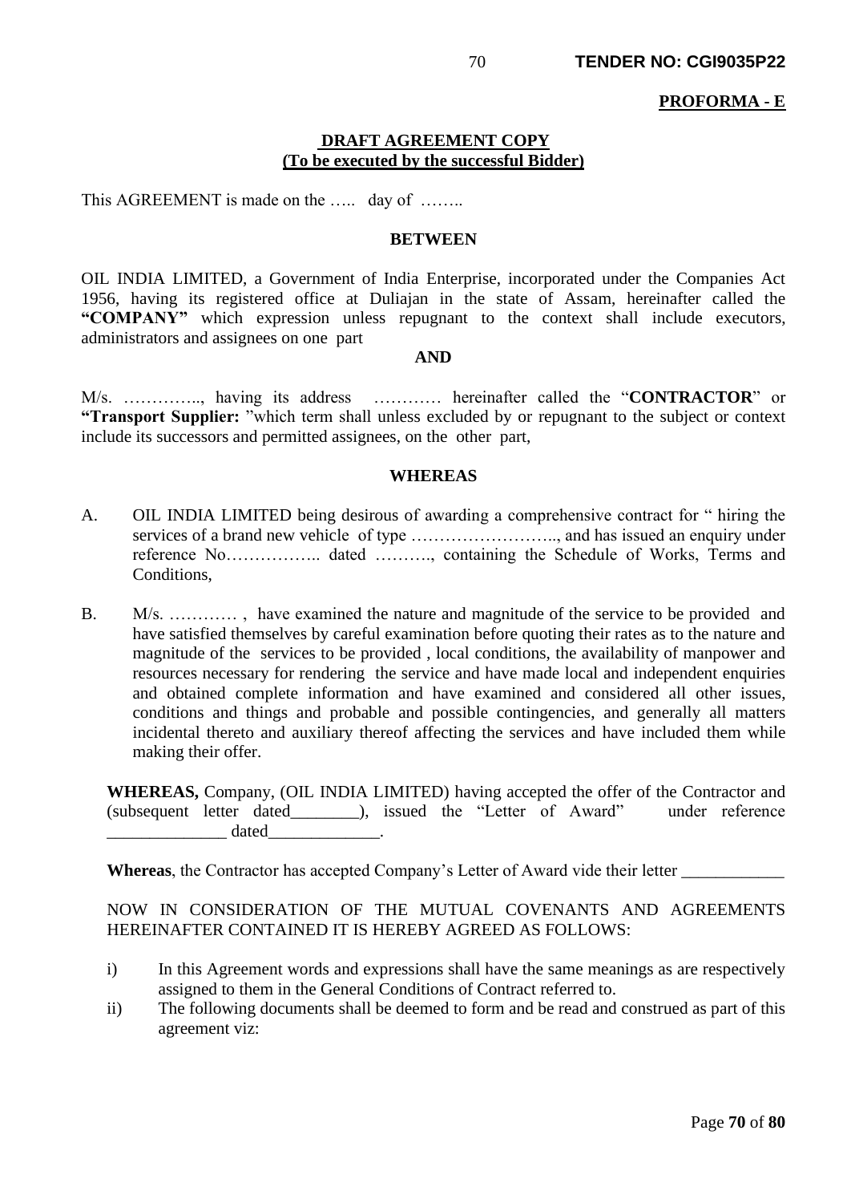**PROFORMA - E**

**DRAFT AGREEMENT COPY**
**(To be executed by the successful Bidder)**

This AGREEMENT is made on the ….. day of ……..

**BETWEEN**

OIL INDIA LIMITED, a Government of India Enterprise, incorporated under the Companies Act 1956, having its registered office at Duliajan in the state of Assam, hereinafter called the **"COMPANY"** which expression unless repugnant to the context shall include executors, administrators and assignees on one part

**AND**

M/s. ………….., having its address ………… hereinafter called the "**CONTRACTOR**" or **"Transport Supplier:** "which term shall unless excluded by or repugnant to the subject or context include its successors and permitted assignees, on the other part,

**WHEREAS**

A. OIL INDIA LIMITED being desirous of awarding a comprehensive contract for " hiring the services of a brand new vehicle of type …………………….., and has issued an enquiry under reference No…………….. dated ………., containing the Schedule of Works, Terms and Conditions,

B. M/s. ………… , have examined the nature and magnitude of the service to be provided and have satisfied themselves by careful examination before quoting their rates as to the nature and magnitude of the services to be provided , local conditions, the availability of manpower and resources necessary for rendering the service and have made local and independent enquiries and obtained complete information and have examined and considered all other issues, conditions and things and probable and possible contingencies, and generally all matters incidental thereto and auxiliary thereof affecting the services and have included them while making their offer.

**WHEREAS,** Company, (OIL INDIA LIMITED) having accepted the offer of the Contractor and (subsequent letter dated________), issued the "Letter of Award" under reference ______________ dated_____________.

**Whereas**, the Contractor has accepted Company's Letter of Award vide their letter ____________

NOW IN CONSIDERATION OF THE MUTUAL COVENANTS AND AGREEMENTS HEREINAFTER CONTAINED IT IS HEREBY AGREED AS FOLLOWS:

i) In this Agreement words and expressions shall have the same meanings as are respectively assigned to them in the General Conditions of Contract referred to.

ii) The following documents shall be deemed to form and be read and construed as part of this agreement viz: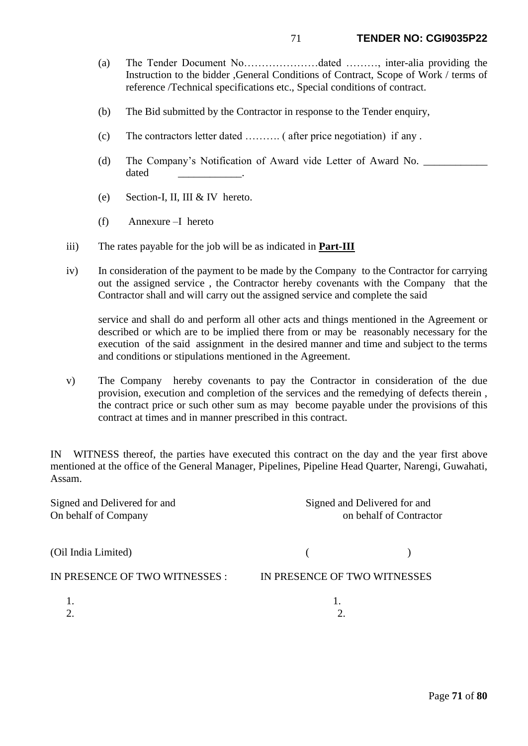(a) The Tender Document No…………………dated ………, inter-alia providing the Instruction to the bidder ,General Conditions of Contract, Scope of Work / terms of reference /Technical specifications etc., Special conditions of contract.

(b) The Bid submitted by the Contractor in response to the Tender enquiry,

(c) The contractors letter dated ………. ( after price negotiation) if any .

(d) The Company's Notification of Award vide Letter of Award No. ____________ dated ____________.

(e) Section-I, II, III & IV hereto.

(f) Annexure –I hereto

iii) The rates payable for the job will be as indicated in **Part-III**

iv) In consideration of the payment to be made by the Company to the Contractor for carrying out the assigned service , the Contractor hereby covenants with the Company that the Contractor shall and will carry out the assigned service and complete the said

service and shall do and perform all other acts and things mentioned in the Agreement or described or which are to be implied there from or may be reasonably necessary for the execution of the said assignment in the desired manner and time and subject to the terms and conditions or stipulations mentioned in the Agreement.

v) The Company hereby covenants to pay the Contractor in consideration of the due provision, execution and completion of the services and the remedying of defects therein , the contract price or such other sum as may become payable under the provisions of this contract at times and in manner prescribed in this contract.

IN WITNESS thereof, the parties have executed this contract on the day and the year first above mentioned at the office of the General Manager, Pipelines, Pipeline Head Quarter, Narengi, Guwahati, Assam.

| Signed and Delivered for and On behalf of Company | Signed and Delivered for and on behalf of Contractor |
|---|---|
| (Oil India Limited) | (                    ) |
| IN PRESENCE OF TWO WITNESSES : | IN PRESENCE OF TWO WITNESSES |
| 1. | 1. |
| 2. | 2. |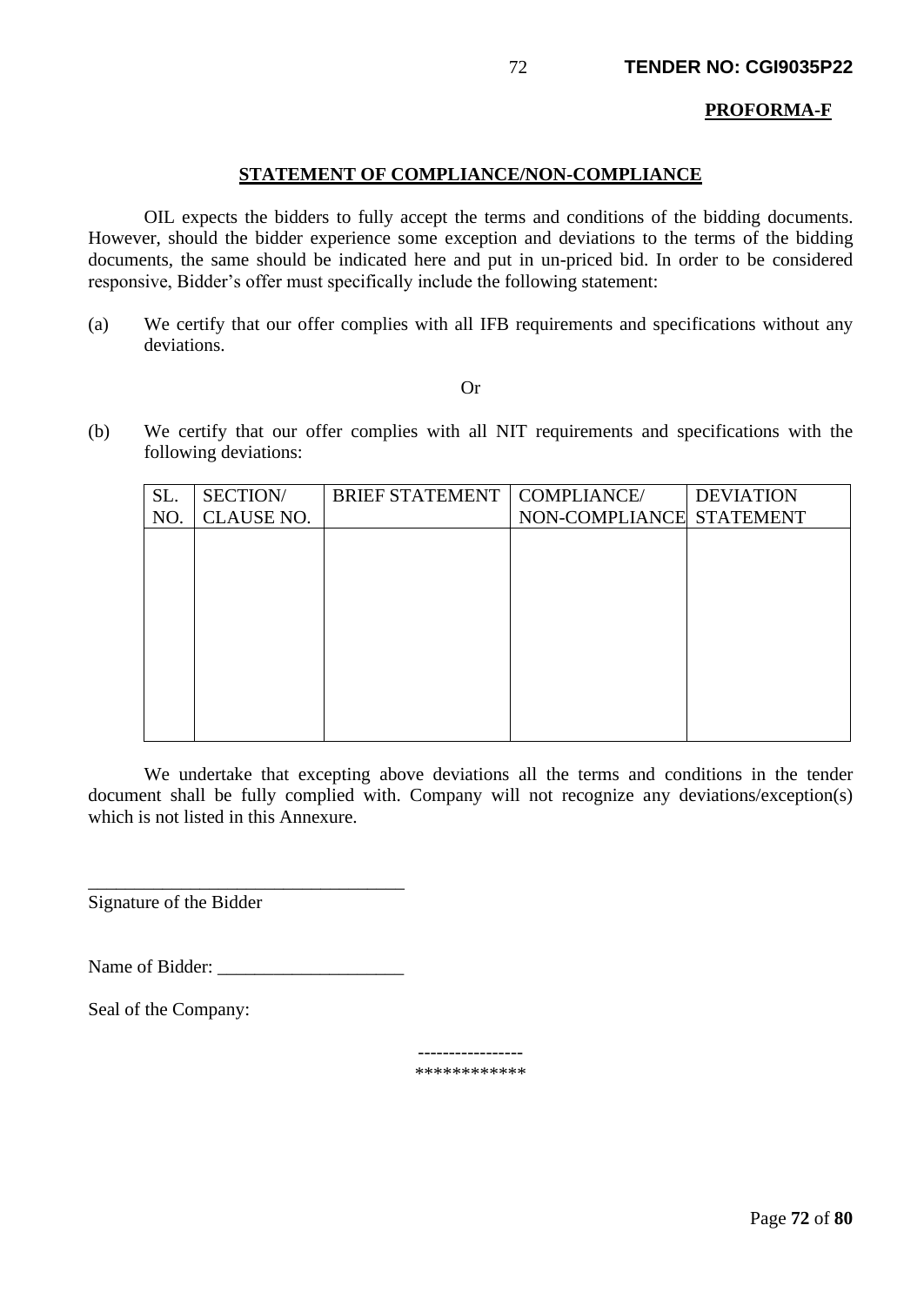**PROFORMA-F**

## STATEMENT OF COMPLIANCE/NON-COMPLIANCE

OIL expects the bidders to fully accept the terms and conditions of the bidding documents. However, should the bidder experience some exception and deviations to the terms of the bidding documents, the same should be indicated here and put in un-priced bid. In order to be considered responsive, Bidder's offer must specifically include the following statement:

(a) We certify that our offer complies with all IFB requirements and specifications without any deviations.

Or

(b) We certify that our offer complies with all NIT requirements and specifications with the following deviations:

| SL. NO. | SECTION/ CLAUSE NO. | BRIEF STATEMENT | COMPLIANCE/ NON-COMPLIANCE | DEVIATION STATEMENT |
|---|---|---|---|---|
| | | | | |

We undertake that excepting above deviations all the terms and conditions in the tender document shall be fully complied with. Company will not recognize any deviations/exception(s) which is not listed in this Annexure.

\_\_\_\_\_\_\_\_\_\_\_\_\_\_\_\_\_\_\_\_\_\_\_\_\_\_\_\_\_\_\_\_\_\_
Signature of the Bidder

Name of Bidder: \_\_\_\_\_\_\_\_\_\_\_\_\_\_\_\_\_\_\_\_

Seal of the Company:

-----------------
************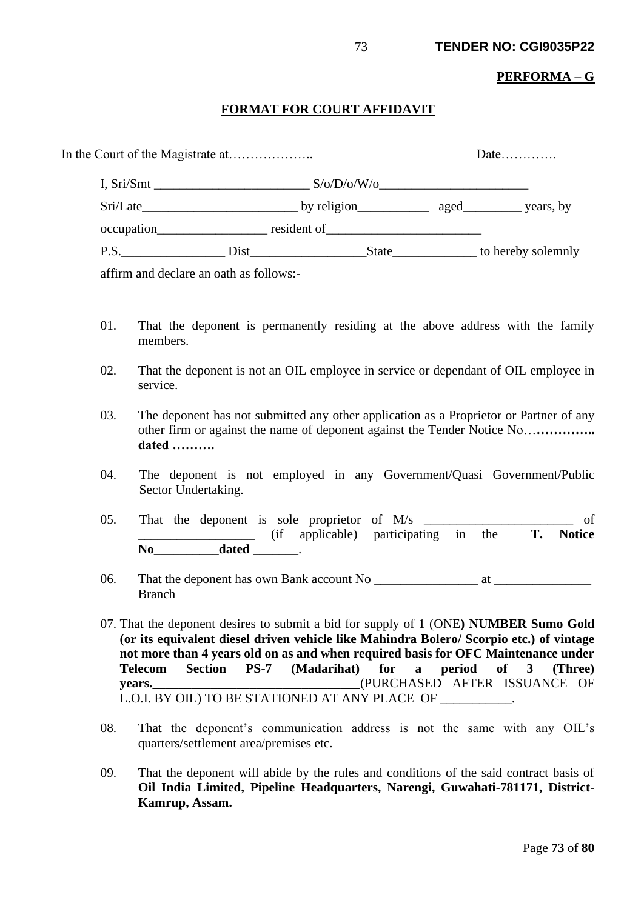**TENDER NO: CGI9035P22**

**PERFORMA – G**

**FORMAT FOR COURT AFFIDAVIT**

In the Court of the Magistrate at……………….. Date………….

I, Sri/Smt ________________________ S/o/D/o/W/o_______________________ Sri/Late________________________ by religion___________ aged_________ years, by occupation_________________ resident of________________________ P.S.________________ Dist__________________State_____________ to hereby solemnly affirm and declare an oath as follows:-

01. That the deponent is permanently residing at the above address with the family members.

02. That the deponent is not an OIL employee in service or dependant of OIL employee in service.

03. The deponent has not submitted any other application as a Proprietor or Partner of any other firm or against the name of deponent against the Tender Notice No…**………….. dated ……….**

04. The deponent is not employed in any Government/Quasi Government/Public Sector Undertaking.

05. That the deponent is sole proprietor of M/s _______________________ of __________________ (if applicable) participating in the **T. Notice No__________dated** _______.

06. That the deponent has own Bank account No ________________ at _______________ Branch

07. That the deponent desires to submit a bid for supply of 1 (ONE**) NUMBER Sumo Gold (or its equivalent diesel driven vehicle like Mahindra Bolero/ Scorpio etc.) of vintage not more than 4 years old on as and when required basis for OFC Maintenance under Telecom Section PS-7 (Madarihat) for a period of 3 (Three) years.________________________________**(PURCHASED AFTER ISSUANCE OF L.O.I. BY OIL) TO BE STATIONED AT ANY PLACE OF ___________.

08. That the deponent's communication address is not the same with any OIL's quarters/settlement area/premises etc.

09. That the deponent will abide by the rules and conditions of the said contract basis of **Oil India Limited, Pipeline Headquarters, Narengi, Guwahati-781171, District-Kamrup, Assam.**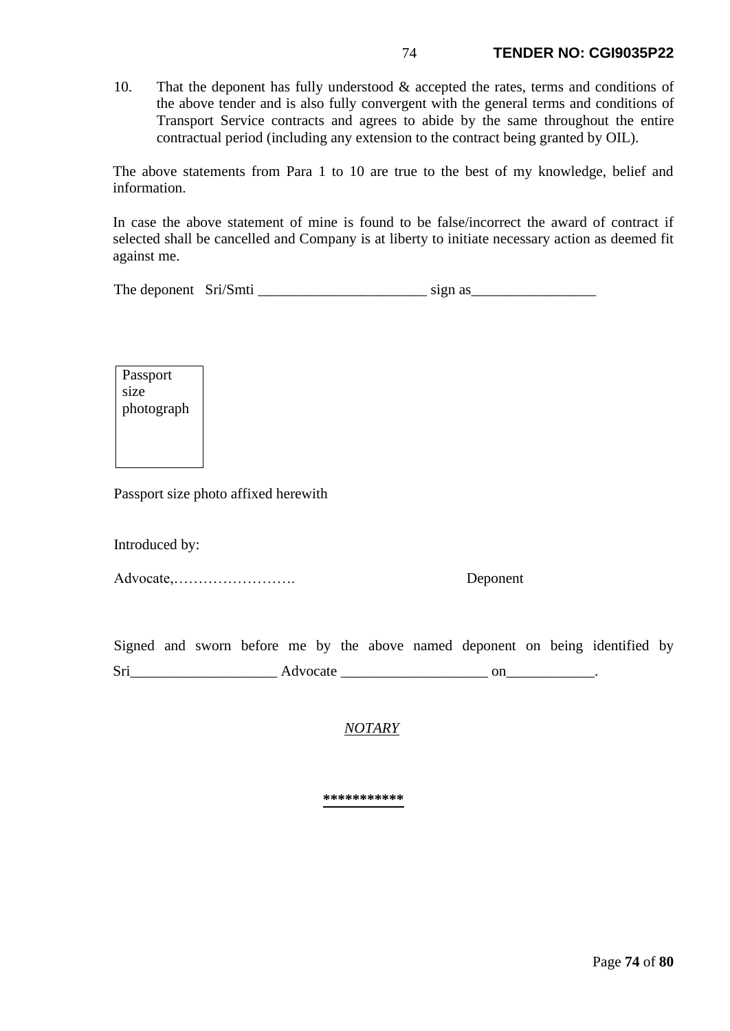10. That the deponent has fully understood & accepted the rates, terms and conditions of the above tender and is also fully convergent with the general terms and conditions of Transport Service contracts and agrees to abide by the same throughout the entire contractual period (including any extension to the contract being granted by OIL).

The above statements from Para 1 to 10 are true to the best of my knowledge, belief and information.

In case the above statement of mine is found to be false/incorrect the award of contract if selected shall be cancelled and Company is at liberty to initiate necessary action as deemed fit against me.

The deponent Sri/Smti _______________________ sign as_________________

| Passport size photograph |
|---|

Passport size photo affixed herewith

Introduced by:

Advocate,……………………. Deponent

Signed and sworn before me by the above named deponent on being identified by Sri____________________ Advocate ____________________ on____________.

*NOTARY*

***********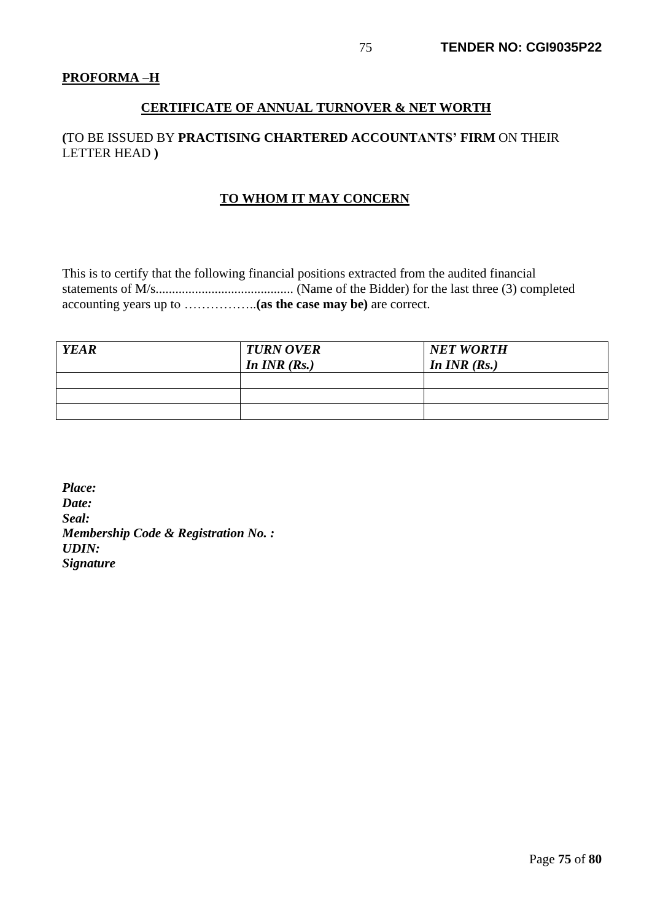**PROFORMA –H**

## CERTIFICATE OF ANNUAL TURNOVER & NET WORTH

**(**TO BE ISSUED BY **PRACTISING CHARTERED ACCOUNTANTS' FIRM** ON THEIR LETTER HEAD **)**

### TO WHOM IT MAY CONCERN

This is to certify that the following financial positions extracted from the audited financial statements of M/s.......................................... (Name of the Bidder) for the last three (3) completed accounting years up to ……………..**(as the case may be)** are correct.

| ***YEAR*** | ***TURN OVER In INR (Rs.)*** | ***NET WORTH In INR (Rs.)*** |
|---|---|---|
| | | |
| | | |
| | | |

***Place:***
***Date:***
***Seal:***
***Membership Code & Registration No. :***
***UDIN:***
***Signature***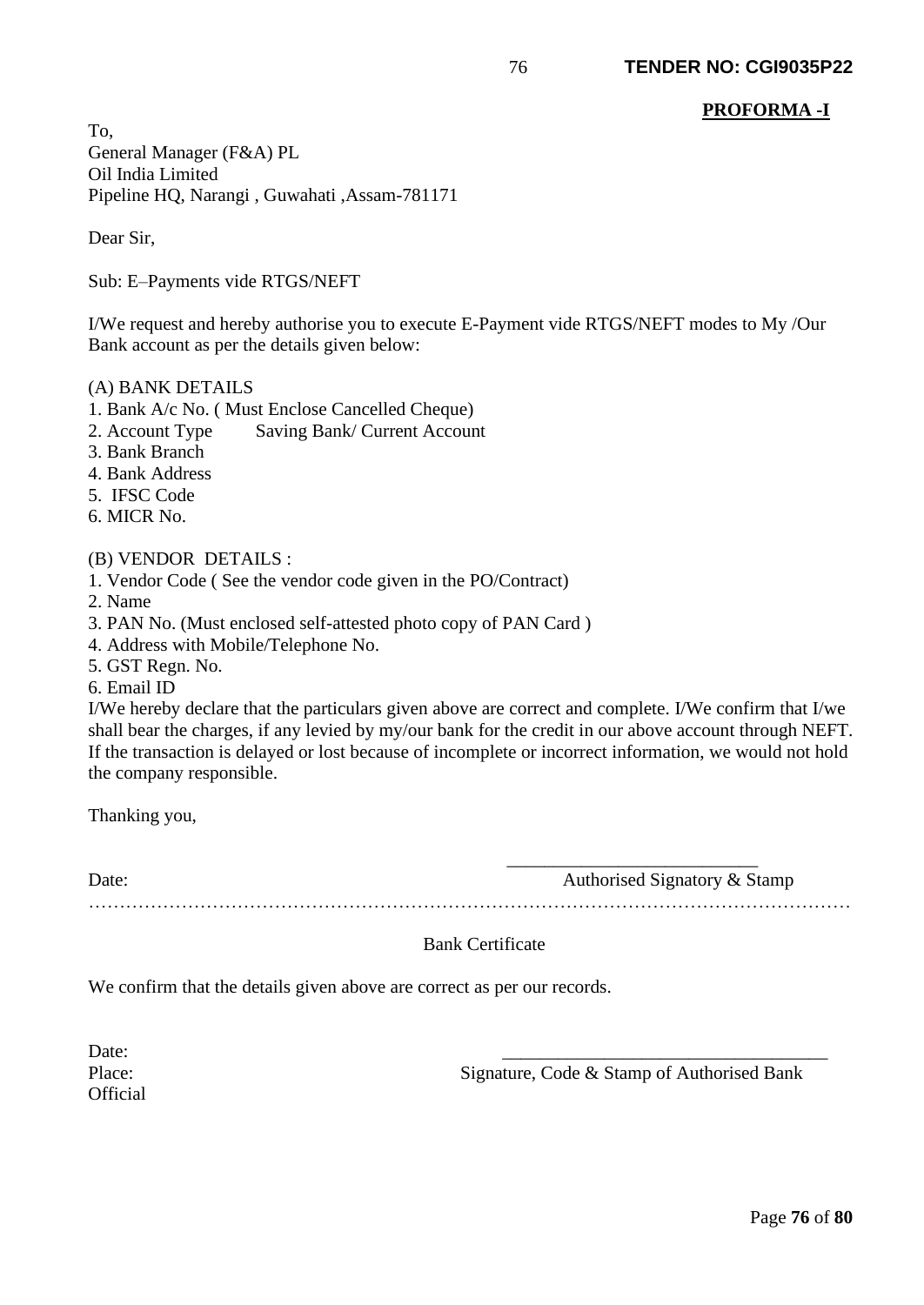**PROFORMA -I**

To,
General Manager (F&A) PL
Oil India Limited
Pipeline HQ, Narangi , Guwahati ,Assam-781171

Dear Sir,

Sub: E–Payments vide RTGS/NEFT

I/We request and hereby authorise you to execute E-Payment vide RTGS/NEFT modes to My /Our Bank account as per the details given below:

(A) BANK DETAILS

1. Bank A/c No. ( Must Enclose Cancelled Cheque)
2. Account Type Saving Bank/ Current Account
3. Bank Branch
4. Bank Address
5. IFSC Code
6. MICR No.

(B) VENDOR DETAILS :

1. Vendor Code ( See the vendor code given in the PO/Contract)
2. Name
3. PAN No. (Must enclosed self-attested photo copy of PAN Card )
4. Address with Mobile/Telephone No.
5. GST Regn. No.
6. Email ID

I/We hereby declare that the particulars given above are correct and complete. I/We confirm that I/we shall bear the charges, if any levied by my/our bank for the credit in our above account through NEFT. If the transaction is delayed or lost because of incomplete or incorrect information, we would not hold the company responsible.

Thanking you,

Date: ___________________________
Authorised Signatory & Stamp

…………………………………………………………………………………………………………

Bank Certificate

We confirm that the details given above are correct as per our records.

Date:
Place: ___________________________________
Signature, Code & Stamp of Authorised Bank Official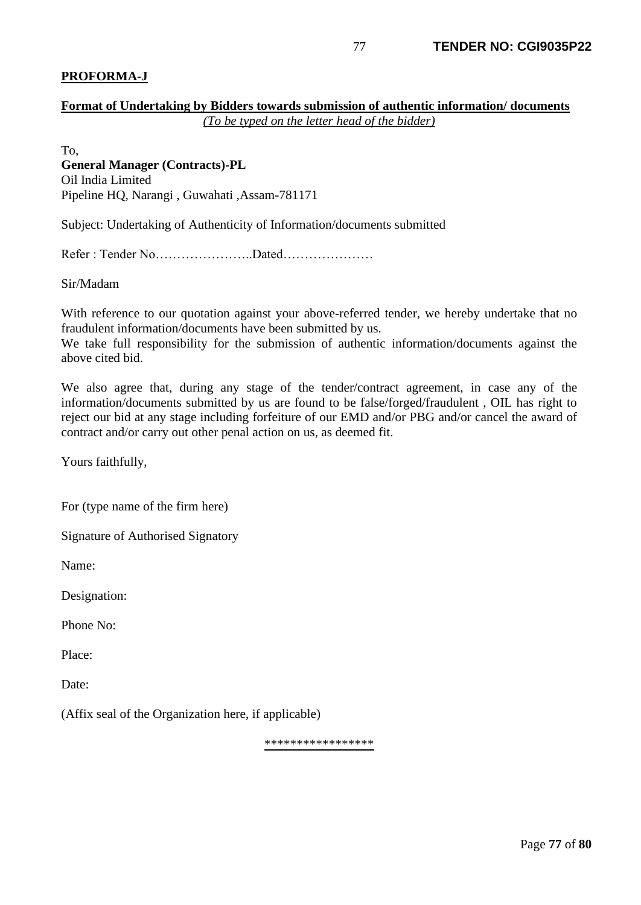**PROFORMA-J**

**Format of Undertaking by Bidders towards submission of authentic information/ documents**

*(To be typed on the letter head of the bidder)*

To,
**General Manager (Contracts)-PL**
Oil India Limited
Pipeline HQ, Narangi , Guwahati ,Assam-781171

Subject: Undertaking of Authenticity of Information/documents submitted

Refer : Tender No…………………..Dated…………………

Sir/Madam

With reference to our quotation against your above-referred tender, we hereby undertake that no fraudulent information/documents have been submitted by us.
We take full responsibility for the submission of authentic information/documents against the above cited bid.

We also agree that, during any stage of the tender/contract agreement, in case any of the information/documents submitted by us are found to be false/forged/fraudulent , OIL has right to reject our bid at any stage including forfeiture of our EMD and/or PBG and/or cancel the award of contract and/or carry out other penal action on us, as deemed fit.

Yours faithfully,

For (type name of the firm here)

Signature of Authorised Signatory

Name:

Designation:

Phone No:

Place:

Date:

(Affix seal of the Organization here, if applicable)

*****************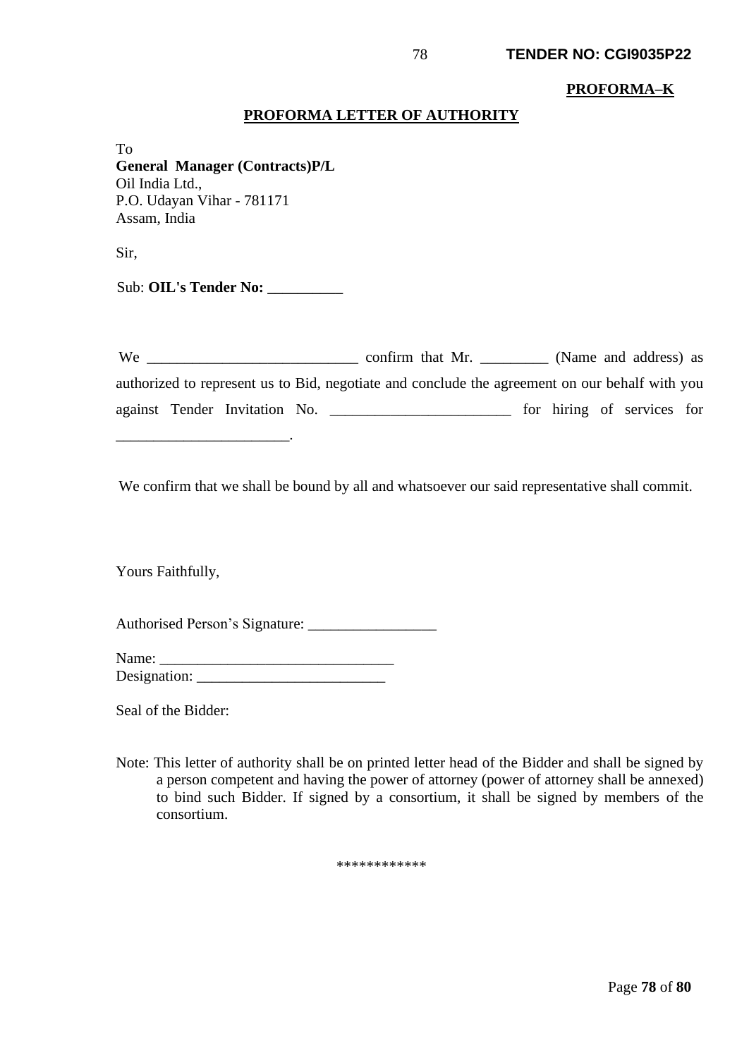**PROFORMA–K**

## PROFORMA LETTER OF AUTHORITY

To
**General Manager (Contracts)P/L**
Oil India Ltd.,
P.O. Udayan Vihar - 781171
Assam, India

Sir,

Sub: **OIL's Tender No: __________**

We ____________________________ confirm that Mr. _________ (Name and address) as authorized to represent us to Bid, negotiate and conclude the agreement on our behalf with you against Tender Invitation No. ________________________ for hiring of services for _______________________.

We confirm that we shall be bound by all and whatsoever our said representative shall commit.

Yours Faithfully,

Authorised Person's Signature: _________________

Name: _______________________________
Designation: _________________________

Seal of the Bidder:

Note: This letter of authority shall be on printed letter head of the Bidder and shall be signed by a person competent and having the power of attorney (power of attorney shall be annexed) to bind such Bidder. If signed by a consortium, it shall be signed by members of the consortium.

************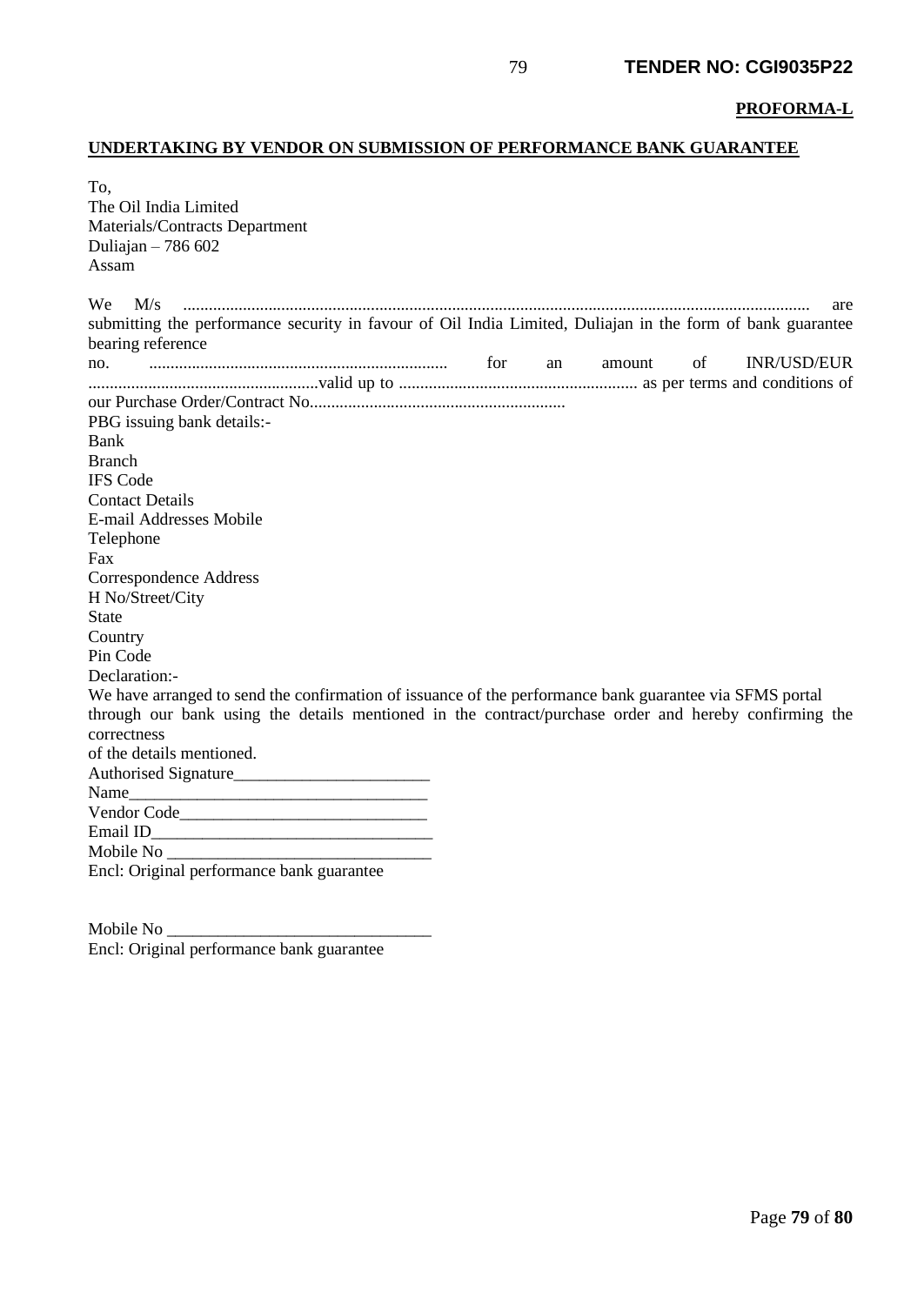**PROFORMA-L**

**UNDERTAKING BY VENDOR ON SUBMISSION OF PERFORMANCE BANK GUARANTEE**

To,
The Oil India Limited
Materials/Contracts Department
Duliajan – 786 602
Assam

We M/s ................................................................................................................................................ are submitting the performance security in favour of Oil India Limited, Duliajan in the form of bank guarantee bearing reference no. ..................................................................... for an amount of INR/USD/EUR ......................................................valid up to ........................................................ as per terms and conditions of our Purchase Order/Contract No...........................................................

PBG issuing bank details:-
Bank
Branch
IFS Code
Contact Details
E-mail Addresses Mobile
Telephone
Fax
Correspondence Address
H No/Street/City
State
Country
Pin Code

Declaration:-
We have arranged to send the confirmation of issuance of the performance bank guarantee via SFMS portal through our bank using the details mentioned in the contract/purchase order and hereby confirming the correctness of the details mentioned.

Authorised Signature_______________________
Name___________________________________
Vendor Code_____________________________
Email ID________________________________
Mobile No _______________________________
Encl: Original performance bank guarantee

Mobile No _______________________________
Encl: Original performance bank guarantee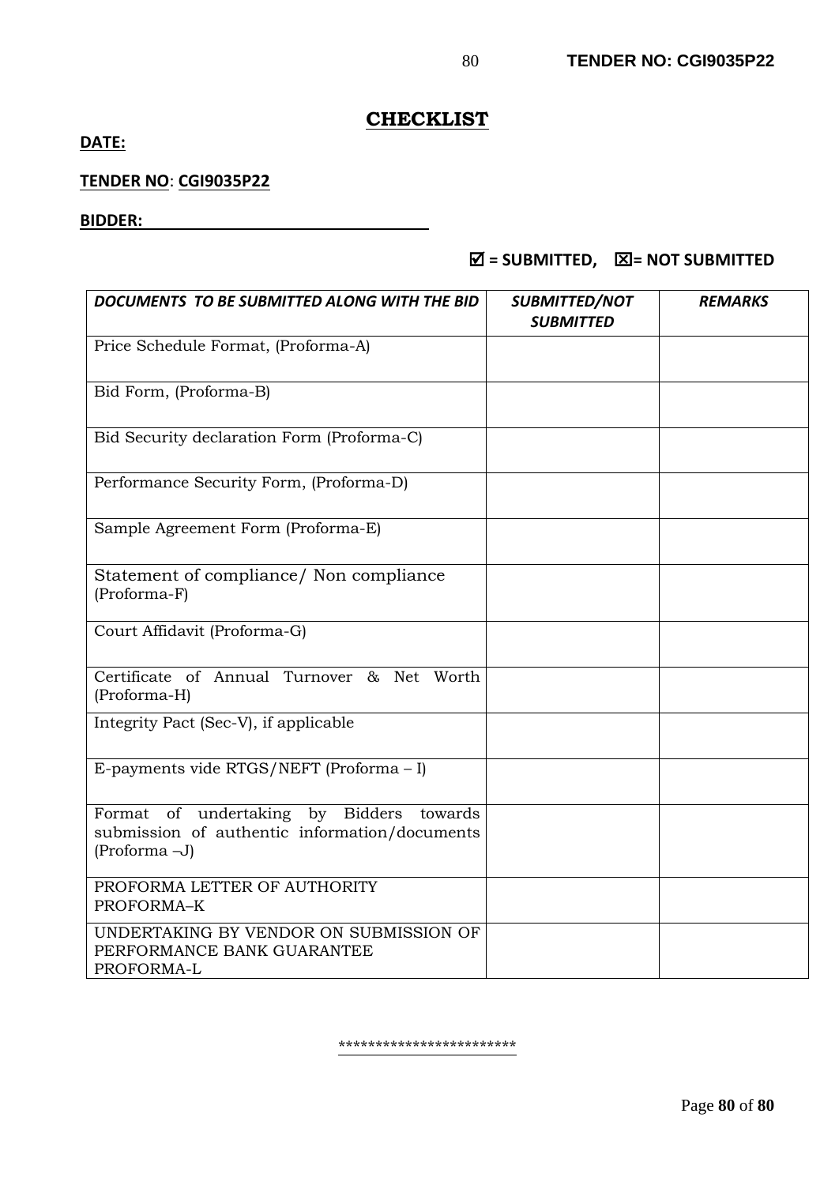# CHECKLIST

**DATE:**

**TENDER NO**: **CGI9035P22**

**BIDDER:** ______________________________

**☑ = SUBMITTED, ☒= NOT SUBMITTED**

| *DOCUMENTS TO BE SUBMITTED ALONG WITH THE BID* | *SUBMITTED/NOT SUBMITTED* | *REMARKS* |
|---|---|---|
| Price Schedule Format, (Proforma-A) | | |
| Bid Form, (Proforma-B) | | |
| Bid Security declaration Form (Proforma-C) | | |
| Performance Security Form, (Proforma-D) | | |
| Sample Agreement Form (Proforma-E) | | |
| Statement of compliance/ Non compliance (Proforma-F) | | |
| Court Affidavit (Proforma-G) | | |
| Certificate of Annual Turnover & Net Worth (Proforma-H) | | |
| Integrity Pact (Sec-V), if applicable | | |
| E-payments vide RTGS/NEFT (Proforma – I) | | |
| Format of undertaking by Bidders towards submission of authentic information/documents (Proforma –J) | | |
| PROFORMA LETTER OF AUTHORITY PROFORMA–K | | |
| UNDERTAKING BY VENDOR ON SUBMISSION OF PERFORMANCE BANK GUARANTEE PROFORMA-L | | |

************************